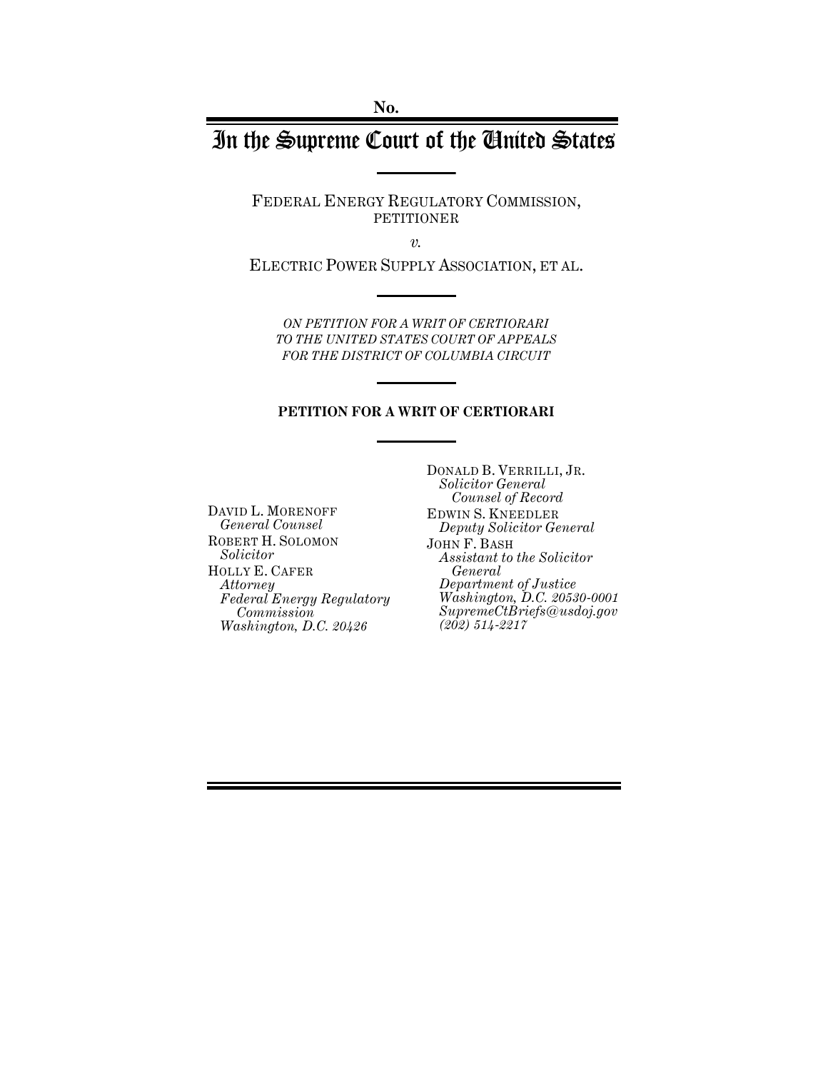No.

# In the Supreme Court of the United States

FEDERAL ENERGY REGULATORY COMMISSION, PETITIONER

*v.*

ELECTRIC POWER SUPPLY ASSOCIATION, ET AL.

*ON PETITION FOR A WRIT OF CERTIORARI TO THE UNITED STATES COURT OF APPEALS FOR THE DISTRICT OF COLUMBIA CIRCUIT*

**PETITION FOR A WRIT OF CERTIORARI**

DAVID L. MORENOFF
*General Counsel*
ROBERT H. SOLOMON
*Solicitor*
HOLLY E. CAFER
*Attorney*
*Federal Energy Regulatory Commission*
*Washington, D.C. 20426*

DONALD B. VERRILLI, JR.
*Solicitor General*
*Counsel of Record*
EDWIN S. KNEEDLER
*Deputy Solicitor General*
JOHN F. BASH
*Assistant to the Solicitor General*
*Department of Justice*
*Washington, D.C. 20530-0001*
*SupremeCtBriefs@usdoj.gov*
*(202) 514-2217*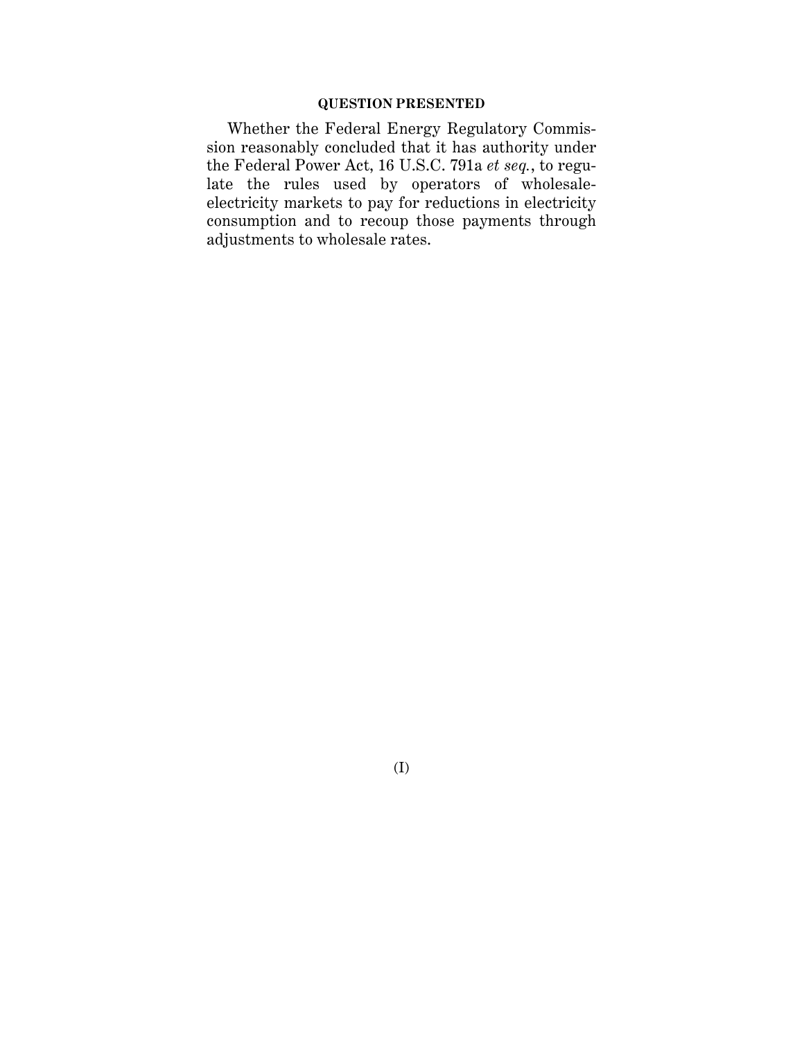## QUESTION PRESENTED

Whether the Federal Energy Regulatory Commission reasonably concluded that it has authority under the Federal Power Act, 16 U.S.C. 791a *et seq.*, to regulate the rules used by operators of wholesale-electricity markets to pay for reductions in electricity consumption and to recoup those payments through adjustments to wholesale rates.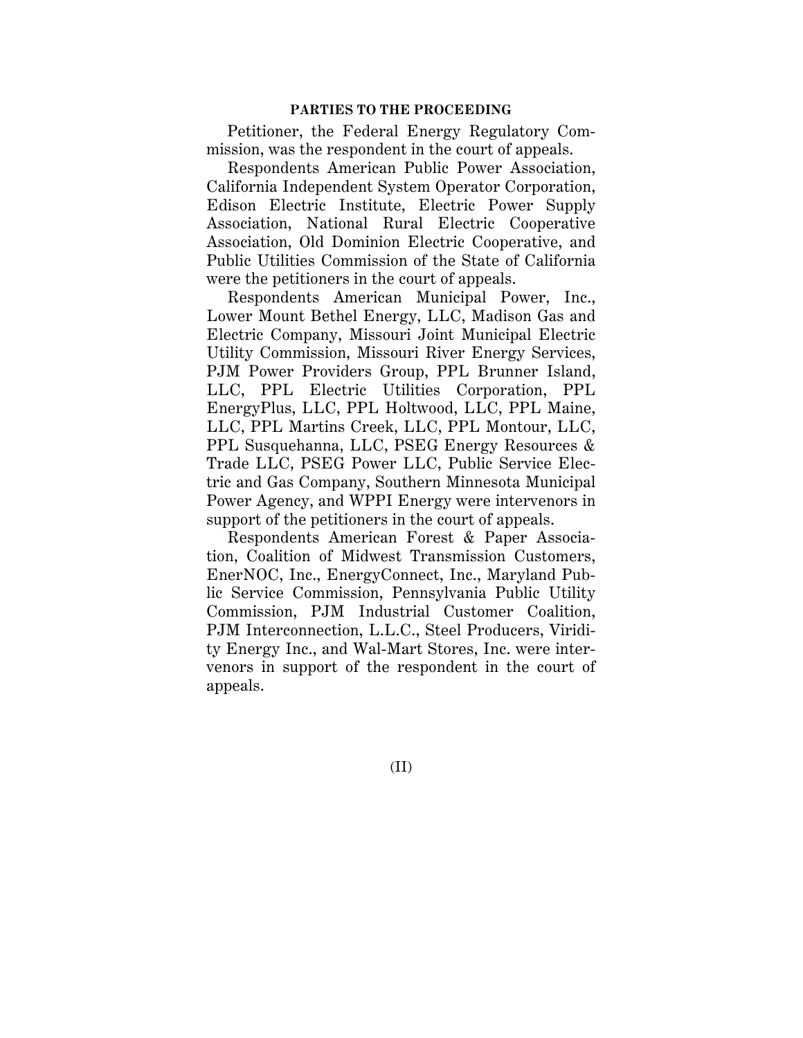## PARTIES TO THE PROCEEDING

Petitioner, the Federal Energy Regulatory Commission, was the respondent in the court of appeals.

Respondents American Public Power Association, California Independent System Operator Corporation, Edison Electric Institute, Electric Power Supply Association, National Rural Electric Cooperative Association, Old Dominion Electric Cooperative, and Public Utilities Commission of the State of California were the petitioners in the court of appeals.

Respondents American Municipal Power, Inc., Lower Mount Bethel Energy, LLC, Madison Gas and Electric Company, Missouri Joint Municipal Electric Utility Commission, Missouri River Energy Services, PJM Power Providers Group, PPL Brunner Island, LLC, PPL Electric Utilities Corporation, PPL EnergyPlus, LLC, PPL Holtwood, LLC, PPL Maine, LLC, PPL Martins Creek, LLC, PPL Montour, LLC, PPL Susquehanna, LLC, PSEG Energy Resources & Trade LLC, PSEG Power LLC, Public Service Electric and Gas Company, Southern Minnesota Municipal Power Agency, and WPPI Energy were intervenors in support of the petitioners in the court of appeals.

Respondents American Forest & Paper Association, Coalition of Midwest Transmission Customers, EnerNOC, Inc., EnergyConnect, Inc., Maryland Public Service Commission, Pennsylvania Public Utility Commission, PJM Industrial Customer Coalition, PJM Interconnection, L.L.C., Steel Producers, Viridity Energy Inc., and Wal-Mart Stores, Inc. were intervenors in support of the respondent in the court of appeals.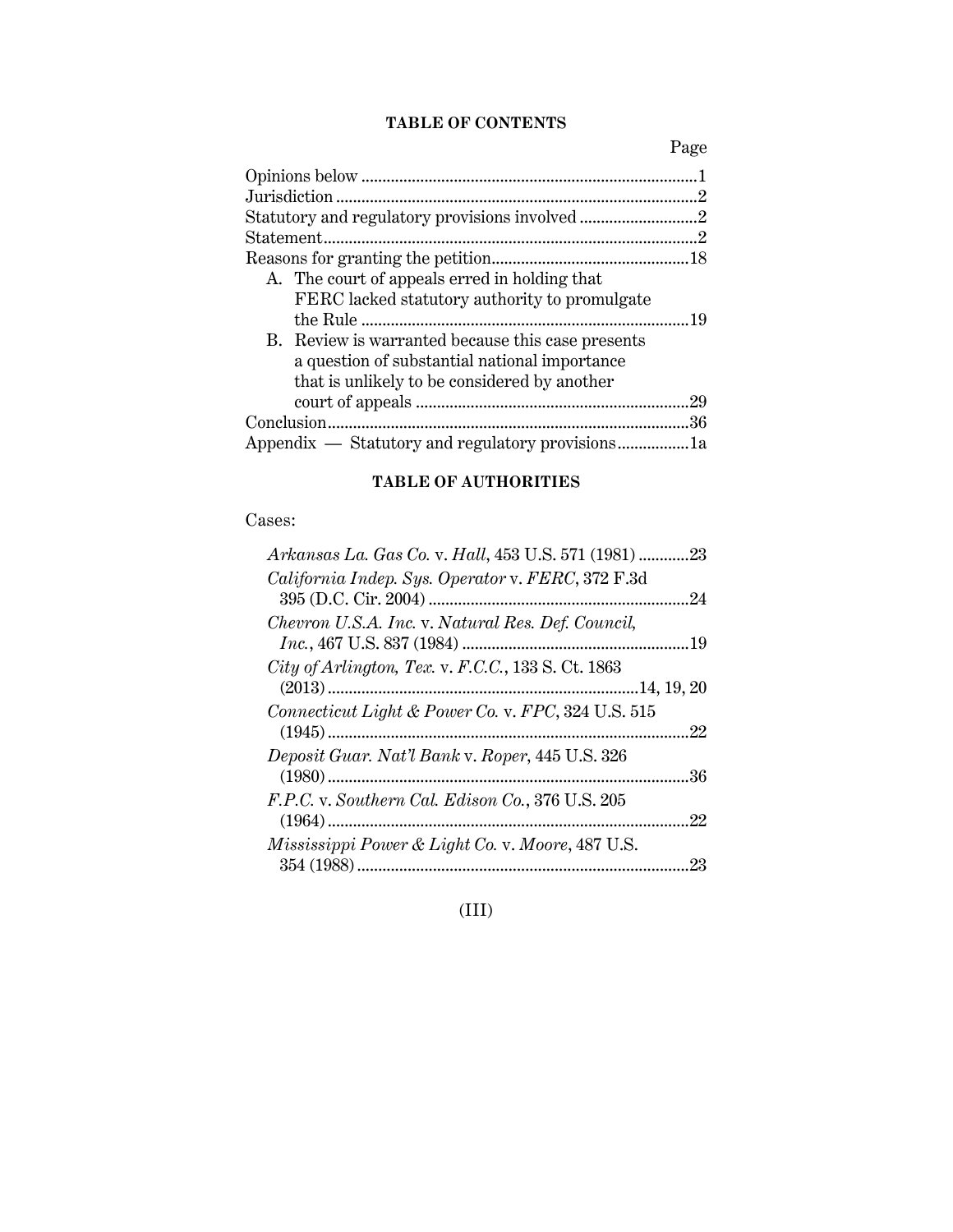## TABLE OF CONTENTS

| | Page |
|---|---|
| Opinions below | 1 |
| Jurisdiction | 2 |
| Statutory and regulatory provisions involved | 2 |
| Statement | 2 |
| Reasons for granting the petition | 18 |
| A. The court of appeals erred in holding that FERC lacked statutory authority to promulgate the Rule | 19 |
| B. Review is warranted because this case presents a question of substantial national importance that is unlikely to be considered by another court of appeals | 29 |
| Conclusion | 36 |
| Appendix — Statutory and regulatory provisions | 1a |

## TABLE OF AUTHORITIES

Cases:

*Arkansas La. Gas Co.* v. *Hall*, 453 U.S. 571 (1981) ............23

*California Indep. Sys. Operator* v. *FERC*, 372 F.3d 395 (D.C. Cir. 2004) ............24

*Chevron U.S.A. Inc.* v. *Natural Res. Def. Council, Inc.*, 467 U.S. 837 (1984) ............19

*City of Arlington, Tex.* v. *F.C.C.*, 133 S. Ct. 1863 (2013) ............14, 19, 20

*Connecticut Light & Power Co.* v. *FPC*, 324 U.S. 515 (1945) ............22

*Deposit Guar. Nat'l Bank* v. *Roper*, 445 U.S. 326 (1980) ............36

*F.P.C.* v. *Southern Cal. Edison Co.*, 376 U.S. 205 (1964) ............22

*Mississippi Power & Light Co.* v. *Moore*, 487 U.S. 354 (1988) ............23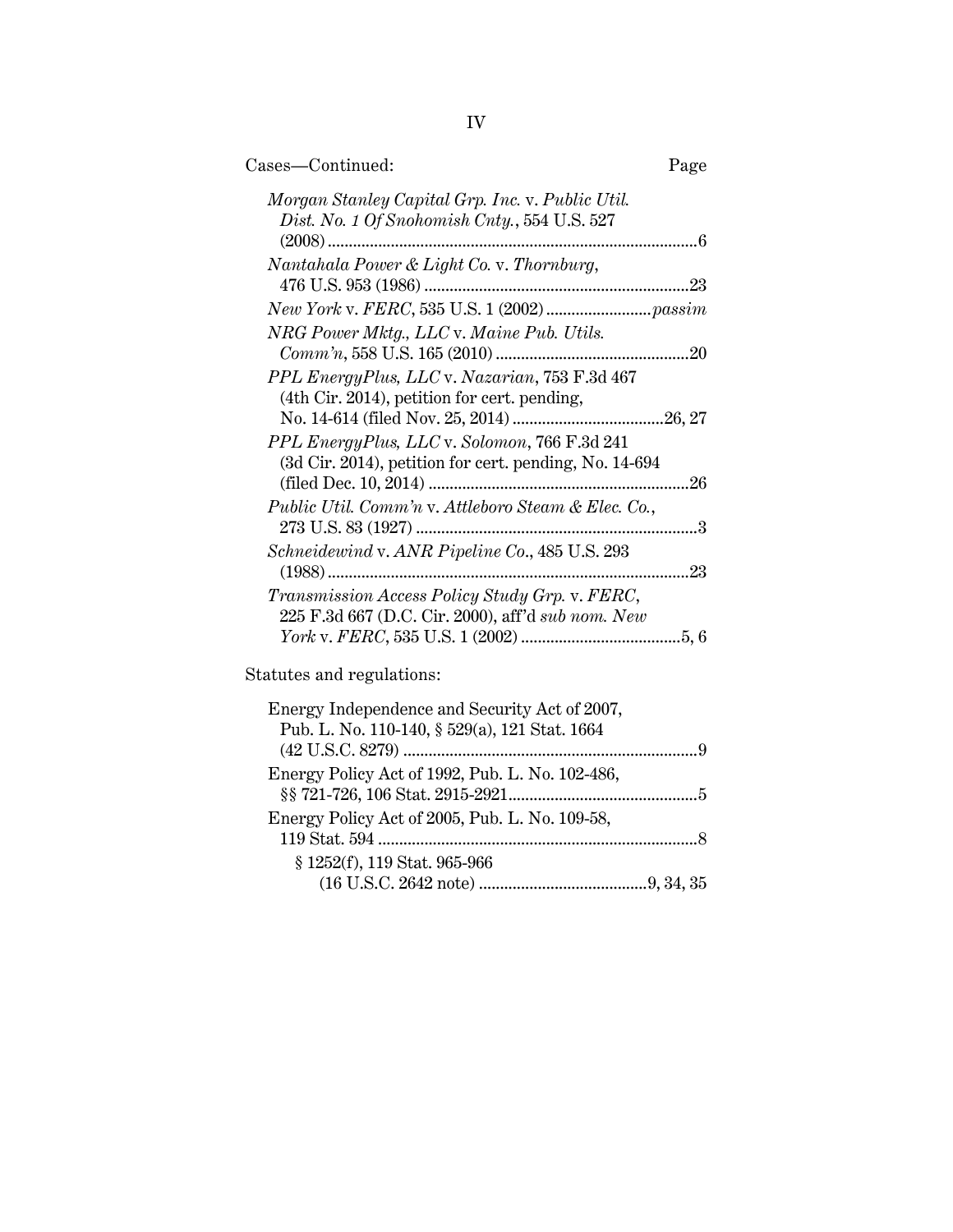Cases—Continued: Page

*Morgan Stanley Capital Grp. Inc.* v. *Public Util. Dist. No. 1 Of Snohomish Cnty.*, 554 U.S. 527 (2008) ....................6

*Nantahala Power & Light Co.* v. *Thornburg*, 476 U.S. 953 (1986) ....................23

*New York* v. *FERC*, 535 U.S. 1 (2002) ....................*passim*

*NRG Power Mktg., LLC* v. *Maine Pub. Utils. Comm'n*, 558 U.S. 165 (2010) ....................20

*PPL EnergyPlus, LLC* v. *Nazarian*, 753 F.3d 467 (4th Cir. 2014), petition for cert. pending, No. 14-614 (filed Nov. 25, 2014) ....................26, 27

*PPL EnergyPlus, LLC* v. *Solomon*, 766 F.3d 241 (3d Cir. 2014), petition for cert. pending, No. 14-694 (filed Dec. 10, 2014) ....................26

*Public Util. Comm'n* v. *Attleboro Steam & Elec. Co.*, 273 U.S. 83 (1927) ....................3

*Schneidewind* v. *ANR Pipeline Co.*, 485 U.S. 293 (1988) ....................23

*Transmission Access Policy Study Grp.* v. *FERC*, 225 F.3d 667 (D.C. Cir. 2000), aff'd *sub nom. New York* v. *FERC*, 535 U.S. 1 (2002) ....................5, 6

Statutes and regulations:

Energy Independence and Security Act of 2007, Pub. L. No. 110-140, § 529(a), 121 Stat. 1664 (42 U.S.C. 8279) ....................9

Energy Policy Act of 1992, Pub. L. No. 102-486, §§ 721-726, 106 Stat. 2915-2921 ....................5

Energy Policy Act of 2005, Pub. L. No. 109-58, 119 Stat. 594 ....................8

§ 1252(f), 119 Stat. 965-966 (16 U.S.C. 2642 note) ....................9, 34, 35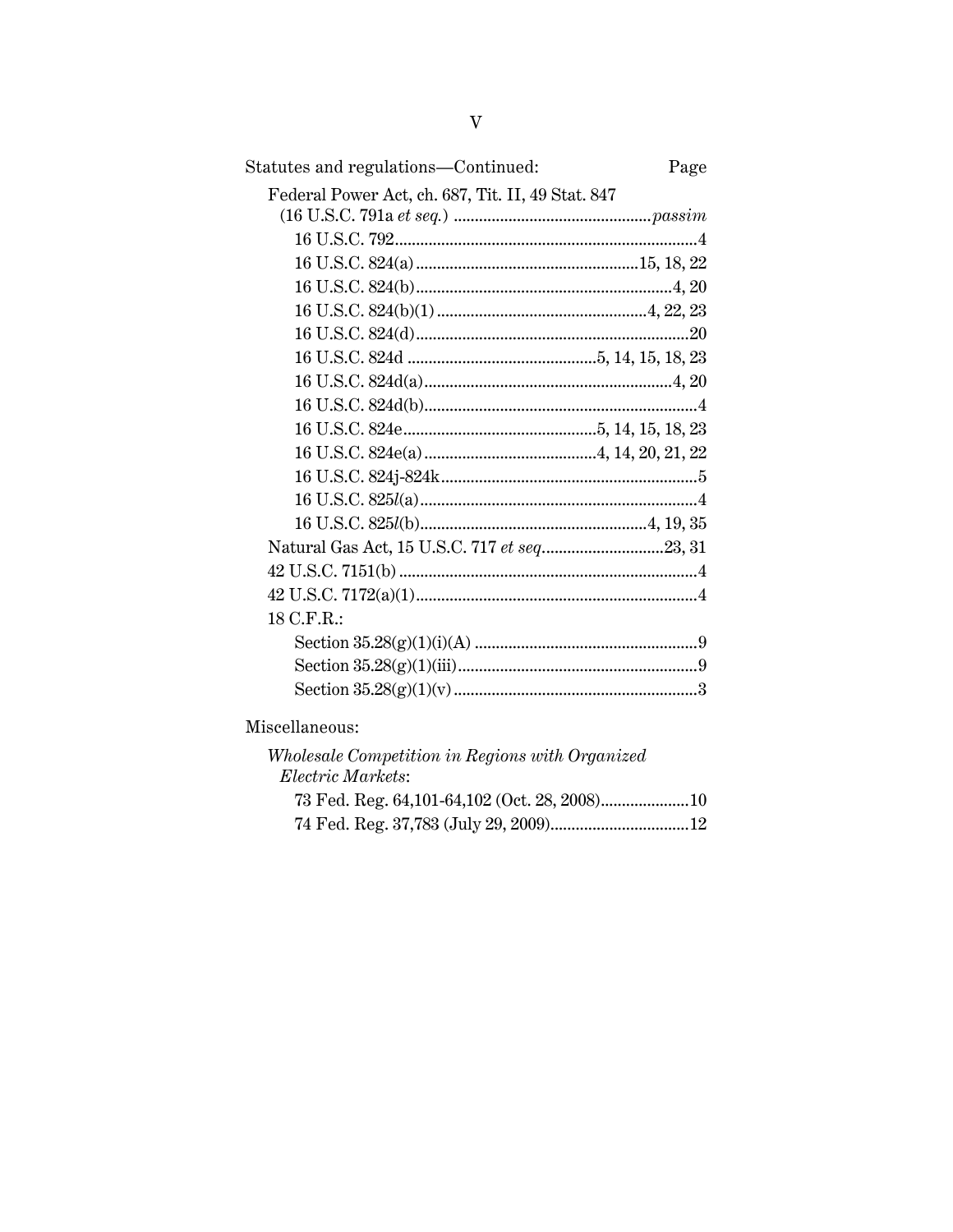Statutes and regulations—Continued: Page

Federal Power Act, ch. 687, Tit. II, 49 Stat. 847 (16 U.S.C. 791a *et seq.*) .......... *passim*

- 16 U.S.C. 792 .......... 4
- 16 U.S.C. 824(a) .......... 15, 18, 22
- 16 U.S.C. 824(b) .......... 4, 20
- 16 U.S.C. 824(b)(1) .......... 4, 22, 23
- 16 U.S.C. 824(d) .......... 20
- 16 U.S.C. 824d .......... 5, 14, 15, 18, 23
- 16 U.S.C. 824d(a) .......... 4, 20
- 16 U.S.C. 824d(b) .......... 4
- 16 U.S.C. 824e .......... 5, 14, 15, 18, 23
- 16 U.S.C. 824e(a) .......... 4, 14, 20, 21, 22
- 16 U.S.C. 824j-824k .......... 5
- 16 U.S.C. 825*l*(a) .......... 4
- 16 U.S.C. 825*l*(b) .......... 4, 19, 35

Natural Gas Act, 15 U.S.C. 717 *et seq.* .......... 23, 31

42 U.S.C. 7151(b) .......... 4

42 U.S.C. 7172(a)(1) .......... 4

18 C.F.R.:

- Section 35.28(g)(1)(i)(A) .......... 9
- Section 35.28(g)(1)(iii) .......... 9
- Section 35.28(g)(1)(v) .......... 3

Miscellaneous:

*Wholesale Competition in Regions with Organized Electric Markets*:

- 73 Fed. Reg. 64,101-64,102 (Oct. 28, 2008) .......... 10
- 74 Fed. Reg. 37,783 (July 29, 2009) .......... 12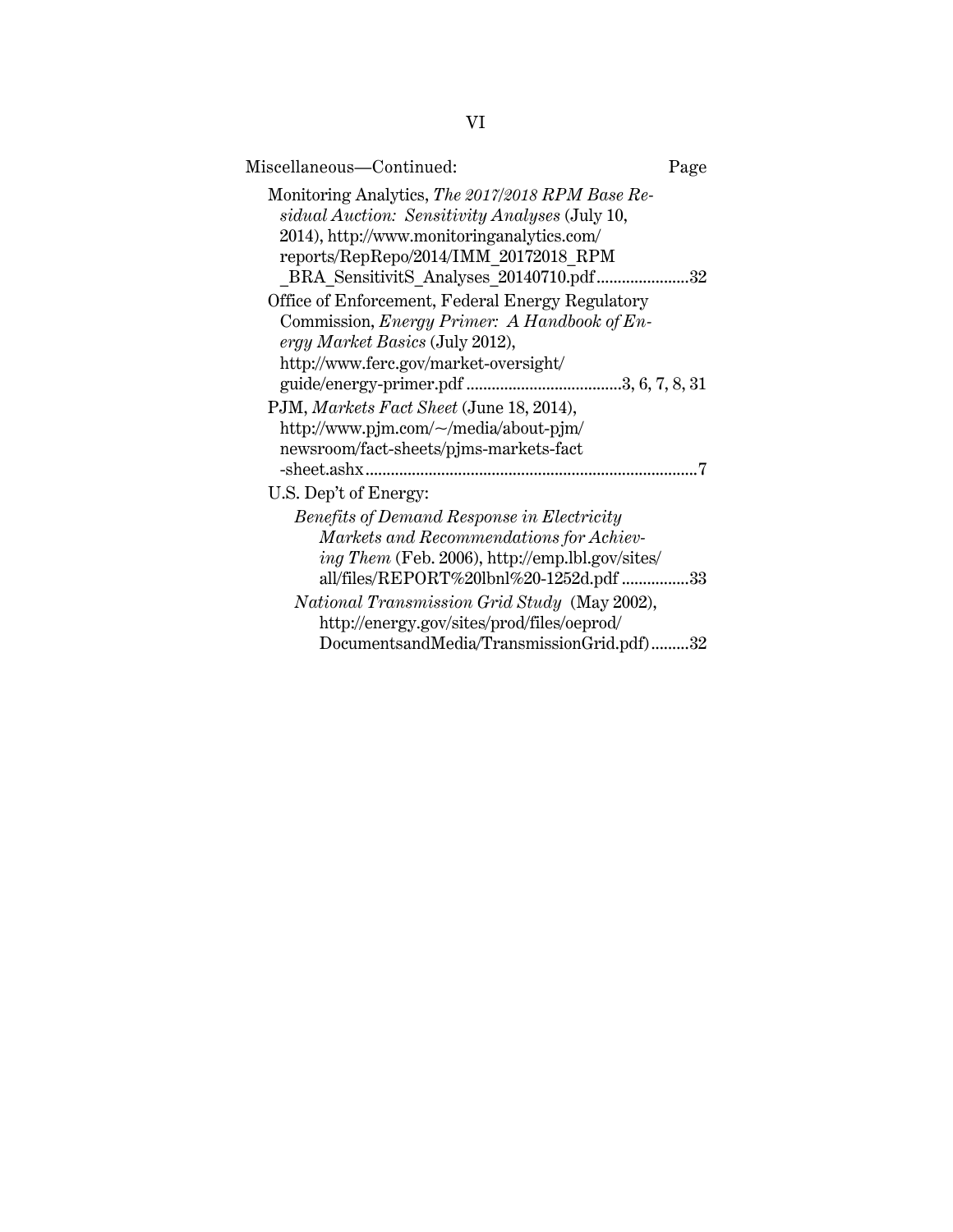Miscellaneous—Continued: Page

Monitoring Analytics, *The 2017/2018 RPM Base Residual Auction: Sensitivity Analyses* (July 10, 2014), http://www.monitoringanalytics.com/reports/RepRepo/2014/IMM_20172018_RPM_BRA_SensitivitS_Analyses_20140710.pdf ...................... 32

Office of Enforcement, Federal Energy Regulatory Commission, *Energy Primer: A Handbook of Energy Market Basics* (July 2012), http://www.ferc.gov/market-oversight/guide/energy-primer.pdf ..................................... 3, 6, 7, 8, 31

PJM, *Markets Fact Sheet* (June 18, 2014), http://www.pjm.com/~/media/about-pjm/newsroom/fact-sheets/pjms-markets-fact-sheet.ashx ............................................................................ 7

U.S. Dep't of Energy:

*Benefits of Demand Response in Electricity Markets and Recommendations for Achieving Them* (Feb. 2006), http://emp.lbl.gov/sites/all/files/REPORT%20lbnl%20-1252d.pdf ................ 33

*National Transmission Grid Study* (May 2002), http://energy.gov/sites/prod/files/oeprod/DocumentsandMedia/TransmissionGrid.pdf) ......... 32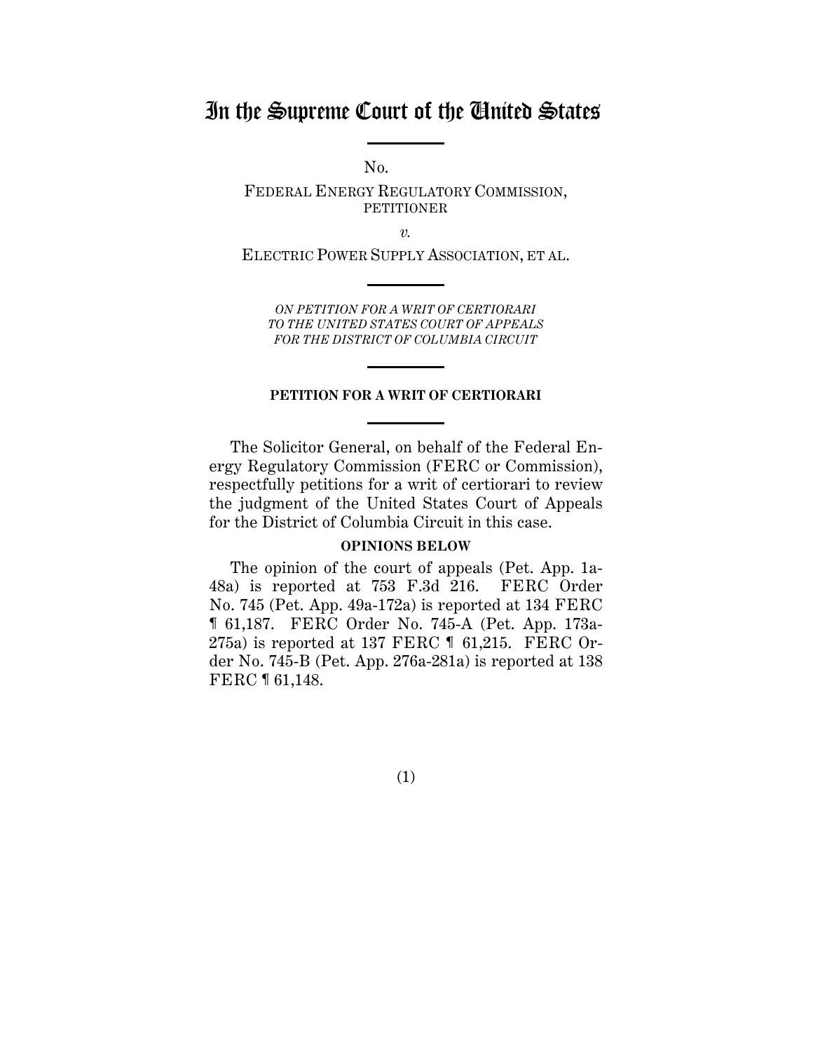# In the Supreme Court of the United States

No.

FEDERAL ENERGY REGULATORY COMMISSION, PETITIONER

*v.*

ELECTRIC POWER SUPPLY ASSOCIATION, ET AL.

*ON PETITION FOR A WRIT OF CERTIORARI TO THE UNITED STATES COURT OF APPEALS FOR THE DISTRICT OF COLUMBIA CIRCUIT*

**PETITION FOR A WRIT OF CERTIORARI**

The Solicitor General, on behalf of the Federal Energy Regulatory Commission (FERC or Commission), respectfully petitions for a writ of certiorari to review the judgment of the United States Court of Appeals for the District of Columbia Circuit in this case.

**OPINIONS BELOW**

The opinion of the court of appeals (Pet. App. 1a-48a) is reported at 753 F.3d 216. FERC Order No. 745 (Pet. App. 49a-172a) is reported at 134 FERC ¶ 61,187. FERC Order No. 745-A (Pet. App. 173a-275a) is reported at 137 FERC ¶ 61,215. FERC Order No. 745-B (Pet. App. 276a-281a) is reported at 138 FERC ¶ 61,148.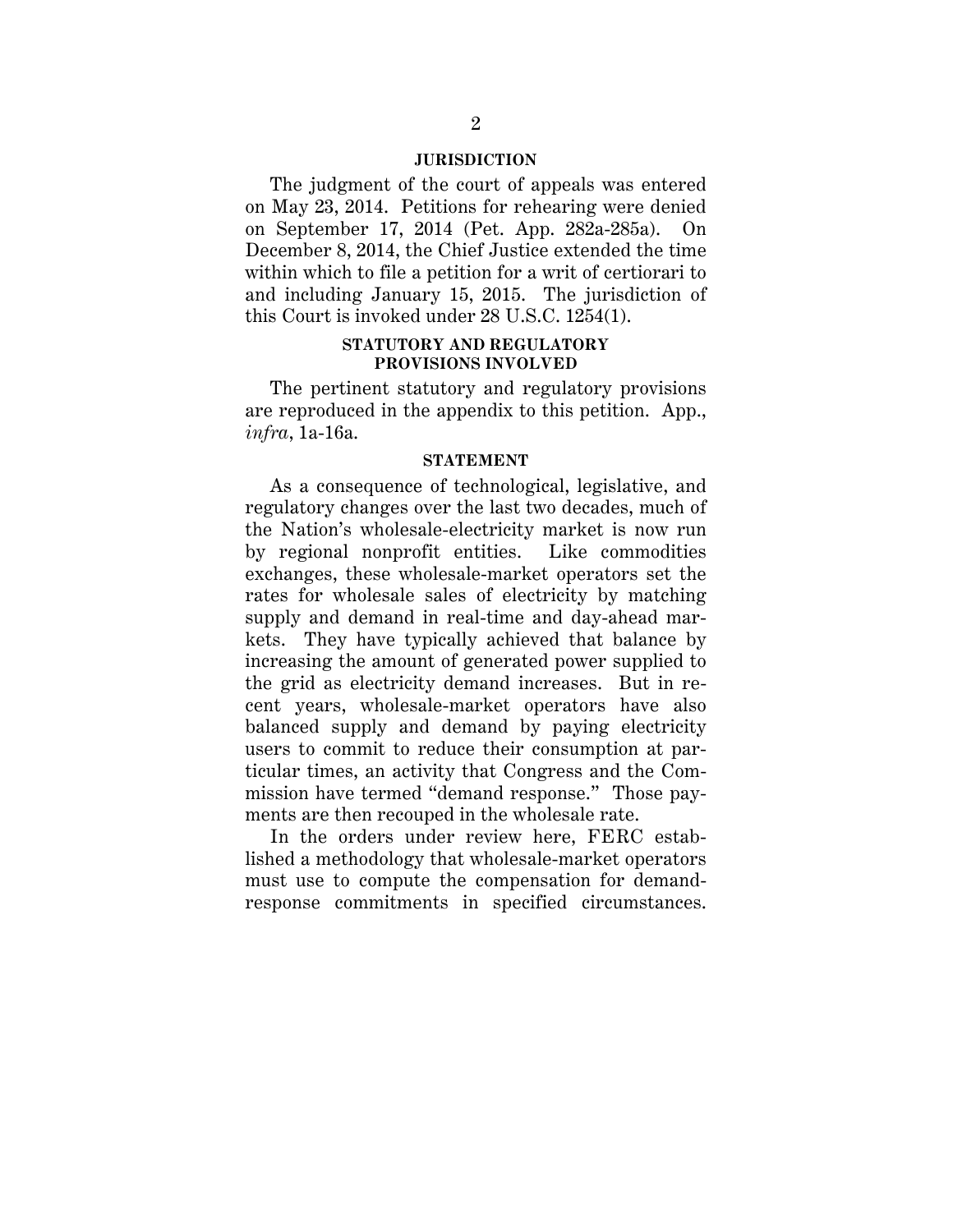## JURISDICTION

The judgment of the court of appeals was entered on May 23, 2014. Petitions for rehearing were denied on September 17, 2014 (Pet. App. 282a-285a). On December 8, 2014, the Chief Justice extended the time within which to file a petition for a writ of certiorari to and including January 15, 2015. The jurisdiction of this Court is invoked under 28 U.S.C. 1254(1).

## STATUTORY AND REGULATORY PROVISIONS INVOLVED

The pertinent statutory and regulatory provisions are reproduced in the appendix to this petition. App., *infra*, 1a-16a.

## STATEMENT

As a consequence of technological, legislative, and regulatory changes over the last two decades, much of the Nation's wholesale-electricity market is now run by regional nonprofit entities. Like commodities exchanges, these wholesale-market operators set the rates for wholesale sales of electricity by matching supply and demand in real-time and day-ahead markets. They have typically achieved that balance by increasing the amount of generated power supplied to the grid as electricity demand increases. But in recent years, wholesale-market operators have also balanced supply and demand by paying electricity users to commit to reduce their consumption at particular times, an activity that Congress and the Commission have termed "demand response." Those payments are then recouped in the wholesale rate.

In the orders under review here, FERC established a methodology that wholesale-market operators must use to compute the compensation for demand-response commitments in specified circumstances.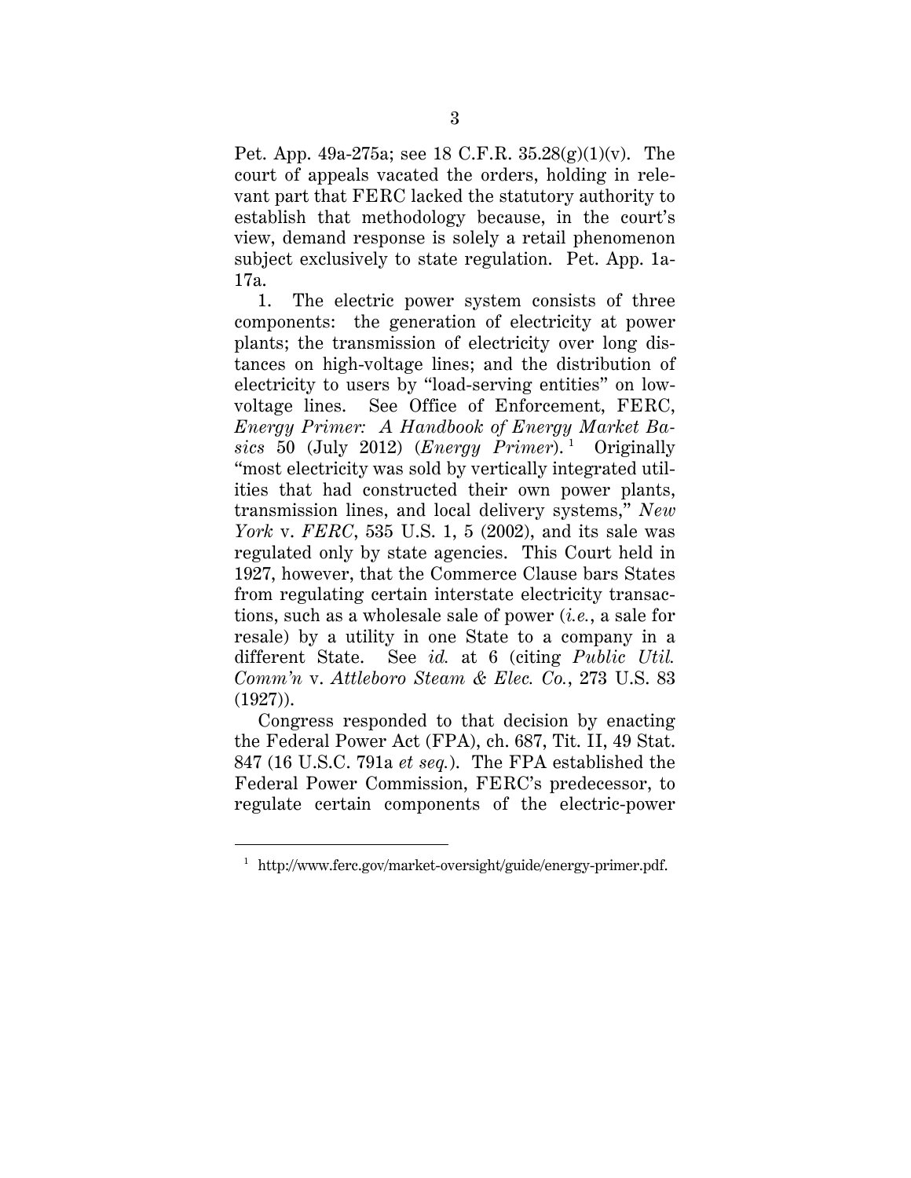Pet. App. 49a-275a; see 18 C.F.R. 35.28(g)(1)(v). The court of appeals vacated the orders, holding in relevant part that FERC lacked the statutory authority to establish that methodology because, in the court's view, demand response is solely a retail phenomenon subject exclusively to state regulation. Pet. App. 1a-17a.

1. The electric power system consists of three components: the generation of electricity at power plants; the transmission of electricity over long distances on high-voltage lines; and the distribution of electricity to users by "load-serving entities" on low-voltage lines. See Office of Enforcement, FERC, *Energy Primer: A Handbook of Energy Market Basics* 50 (July 2012) (*Energy Primer*).[1] Originally "most electricity was sold by vertically integrated utilities that had constructed their own power plants, transmission lines, and local delivery systems," *New York* v. *FERC*, 535 U.S. 1, 5 (2002), and its sale was regulated only by state agencies. This Court held in 1927, however, that the Commerce Clause bars States from regulating certain interstate electricity transactions, such as a wholesale sale of power (*i.e.*, a sale for resale) by a utility in one State to a company in a different State. See *id.* at 6 (citing *Public Util. Comm'n* v. *Attleboro Steam & Elec. Co.*, 273 U.S. 83 (1927)).

Congress responded to that decision by enacting the Federal Power Act (FPA), ch. 687, Tit. II, 49 Stat. 847 (16 U.S.C. 791a *et seq.*). The FPA established the Federal Power Commission, FERC's predecessor, to regulate certain components of the electric-power

---

[1] http://www.ferc.gov/market-oversight/guide/energy-primer.pdf.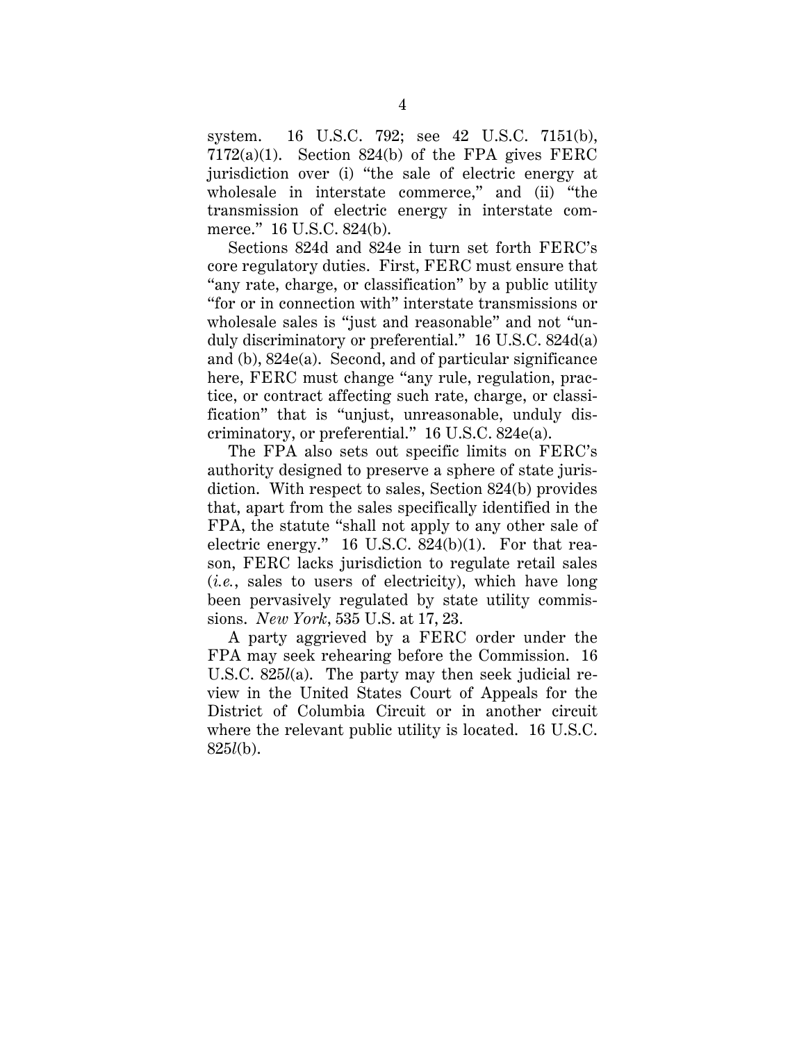system. 16 U.S.C. 792; see 42 U.S.C. 7151(b), 7172(a)(1). Section 824(b) of the FPA gives FERC jurisdiction over (i) "the sale of electric energy at wholesale in interstate commerce," and (ii) "the transmission of electric energy in interstate commerce." 16 U.S.C. 824(b).

Sections 824d and 824e in turn set forth FERC's core regulatory duties. First, FERC must ensure that "any rate, charge, or classification" by a public utility "for or in connection with" interstate transmissions or wholesale sales is "just and reasonable" and not "unduly discriminatory or preferential." 16 U.S.C. 824d(a) and (b), 824e(a). Second, and of particular significance here, FERC must change "any rule, regulation, practice, or contract affecting such rate, charge, or classification" that is "unjust, unreasonable, unduly discriminatory, or preferential." 16 U.S.C. 824e(a).

The FPA also sets out specific limits on FERC's authority designed to preserve a sphere of state jurisdiction. With respect to sales, Section 824(b) provides that, apart from the sales specifically identified in the FPA, the statute "shall not apply to any other sale of electric energy." 16 U.S.C. 824(b)(1). For that reason, FERC lacks jurisdiction to regulate retail sales (*i.e.*, sales to users of electricity), which have long been pervasively regulated by state utility commissions. *New York*, 535 U.S. at 17, 23.

A party aggrieved by a FERC order under the FPA may seek rehearing before the Commission. 16 U.S.C. 825*l*(a). The party may then seek judicial review in the United States Court of Appeals for the District of Columbia Circuit or in another circuit where the relevant public utility is located. 16 U.S.C. 825*l*(b).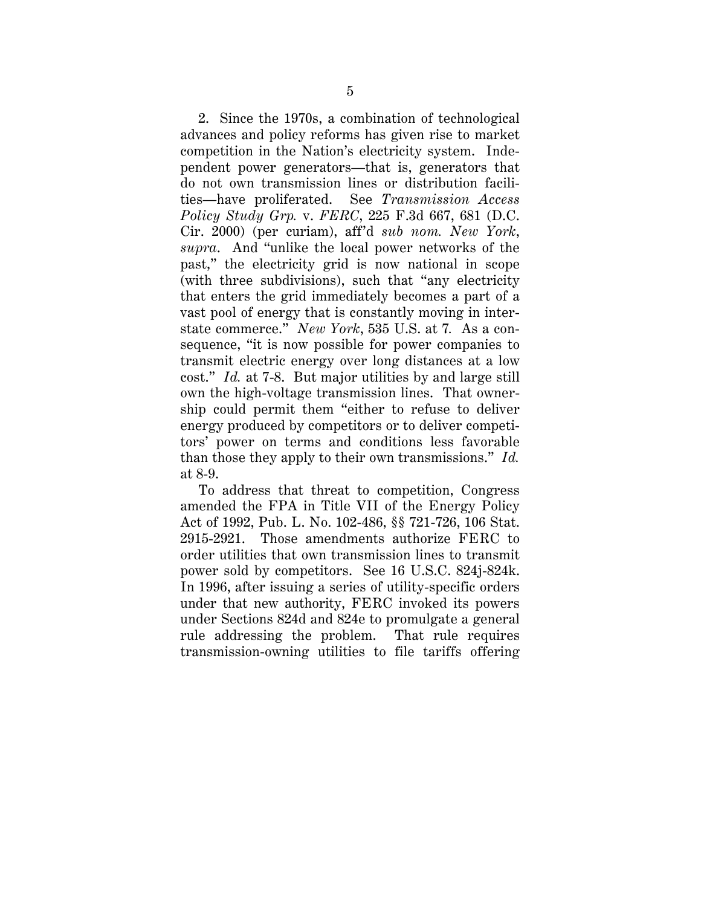2. Since the 1970s, a combination of technological advances and policy reforms has given rise to market competition in the Nation's electricity system. Independent power generators—that is, generators that do not own transmission lines or distribution facilities—have proliferated. See *Transmission Access Policy Study Grp.* v. *FERC*, 225 F.3d 667, 681 (D.C. Cir. 2000) (per curiam), aff'd *sub nom. New York*, *supra*. And "unlike the local power networks of the past," the electricity grid is now national in scope (with three subdivisions), such that "any electricity that enters the grid immediately becomes a part of a vast pool of energy that is constantly moving in interstate commerce." *New York*, 535 U.S. at 7. As a consequence, "it is now possible for power companies to transmit electric energy over long distances at a low cost." *Id.* at 7-8. But major utilities by and large still own the high-voltage transmission lines. That ownership could permit them "either to refuse to deliver energy produced by competitors or to deliver competitors' power on terms and conditions less favorable than those they apply to their own transmissions." *Id.* at 8-9.

To address that threat to competition, Congress amended the FPA in Title VII of the Energy Policy Act of 1992, Pub. L. No. 102-486, §§ 721-726, 106 Stat. 2915-2921. Those amendments authorize FERC to order utilities that own transmission lines to transmit power sold by competitors. See 16 U.S.C. 824j-824k. In 1996, after issuing a series of utility-specific orders under that new authority, FERC invoked its powers under Sections 824d and 824e to promulgate a general rule addressing the problem. That rule requires transmission-owning utilities to file tariffs offering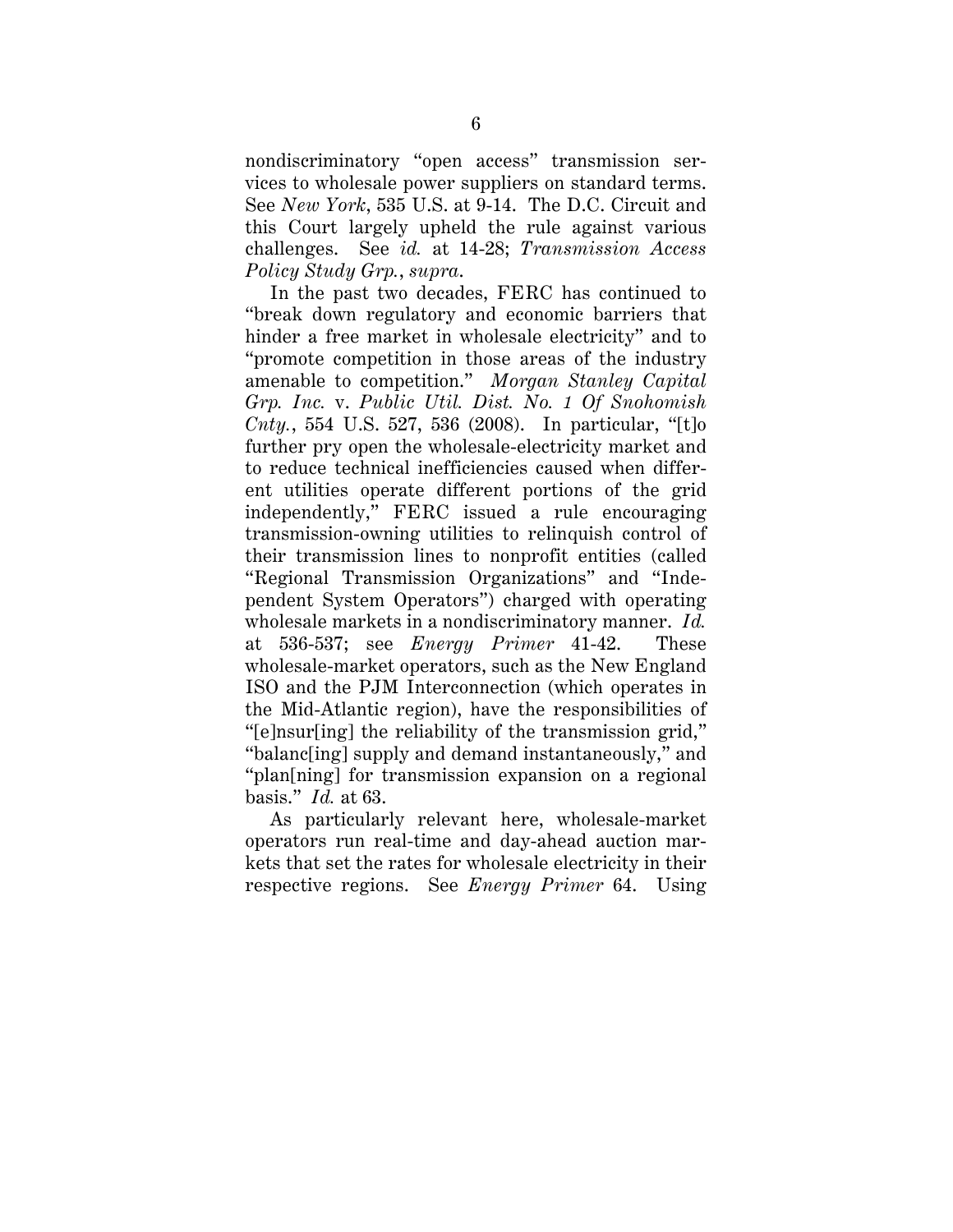nondiscriminatory "open access" transmission services to wholesale power suppliers on standard terms. See *New York*, 535 U.S. at 9-14. The D.C. Circuit and this Court largely upheld the rule against various challenges. See *id.* at 14-28; *Transmission Access Policy Study Grp.*, *supra*.

In the past two decades, FERC has continued to "break down regulatory and economic barriers that hinder a free market in wholesale electricity" and to "promote competition in those areas of the industry amenable to competition." *Morgan Stanley Capital Grp. Inc.* v. *Public Util. Dist. No. 1 Of Snohomish Cnty.*, 554 U.S. 527, 536 (2008). In particular, "[t]o further pry open the wholesale-electricity market and to reduce technical inefficiencies caused when different utilities operate different portions of the grid independently," FERC issued a rule encouraging transmission-owning utilities to relinquish control of their transmission lines to nonprofit entities (called "Regional Transmission Organizations" and "Independent System Operators") charged with operating wholesale markets in a nondiscriminatory manner. *Id.* at 536-537; see *Energy Primer* 41-42. These wholesale-market operators, such as the New England ISO and the PJM Interconnection (which operates in the Mid-Atlantic region), have the responsibilities of "[e]nsur[ing] the reliability of the transmission grid," "balanc[ing] supply and demand instantaneously," and "plan[ning] for transmission expansion on a regional basis." *Id.* at 63.

As particularly relevant here, wholesale-market operators run real-time and day-ahead auction markets that set the rates for wholesale electricity in their respective regions. See *Energy Primer* 64. Using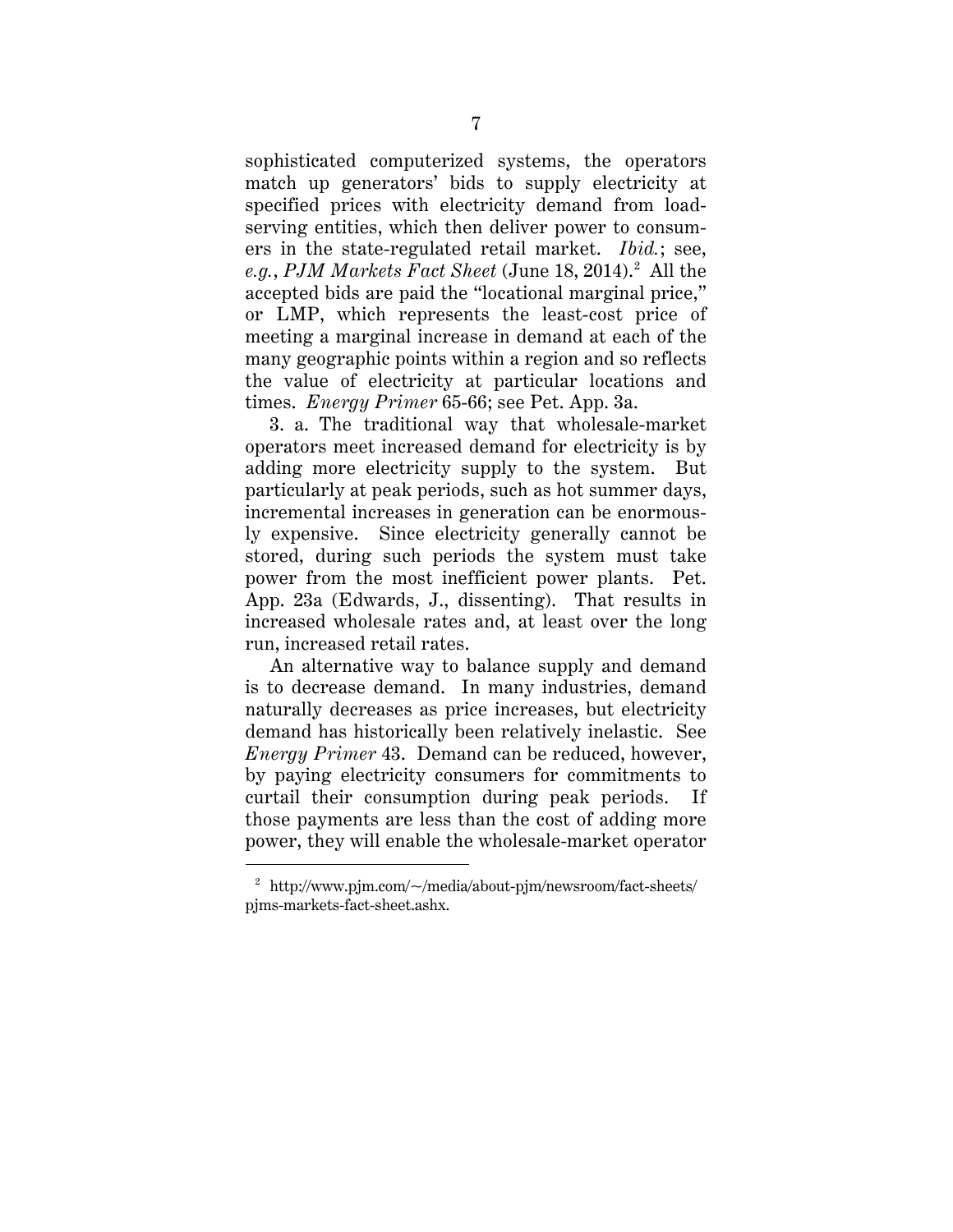sophisticated computerized systems, the operators match up generators' bids to supply electricity at specified prices with electricity demand from load-serving entities, which then deliver power to consumers in the state-regulated retail market. *Ibid.*; see, *e.g.*, *PJM Markets Fact Sheet* (June 18, 2014).[2] All the accepted bids are paid the "locational marginal price," or LMP, which represents the least-cost price of meeting a marginal increase in demand at each of the many geographic points within a region and so reflects the value of electricity at particular locations and times. *Energy Primer* 65-66; see Pet. App. 3a.

3. a. The traditional way that wholesale-market operators meet increased demand for electricity is by adding more electricity supply to the system. But particularly at peak periods, such as hot summer days, incremental increases in generation can be enormously expensive. Since electricity generally cannot be stored, during such periods the system must take power from the most inefficient power plants. Pet. App. 23a (Edwards, J., dissenting). That results in increased wholesale rates and, at least over the long run, increased retail rates.

An alternative way to balance supply and demand is to decrease demand. In many industries, demand naturally decreases as price increases, but electricity demand has historically been relatively inelastic. See *Energy Primer* 43. Demand can be reduced, however, by paying electricity consumers for commitments to curtail their consumption during peak periods. If those payments are less than the cost of adding more power, they will enable the wholesale-market operator

---

[2] http://www.pjm.com/~/media/about-pjm/newsroom/fact-sheets/pjms-markets-fact-sheet.ashx.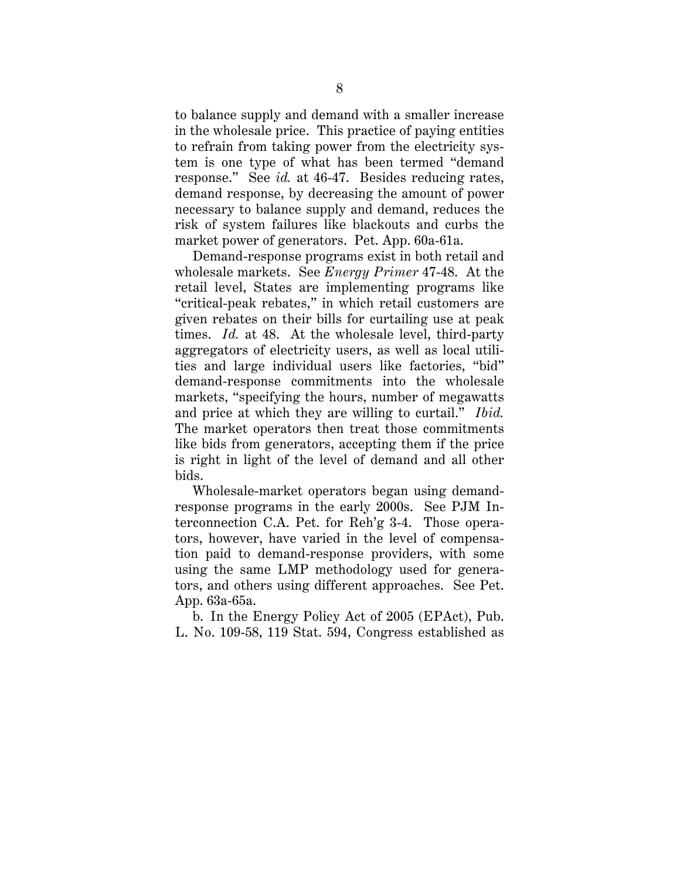to balance supply and demand with a smaller increase in the wholesale price. This practice of paying entities to refrain from taking power from the electricity system is one type of what has been termed "demand response." See *id.* at 46-47. Besides reducing rates, demand response, by decreasing the amount of power necessary to balance supply and demand, reduces the risk of system failures like blackouts and curbs the market power of generators. Pet. App. 60a-61a.

Demand-response programs exist in both retail and wholesale markets. See *Energy Primer* 47-48. At the retail level, States are implementing programs like "critical-peak rebates," in which retail customers are given rebates on their bills for curtailing use at peak times. *Id.* at 48. At the wholesale level, third-party aggregators of electricity users, as well as local utilities and large individual users like factories, "bid" demand-response commitments into the wholesale markets, "specifying the hours, number of megawatts and price at which they are willing to curtail." *Ibid.* The market operators then treat those commitments like bids from generators, accepting them if the price is right in light of the level of demand and all other bids.

Wholesale-market operators began using demand-response programs in the early 2000s. See PJM Interconnection C.A. Pet. for Reh'g 3-4. Those operators, however, have varied in the level of compensation paid to demand-response providers, with some using the same LMP methodology used for generators, and others using different approaches. See Pet. App. 63a-65a.

b. In the Energy Policy Act of 2005 (EPAct), Pub. L. No. 109-58, 119 Stat. 594, Congress established as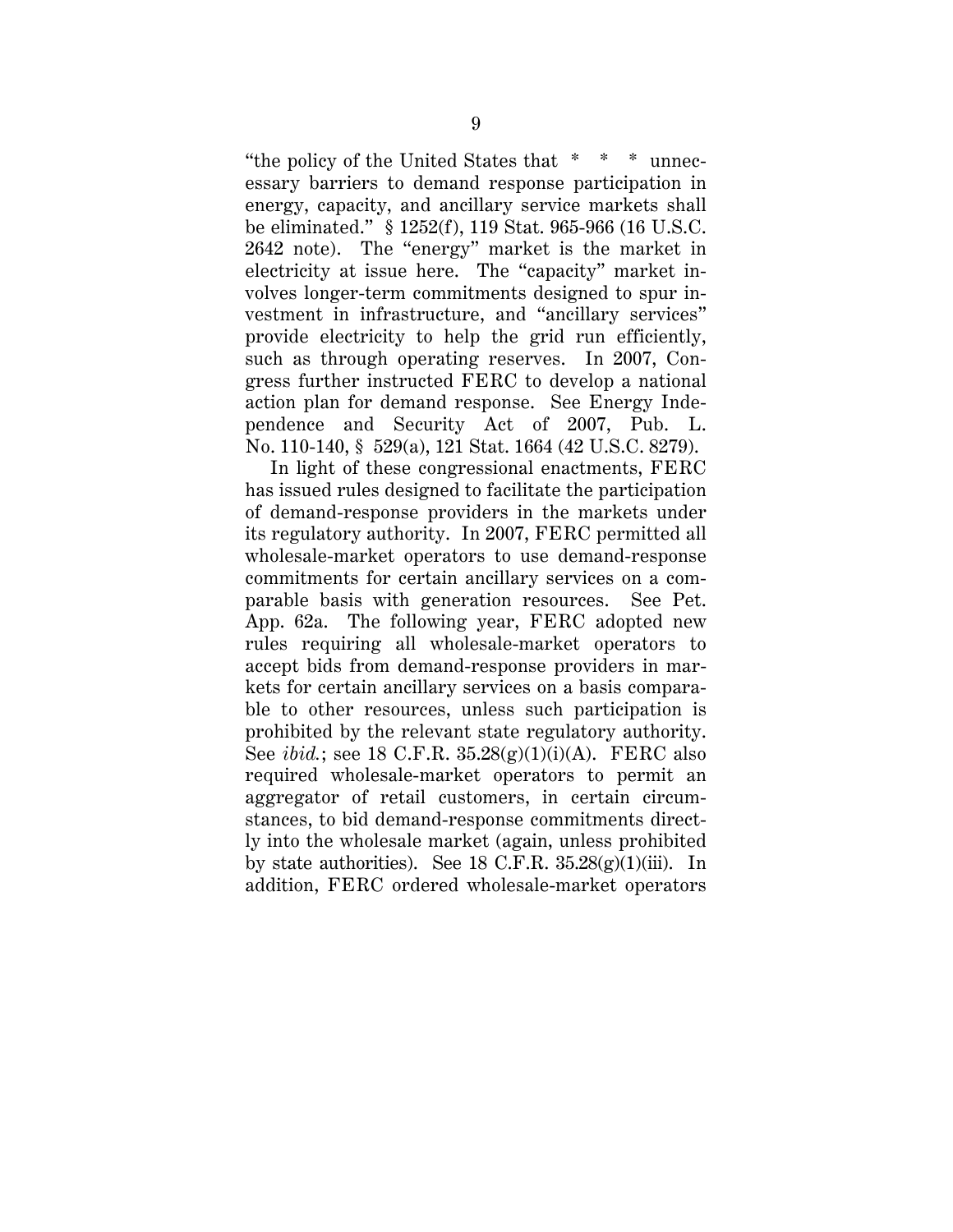"the policy of the United States that * * * unnecessary barriers to demand response participation in energy, capacity, and ancillary service markets shall be eliminated." § 1252(f), 119 Stat. 965-966 (16 U.S.C. 2642 note). The "energy" market is the market in electricity at issue here. The "capacity" market involves longer-term commitments designed to spur investment in infrastructure, and "ancillary services" provide electricity to help the grid run efficiently, such as through operating reserves. In 2007, Congress further instructed FERC to develop a national action plan for demand response. See Energy Independence and Security Act of 2007, Pub. L. No. 110-140, § 529(a), 121 Stat. 1664 (42 U.S.C. 8279).

In light of these congressional enactments, FERC has issued rules designed to facilitate the participation of demand-response providers in the markets under its regulatory authority. In 2007, FERC permitted all wholesale-market operators to use demand-response commitments for certain ancillary services on a comparable basis with generation resources. See Pet. App. 62a. The following year, FERC adopted new rules requiring all wholesale-market operators to accept bids from demand-response providers in markets for certain ancillary services on a basis comparable to other resources, unless such participation is prohibited by the relevant state regulatory authority. See *ibid.*; see 18 C.F.R. 35.28(g)(1)(i)(A). FERC also required wholesale-market operators to permit an aggregator of retail customers, in certain circumstances, to bid demand-response commitments directly into the wholesale market (again, unless prohibited by state authorities). See 18 C.F.R. 35.28(g)(1)(iii). In addition, FERC ordered wholesale-market operators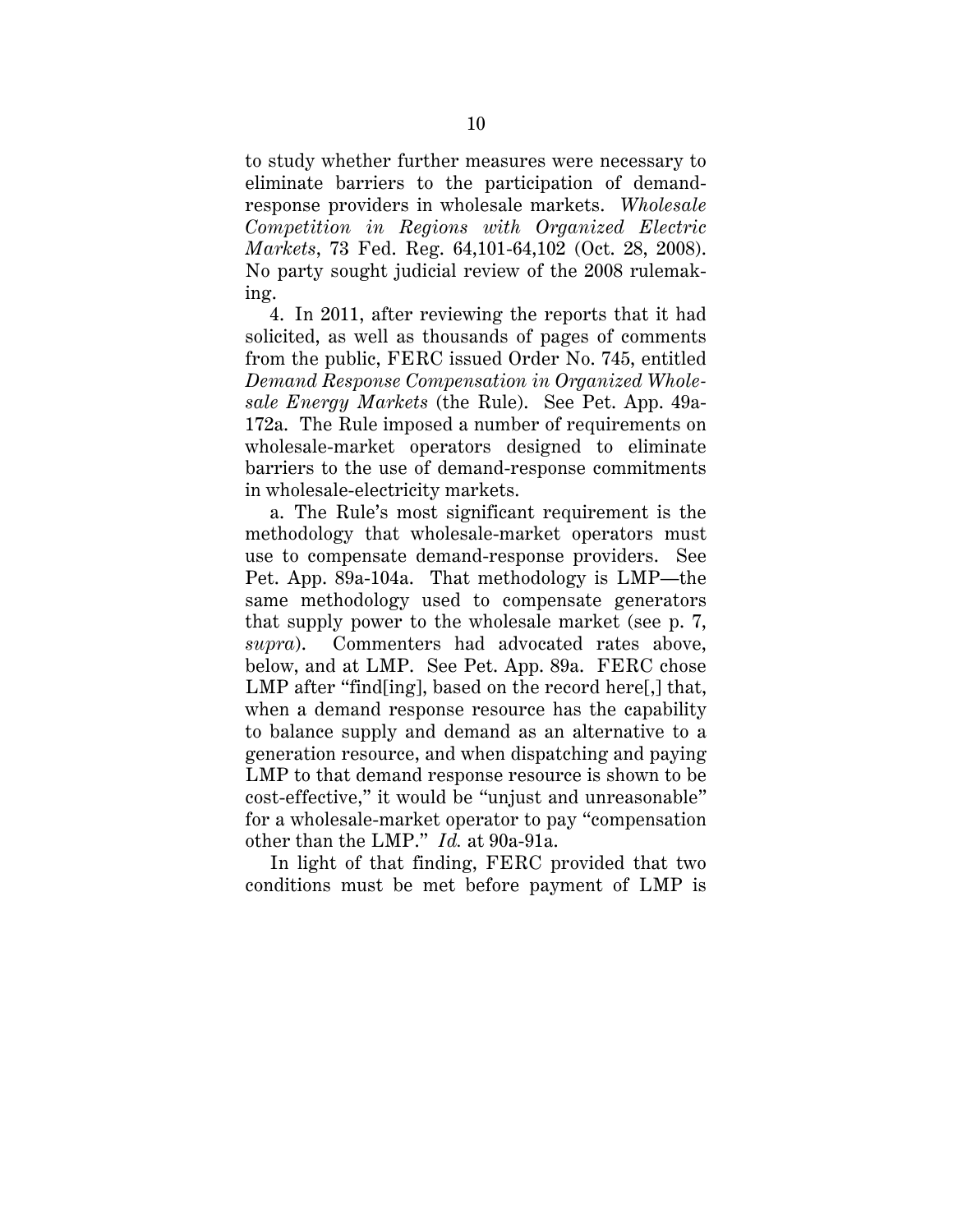to study whether further measures were necessary to eliminate barriers to the participation of demand-response providers in wholesale markets. *Wholesale Competition in Regions with Organized Electric Markets*, 73 Fed. Reg. 64,101-64,102 (Oct. 28, 2008). No party sought judicial review of the 2008 rulemaking.

4. In 2011, after reviewing the reports that it had solicited, as well as thousands of pages of comments from the public, FERC issued Order No. 745, entitled *Demand Response Compensation in Organized Wholesale Energy Markets* (the Rule). See Pet. App. 49a-172a. The Rule imposed a number of requirements on wholesale-market operators designed to eliminate barriers to the use of demand-response commitments in wholesale-electricity markets.

a. The Rule's most significant requirement is the methodology that wholesale-market operators must use to compensate demand-response providers. See Pet. App. 89a-104a. That methodology is LMP—the same methodology used to compensate generators that supply power to the wholesale market (see p. 7, *supra*). Commenters had advocated rates above, below, and at LMP. See Pet. App. 89a. FERC chose LMP after "find[ing], based on the record here[,] that, when a demand response resource has the capability to balance supply and demand as an alternative to a generation resource, and when dispatching and paying LMP to that demand response resource is shown to be cost-effective," it would be "unjust and unreasonable" for a wholesale-market operator to pay "compensation other than the LMP." *Id.* at 90a-91a.

In light of that finding, FERC provided that two conditions must be met before payment of LMP is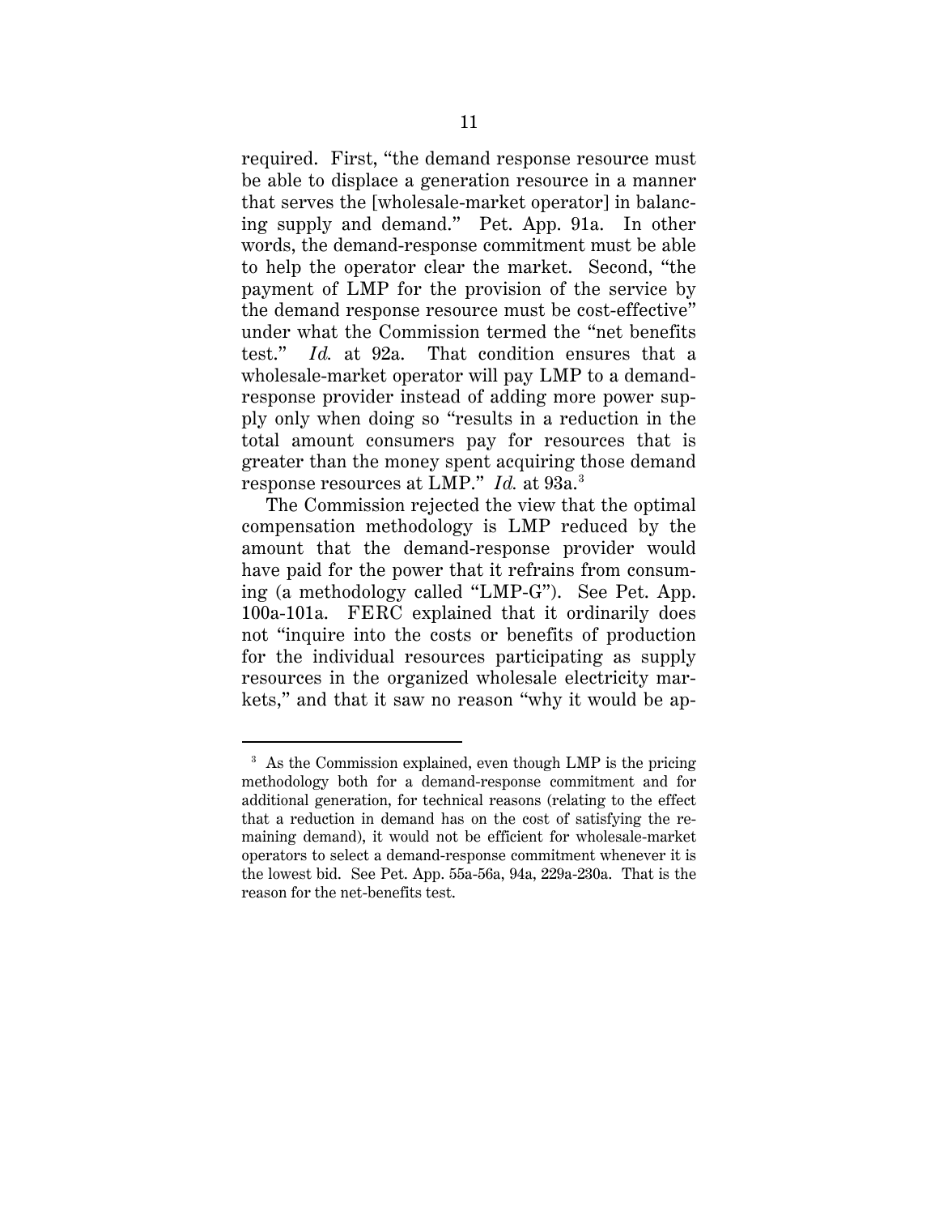required. First, "the demand response resource must be able to displace a generation resource in a manner that serves the [wholesale-market operator] in balancing supply and demand." Pet. App. 91a. In other words, the demand-response commitment must be able to help the operator clear the market. Second, "the payment of LMP for the provision of the service by the demand response resource must be cost-effective" under what the Commission termed the "net benefits test." *Id.* at 92a. That condition ensures that a wholesale-market operator will pay LMP to a demand-response provider instead of adding more power supply only when doing so "results in a reduction in the total amount consumers pay for resources that is greater than the money spent acquiring those demand response resources at LMP." *Id.* at 93a.[3]

The Commission rejected the view that the optimal compensation methodology is LMP reduced by the amount that the demand-response provider would have paid for the power that it refrains from consuming (a methodology called "LMP-G"). See Pet. App. 100a-101a. FERC explained that it ordinarily does not "inquire into the costs or benefits of production for the individual resources participating as supply resources in the organized wholesale electricity markets," and that it saw no reason "why it would be ap-

---

[3] As the Commission explained, even though LMP is the pricing methodology both for a demand-response commitment and for additional generation, for technical reasons (relating to the effect that a reduction in demand has on the cost of satisfying the remaining demand), it would not be efficient for wholesale-market operators to select a demand-response commitment whenever it is the lowest bid. See Pet. App. 55a-56a, 94a, 229a-230a. That is the reason for the net-benefits test.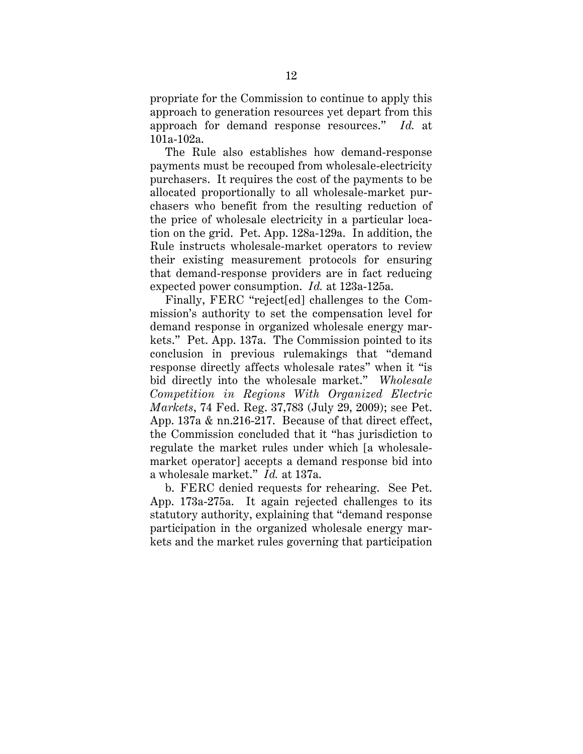propriate for the Commission to continue to apply this approach to generation resources yet depart from this approach for demand response resources." *Id.* at 101a-102a.

The Rule also establishes how demand-response payments must be recouped from wholesale-electricity purchasers. It requires the cost of the payments to be allocated proportionally to all wholesale-market purchasers who benefit from the resulting reduction of the price of wholesale electricity in a particular location on the grid. Pet. App. 128a-129a. In addition, the Rule instructs wholesale-market operators to review their existing measurement protocols for ensuring that demand-response providers are in fact reducing expected power consumption. *Id.* at 123a-125a.

Finally, FERC "reject[ed] challenges to the Commission's authority to set the compensation level for demand response in organized wholesale energy markets." Pet. App. 137a. The Commission pointed to its conclusion in previous rulemakings that "demand response directly affects wholesale rates" when it "is bid directly into the wholesale market." *Wholesale Competition in Regions With Organized Electric Markets*, 74 Fed. Reg. 37,783 (July 29, 2009); see Pet. App. 137a & nn.216-217. Because of that direct effect, the Commission concluded that it "has jurisdiction to regulate the market rules under which [a wholesale-market operator] accepts a demand response bid into a wholesale market." *Id.* at 137a.

b. FERC denied requests for rehearing. See Pet. App. 173a-275a. It again rejected challenges to its statutory authority, explaining that "demand response participation in the organized wholesale energy markets and the market rules governing that participation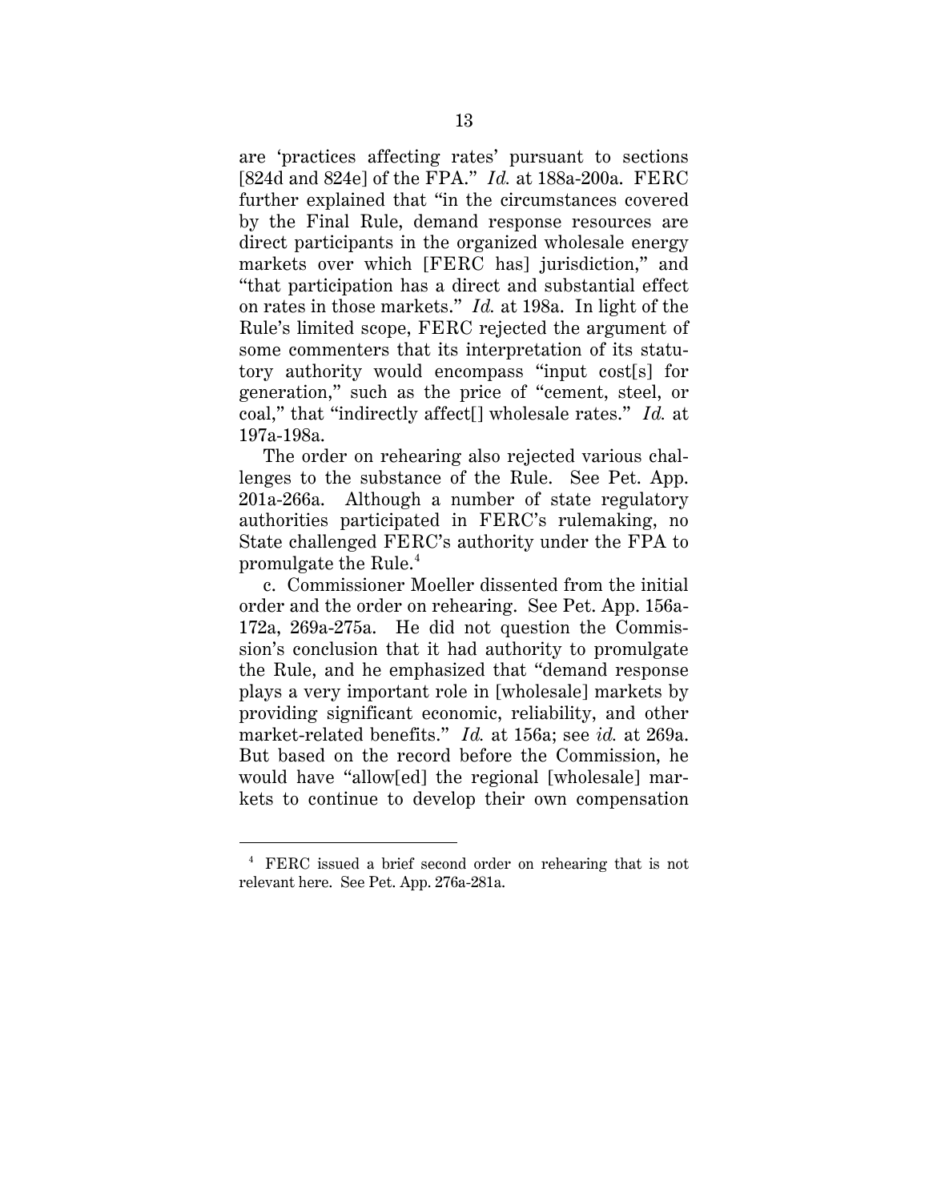are 'practices affecting rates' pursuant to sections [824d and 824e] of the FPA." *Id.* at 188a-200a. FERC further explained that "in the circumstances covered by the Final Rule, demand response resources are direct participants in the organized wholesale energy markets over which [FERC has] jurisdiction," and "that participation has a direct and substantial effect on rates in those markets." *Id.* at 198a. In light of the Rule's limited scope, FERC rejected the argument of some commenters that its interpretation of its statutory authority would encompass "input cost[s] for generation," such as the price of "cement, steel, or coal," that "indirectly affect[] wholesale rates." *Id.* at 197a-198a.

The order on rehearing also rejected various challenges to the substance of the Rule. See Pet. App. 201a-266a. Although a number of state regulatory authorities participated in FERC's rulemaking, no State challenged FERC's authority under the FPA to promulgate the Rule.[4]

c. Commissioner Moeller dissented from the initial order and the order on rehearing. See Pet. App. 156a-172a, 269a-275a. He did not question the Commission's conclusion that it had authority to promulgate the Rule, and he emphasized that "demand response plays a very important role in [wholesale] markets by providing significant economic, reliability, and other market-related benefits." *Id.* at 156a; see *id.* at 269a. But based on the record before the Commission, he would have "allow[ed] the regional [wholesale] markets to continue to develop their own compensation

---

[4] FERC issued a brief second order on rehearing that is not relevant here. See Pet. App. 276a-281a.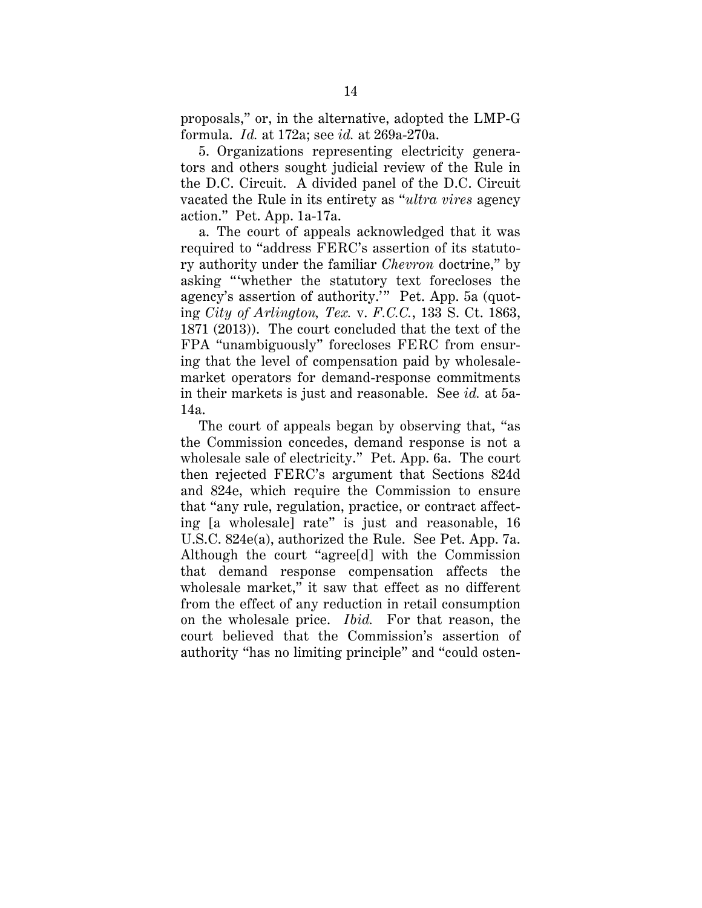proposals," or, in the alternative, adopted the LMP-G formula. *Id.* at 172a; see *id.* at 269a-270a.

5. Organizations representing electricity generators and others sought judicial review of the Rule in the D.C. Circuit. A divided panel of the D.C. Circuit vacated the Rule in its entirety as "*ultra vires* agency action." Pet. App. 1a-17a.

a. The court of appeals acknowledged that it was required to "address FERC's assertion of its statutory authority under the familiar *Chevron* doctrine," by asking "'whether the statutory text forecloses the agency's assertion of authority.'" Pet. App. 5a (quoting *City of Arlington, Tex.* v. *F.C.C.*, 133 S. Ct. 1863, 1871 (2013)). The court concluded that the text of the FPA "unambiguously" forecloses FERC from ensuring that the level of compensation paid by wholesale-market operators for demand-response commitments in their markets is just and reasonable. See *id.* at 5a-14a.

The court of appeals began by observing that, "as the Commission concedes, demand response is not a wholesale sale of electricity." Pet. App. 6a. The court then rejected FERC's argument that Sections 824d and 824e, which require the Commission to ensure that "any rule, regulation, practice, or contract affecting [a wholesale] rate" is just and reasonable, 16 U.S.C. 824e(a), authorized the Rule. See Pet. App. 7a. Although the court "agree[d] with the Commission that demand response compensation affects the wholesale market," it saw that effect as no different from the effect of any reduction in retail consumption on the wholesale price. *Ibid.* For that reason, the court believed that the Commission's assertion of authority "has no limiting principle" and "could osten-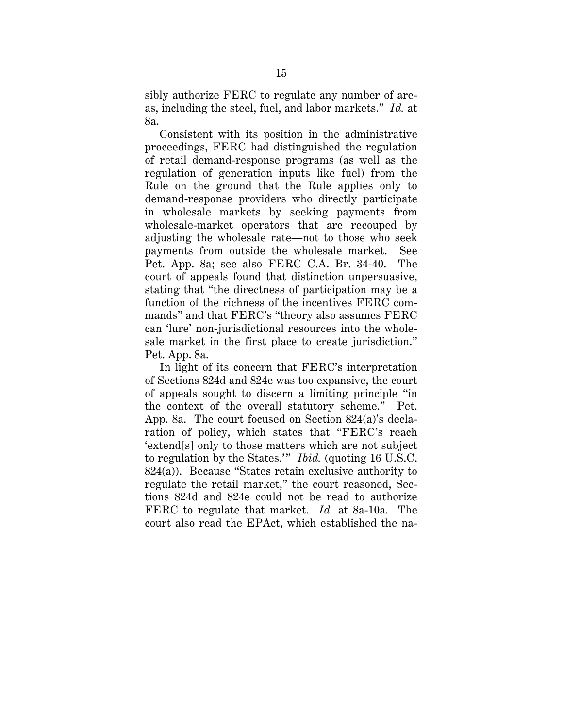sibly authorize FERC to regulate any number of areas, including the steel, fuel, and labor markets." *Id.* at 8a.

Consistent with its position in the administrative proceedings, FERC had distinguished the regulation of retail demand-response programs (as well as the regulation of generation inputs like fuel) from the Rule on the ground that the Rule applies only to demand-response providers who directly participate in wholesale markets by seeking payments from wholesale-market operators that are recouped by adjusting the wholesale rate—not to those who seek payments from outside the wholesale market. See Pet. App. 8a; see also FERC C.A. Br. 34-40. The court of appeals found that distinction unpersuasive, stating that "the directness of participation may be a function of the richness of the incentives FERC commands" and that FERC's "theory also assumes FERC can 'lure' non-jurisdictional resources into the wholesale market in the first place to create jurisdiction." Pet. App. 8a.

In light of its concern that FERC's interpretation of Sections 824d and 824e was too expansive, the court of appeals sought to discern a limiting principle "in the context of the overall statutory scheme." Pet. App. 8a. The court focused on Section 824(a)'s declaration of policy, which states that "FERC's reach 'extend[s] only to those matters which are not subject to regulation by the States.'" *Ibid.* (quoting 16 U.S.C. 824(a)). Because "States retain exclusive authority to regulate the retail market," the court reasoned, Sections 824d and 824e could not be read to authorize FERC to regulate that market. *Id.* at 8a-10a. The court also read the EPAct, which established the na-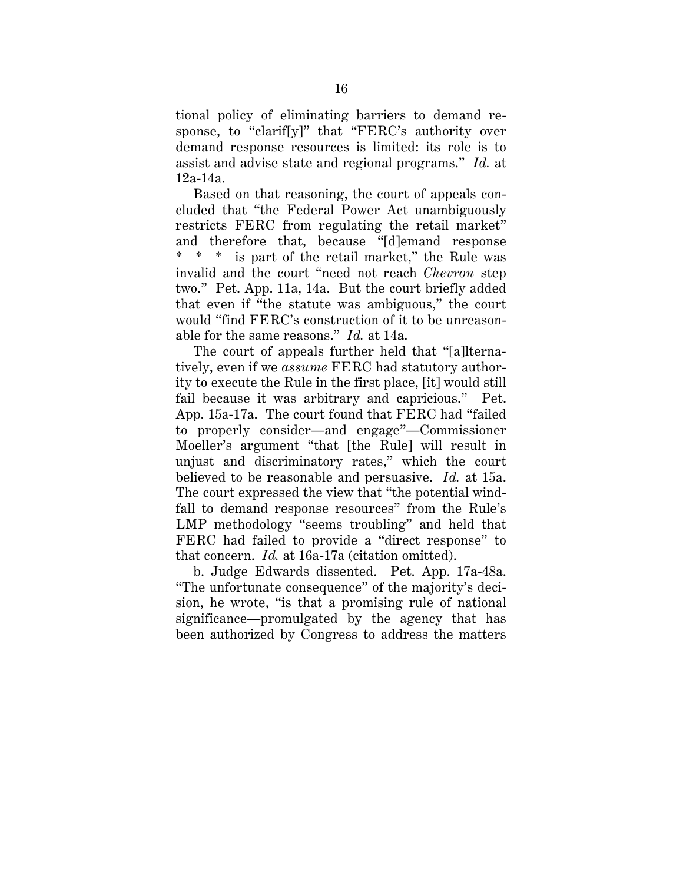tional policy of eliminating barriers to demand response, to "clarif[y]" that "FERC's authority over demand response resources is limited: its role is to assist and advise state and regional programs." *Id.* at 12a-14a.

Based on that reasoning, the court of appeals concluded that "the Federal Power Act unambiguously restricts FERC from regulating the retail market" and therefore that, because "[d]emand response * * * is part of the retail market," the Rule was invalid and the court "need not reach *Chevron* step two." Pet. App. 11a, 14a. But the court briefly added that even if "the statute was ambiguous," the court would "find FERC's construction of it to be unreasonable for the same reasons." *Id.* at 14a.

The court of appeals further held that "[a]lternatively, even if we *assume* FERC had statutory authority to execute the Rule in the first place, [it] would still fail because it was arbitrary and capricious." Pet. App. 15a-17a. The court found that FERC had "failed to properly consider—and engage"—Commissioner Moeller's argument "that [the Rule] will result in unjust and discriminatory rates," which the court believed to be reasonable and persuasive. *Id.* at 15a. The court expressed the view that "the potential windfall to demand response resources" from the Rule's LMP methodology "seems troubling" and held that FERC had failed to provide a "direct response" to that concern. *Id.* at 16a-17a (citation omitted).

b. Judge Edwards dissented. Pet. App. 17a-48a. "The unfortunate consequence" of the majority's decision, he wrote, "is that a promising rule of national significance—promulgated by the agency that has been authorized by Congress to address the matters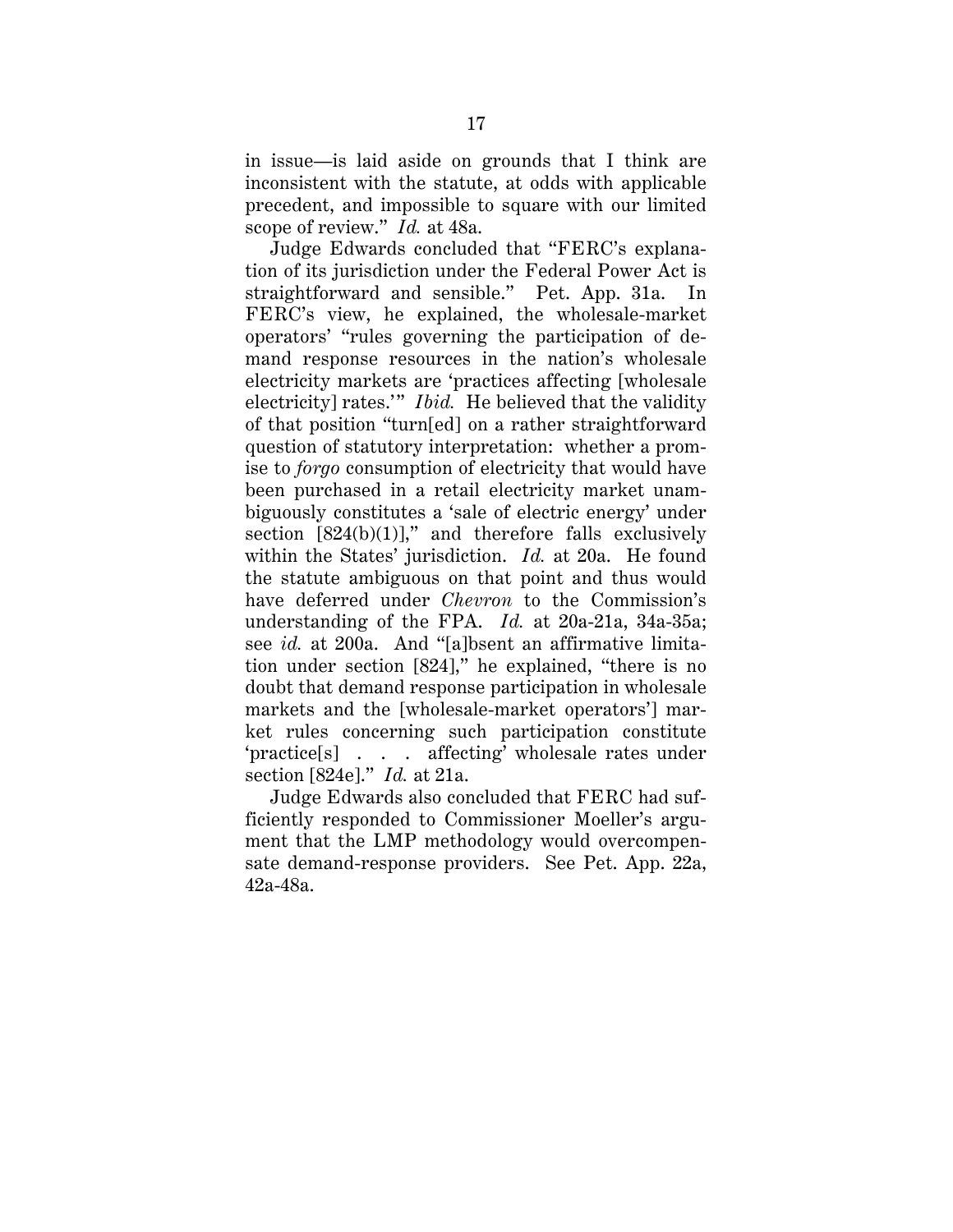in issue—is laid aside on grounds that I think are inconsistent with the statute, at odds with applicable precedent, and impossible to square with our limited scope of review." *Id.* at 48a.

Judge Edwards concluded that "FERC's explanation of its jurisdiction under the Federal Power Act is straightforward and sensible." Pet. App. 31a. In FERC's view, he explained, the wholesale-market operators' "rules governing the participation of demand response resources in the nation's wholesale electricity markets are 'practices affecting [wholesale electricity] rates.'" *Ibid.* He believed that the validity of that position "turn[ed] on a rather straightforward question of statutory interpretation: whether a promise to *forgo* consumption of electricity that would have been purchased in a retail electricity market unambiguously constitutes a 'sale of electric energy' under section [824(b)(1)]," and therefore falls exclusively within the States' jurisdiction. *Id.* at 20a. He found the statute ambiguous on that point and thus would have deferred under *Chevron* to the Commission's understanding of the FPA. *Id.* at 20a-21a, 34a-35a; see *id.* at 200a. And "[a]bsent an affirmative limitation under section [824]," he explained, "there is no doubt that demand response participation in wholesale markets and the [wholesale-market operators'] market rules concerning such participation constitute 'practice[s] . . . affecting' wholesale rates under section [824e]." *Id.* at 21a.

Judge Edwards also concluded that FERC had sufficiently responded to Commissioner Moeller's argument that the LMP methodology would overcompensate demand-response providers. See Pet. App. 22a, 42a-48a.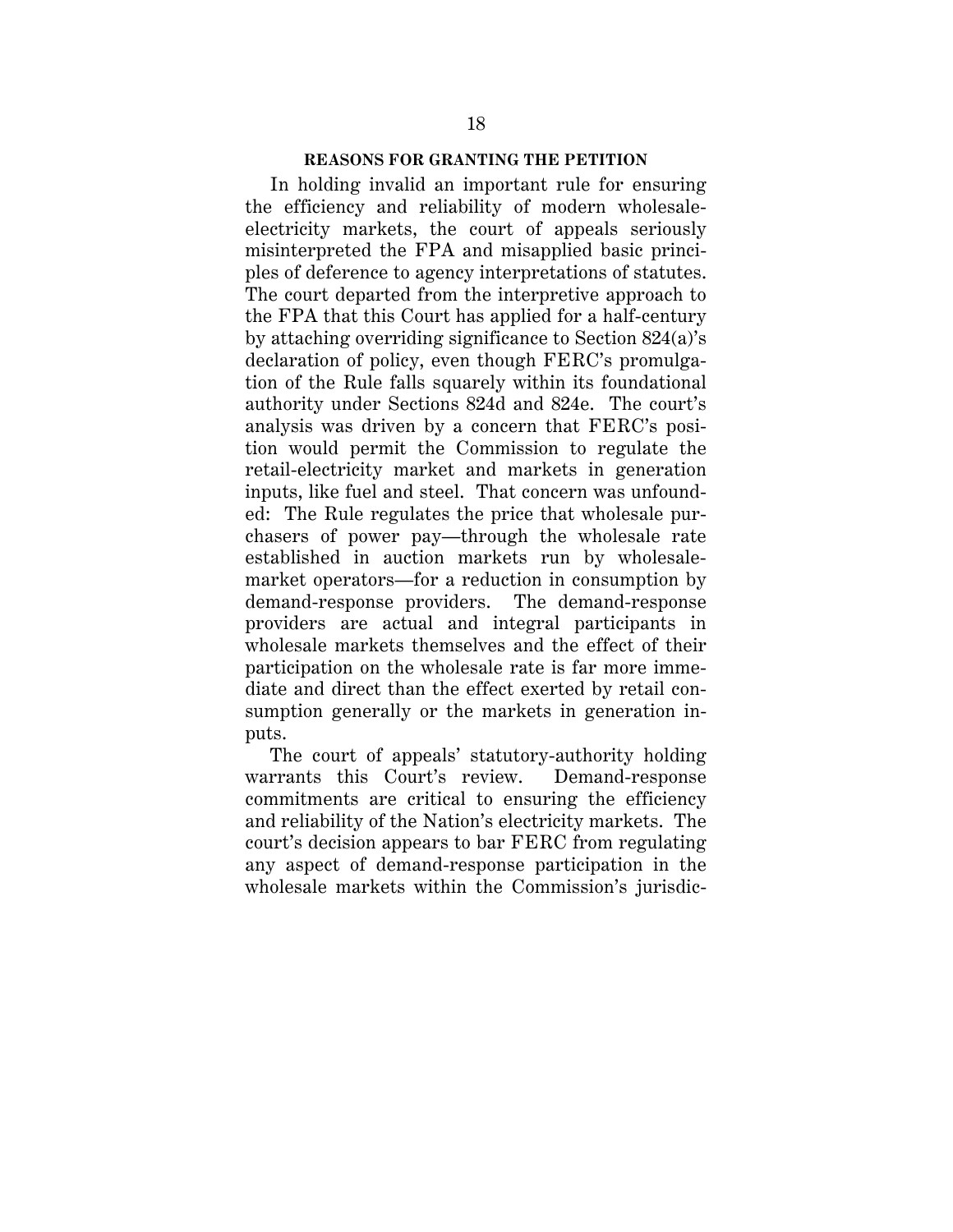## REASONS FOR GRANTING THE PETITION

In holding invalid an important rule for ensuring the efficiency and reliability of modern wholesale-electricity markets, the court of appeals seriously misinterpreted the FPA and misapplied basic principles of deference to agency interpretations of statutes. The court departed from the interpretive approach to the FPA that this Court has applied for a half-century by attaching overriding significance to Section 824(a)'s declaration of policy, even though FERC's promulgation of the Rule falls squarely within its foundational authority under Sections 824d and 824e. The court's analysis was driven by a concern that FERC's position would permit the Commission to regulate the retail-electricity market and markets in generation inputs, like fuel and steel. That concern was unfounded: The Rule regulates the price that wholesale purchasers of power pay—through the wholesale rate established in auction markets run by wholesale-market operators—for a reduction in consumption by demand-response providers. The demand-response providers are actual and integral participants in wholesale markets themselves and the effect of their participation on the wholesale rate is far more immediate and direct than the effect exerted by retail consumption generally or the markets in generation inputs.

The court of appeals' statutory-authority holding warrants this Court's review. Demand-response commitments are critical to ensuring the efficiency and reliability of the Nation's electricity markets. The court's decision appears to bar FERC from regulating any aspect of demand-response participation in the wholesale markets within the Commission's jurisdic-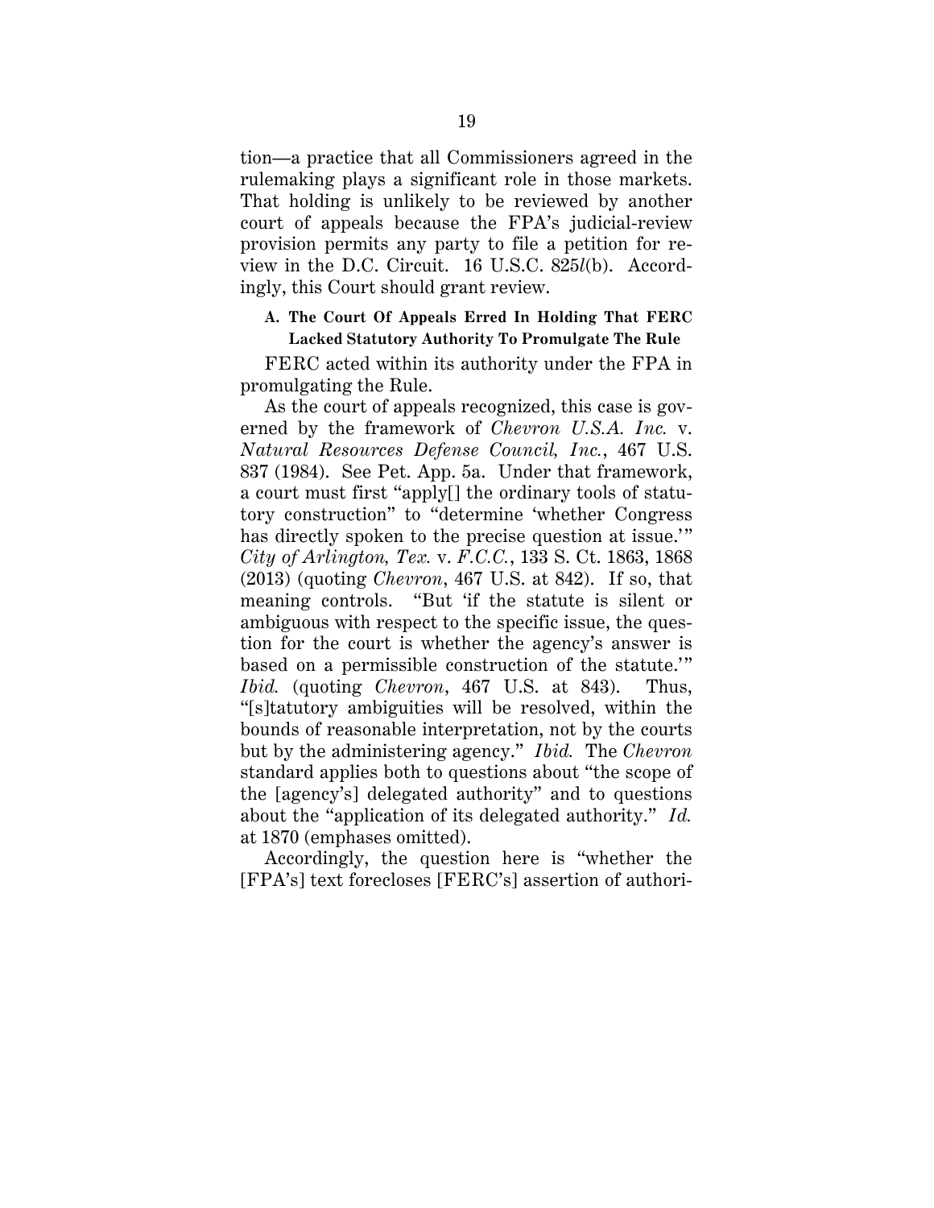tion—a practice that all Commissioners agreed in the rulemaking plays a significant role in those markets. That holding is unlikely to be reviewed by another court of appeals because the FPA's judicial-review provision permits any party to file a petition for review in the D.C. Circuit. 16 U.S.C. 825*l*(b). Accordingly, this Court should grant review.

### A. The Court Of Appeals Erred In Holding That FERC Lacked Statutory Authority To Promulgate The Rule

FERC acted within its authority under the FPA in promulgating the Rule.

As the court of appeals recognized, this case is governed by the framework of *Chevron U.S.A. Inc.* v. *Natural Resources Defense Council, Inc.*, 467 U.S. 837 (1984). See Pet. App. 5a. Under that framework, a court must first "apply[] the ordinary tools of statutory construction" to "determine 'whether Congress has directly spoken to the precise question at issue.'" *City of Arlington, Tex.* v. *F.C.C.*, 133 S. Ct. 1863, 1868 (2013) (quoting *Chevron*, 467 U.S. at 842). If so, that meaning controls. "But 'if the statute is silent or ambiguous with respect to the specific issue, the question for the court is whether the agency's answer is based on a permissible construction of the statute.'" *Ibid.* (quoting *Chevron*, 467 U.S. at 843). Thus, "[s]tatutory ambiguities will be resolved, within the bounds of reasonable interpretation, not by the courts but by the administering agency." *Ibid.* The *Chevron* standard applies both to questions about "the scope of the [agency's] delegated authority" and to questions about the "application of its delegated authority." *Id.* at 1870 (emphases omitted).

Accordingly, the question here is "whether the [FPA's] text forecloses [FERC's] assertion of authori-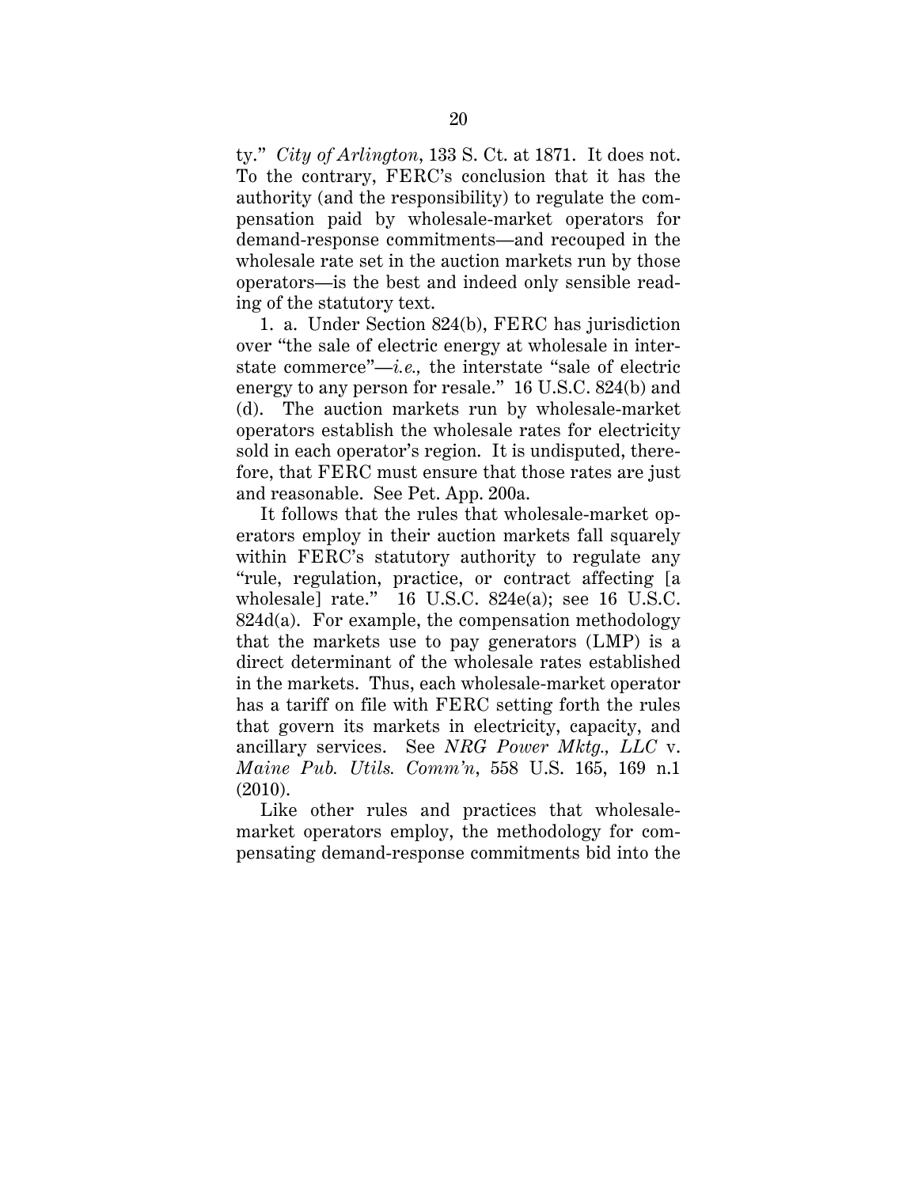ty." *City of Arlington*, 133 S. Ct. at 1871. It does not. To the contrary, FERC's conclusion that it has the authority (and the responsibility) to regulate the compensation paid by wholesale-market operators for demand-response commitments—and recouped in the wholesale rate set in the auction markets run by those operators—is the best and indeed only sensible reading of the statutory text.

1. a. Under Section 824(b), FERC has jurisdiction over "the sale of electric energy at wholesale in interstate commerce"—*i.e.,* the interstate "sale of electric energy to any person for resale." 16 U.S.C. 824(b) and (d). The auction markets run by wholesale-market operators establish the wholesale rates for electricity sold in each operator's region. It is undisputed, therefore, that FERC must ensure that those rates are just and reasonable. See Pet. App. 200a.

It follows that the rules that wholesale-market operators employ in their auction markets fall squarely within FERC's statutory authority to regulate any "rule, regulation, practice, or contract affecting [a wholesale] rate." 16 U.S.C. 824e(a); see 16 U.S.C. 824d(a). For example, the compensation methodology that the markets use to pay generators (LMP) is a direct determinant of the wholesale rates established in the markets. Thus, each wholesale-market operator has a tariff on file with FERC setting forth the rules that govern its markets in electricity, capacity, and ancillary services. See *NRG Power Mktg., LLC* v. *Maine Pub. Utils. Comm'n*, 558 U.S. 165, 169 n.1 (2010).

Like other rules and practices that wholesale-market operators employ, the methodology for compensating demand-response commitments bid into the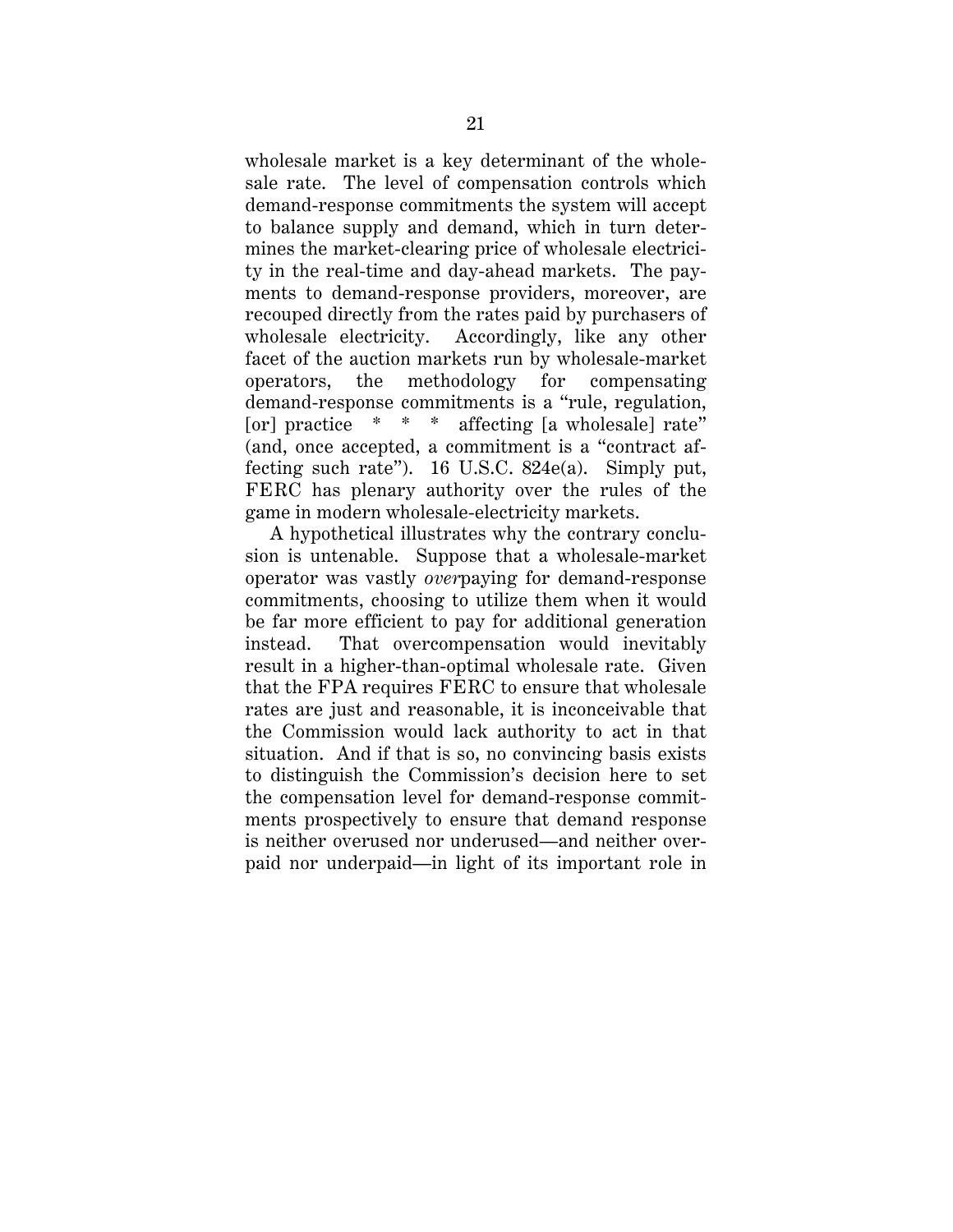wholesale market is a key determinant of the wholesale rate. The level of compensation controls which demand-response commitments the system will accept to balance supply and demand, which in turn determines the market-clearing price of wholesale electricity in the real-time and day-ahead markets. The payments to demand-response providers, moreover, are recouped directly from the rates paid by purchasers of wholesale electricity. Accordingly, like any other facet of the auction markets run by wholesale-market operators, the methodology for compensating demand-response commitments is a "rule, regulation, [or] practice * * * affecting [a wholesale] rate" (and, once accepted, a commitment is a "contract affecting such rate"). 16 U.S.C. 824e(a). Simply put, FERC has plenary authority over the rules of the game in modern wholesale-electricity markets.

A hypothetical illustrates why the contrary conclusion is untenable. Suppose that a wholesale-market operator was vastly *over*paying for demand-response commitments, choosing to utilize them when it would be far more efficient to pay for additional generation instead. That overcompensation would inevitably result in a higher-than-optimal wholesale rate. Given that the FPA requires FERC to ensure that wholesale rates are just and reasonable, it is inconceivable that the Commission would lack authority to act in that situation. And if that is so, no convincing basis exists to distinguish the Commission's decision here to set the compensation level for demand-response commitments prospectively to ensure that demand response is neither overused nor underused—and neither overpaid nor underpaid—in light of its important role in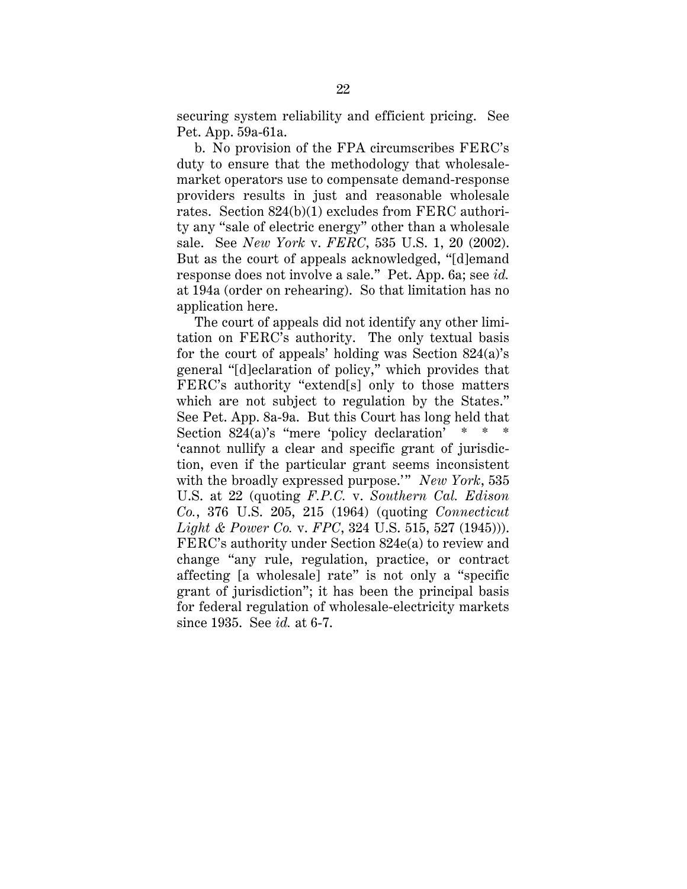securing system reliability and efficient pricing. See Pet. App. 59a-61a.

b. No provision of the FPA circumscribes FERC's duty to ensure that the methodology that wholesale-market operators use to compensate demand-response providers results in just and reasonable wholesale rates. Section 824(b)(1) excludes from FERC authority any "sale of electric energy" other than a wholesale sale. See *New York* v. *FERC*, 535 U.S. 1, 20 (2002). But as the court of appeals acknowledged, "[d]emand response does not involve a sale." Pet. App. 6a; see *id.* at 194a (order on rehearing). So that limitation has no application here.

The court of appeals did not identify any other limitation on FERC's authority. The only textual basis for the court of appeals' holding was Section 824(a)'s general "[d]eclaration of policy," which provides that FERC's authority "extend[s] only to those matters which are not subject to regulation by the States." See Pet. App. 8a-9a. But this Court has long held that Section 824(a)'s "mere 'policy declaration' * * * 'cannot nullify a clear and specific grant of jurisdiction, even if the particular grant seems inconsistent with the broadly expressed purpose.'" *New York*, 535 U.S. at 22 (quoting *F.P.C.* v. *Southern Cal. Edison Co.*, 376 U.S. 205, 215 (1964) (quoting *Connecticut Light & Power Co.* v. *FPC*, 324 U.S. 515, 527 (1945))). FERC's authority under Section 824e(a) to review and change "any rule, regulation, practice, or contract affecting [a wholesale] rate" is not only a "specific grant of jurisdiction"; it has been the principal basis for federal regulation of wholesale-electricity markets since 1935. See *id.* at 6-7.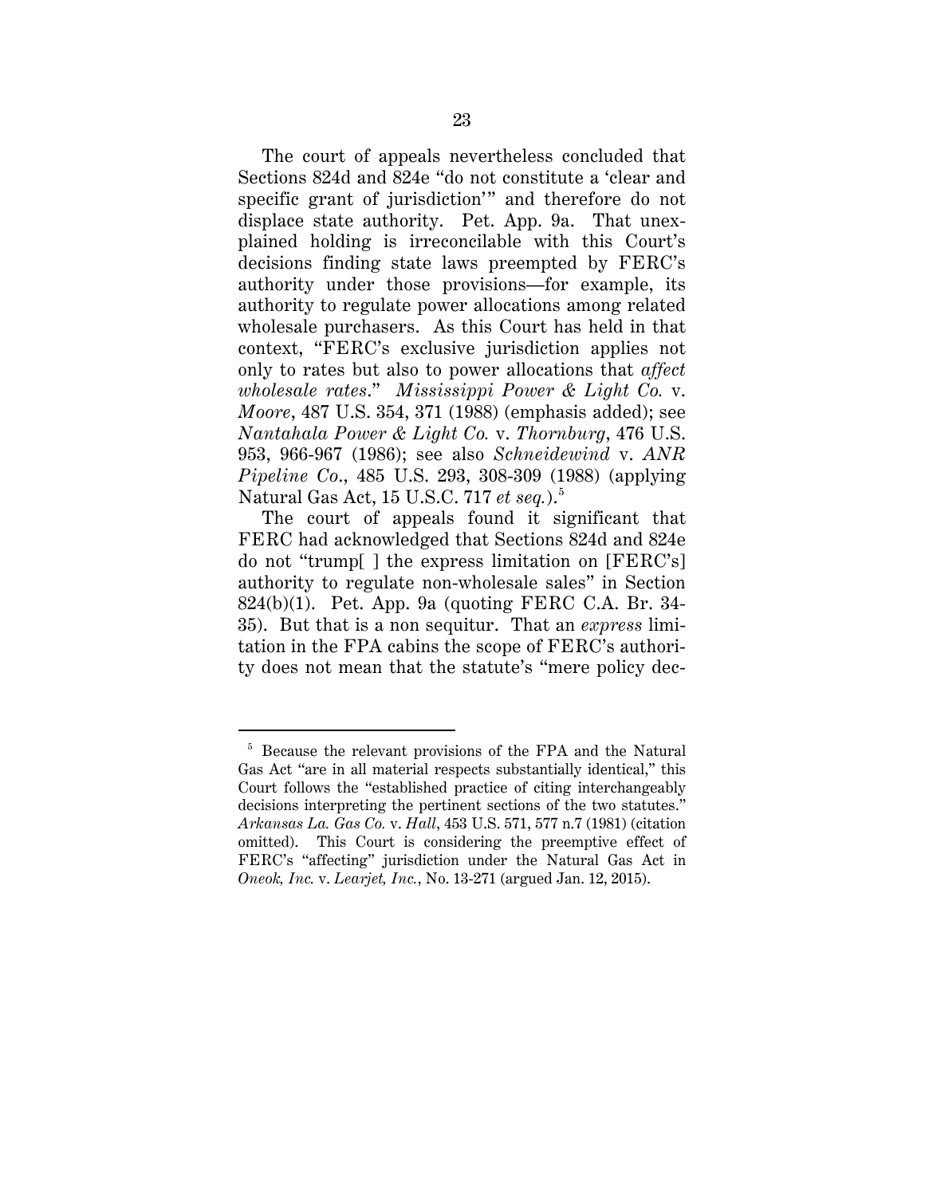The court of appeals nevertheless concluded that Sections 824d and 824e "do not constitute a 'clear and specific grant of jurisdiction'" and therefore do not displace state authority. Pet. App. 9a. That unexplained holding is irreconcilable with this Court's decisions finding state laws preempted by FERC's authority under those provisions—for example, its authority to regulate power allocations among related wholesale purchasers. As this Court has held in that context, "FERC's exclusive jurisdiction applies not only to rates but also to power allocations that *affect wholesale rates*." *Mississippi Power & Light Co.* v. *Moore*, 487 U.S. 354, 371 (1988) (emphasis added); see *Nantahala Power & Light Co.* v. *Thornburg*, 476 U.S. 953, 966-967 (1986); see also *Schneidewind* v. *ANR Pipeline Co*., 485 U.S. 293, 308-309 (1988) (applying Natural Gas Act, 15 U.S.C. 717 *et seq.*).[5]

The court of appeals found it significant that FERC had acknowledged that Sections 824d and 824e do not "trump[ ] the express limitation on [FERC's] authority to regulate non-wholesale sales" in Section 824(b)(1). Pet. App. 9a (quoting FERC C.A. Br. 34-35). But that is a non sequitur. That an *express* limitation in the FPA cabins the scope of FERC's authority does not mean that the statute's "mere policy dec-

---

[5] Because the relevant provisions of the FPA and the Natural Gas Act "are in all material respects substantially identical," this Court follows the "established practice of citing interchangeably decisions interpreting the pertinent sections of the two statutes." *Arkansas La. Gas Co.* v. *Hall*, 453 U.S. 571, 577 n.7 (1981) (citation omitted). This Court is considering the preemptive effect of FERC's "affecting" jurisdiction under the Natural Gas Act in *Oneok, Inc.* v. *Learjet, Inc.*, No. 13-271 (argued Jan. 12, 2015).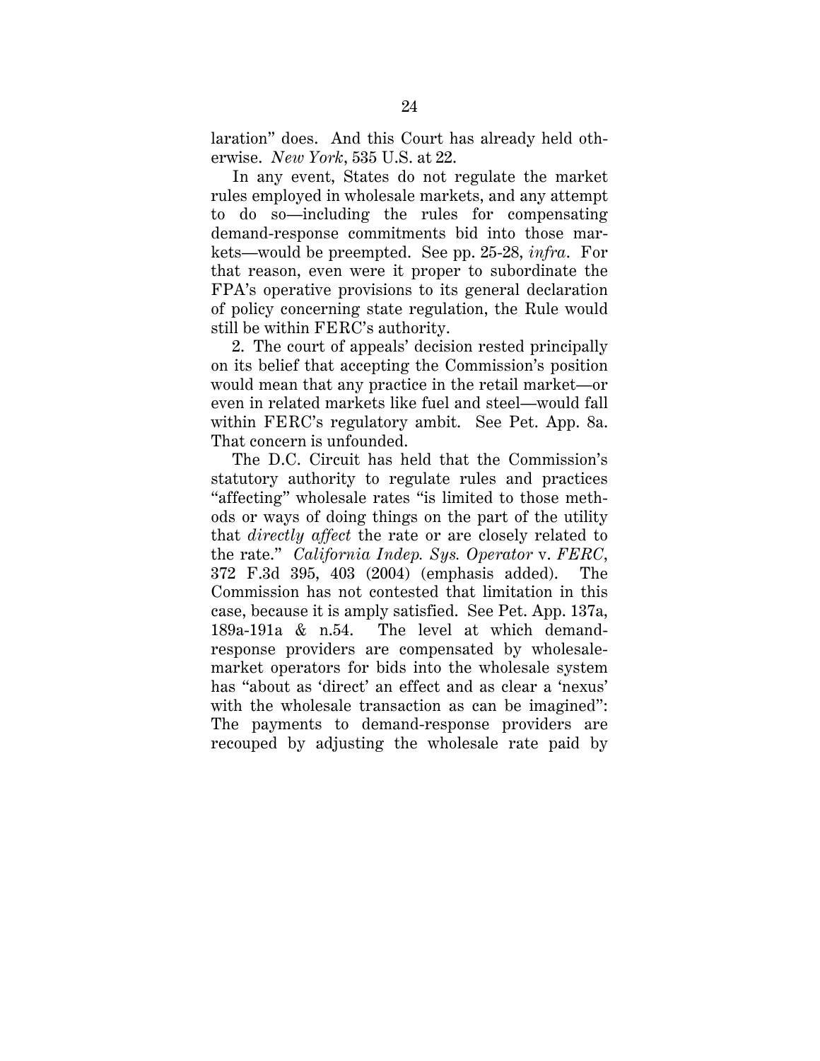laration" does. And this Court has already held otherwise. *New York*, 535 U.S. at 22.

In any event, States do not regulate the market rules employed in wholesale markets, and any attempt to do so—including the rules for compensating demand-response commitments bid into those markets—would be preempted. See pp. 25-28, *infra*. For that reason, even were it proper to subordinate the FPA's operative provisions to its general declaration of policy concerning state regulation, the Rule would still be within FERC's authority.

2. The court of appeals' decision rested principally on its belief that accepting the Commission's position would mean that any practice in the retail market—or even in related markets like fuel and steel—would fall within FERC's regulatory ambit. See Pet. App. 8a. That concern is unfounded.

The D.C. Circuit has held that the Commission's statutory authority to regulate rules and practices "affecting" wholesale rates "is limited to those methods or ways of doing things on the part of the utility that *directly affect* the rate or are closely related to the rate." *California Indep. Sys. Operator* v. *FERC*, 372 F.3d 395, 403 (2004) (emphasis added). The Commission has not contested that limitation in this case, because it is amply satisfied. See Pet. App. 137a, 189a-191a & n.54. The level at which demand-response providers are compensated by wholesale-market operators for bids into the wholesale system has "about as 'direct' an effect and as clear a 'nexus' with the wholesale transaction as can be imagined": The payments to demand-response providers are recouped by adjusting the wholesale rate paid by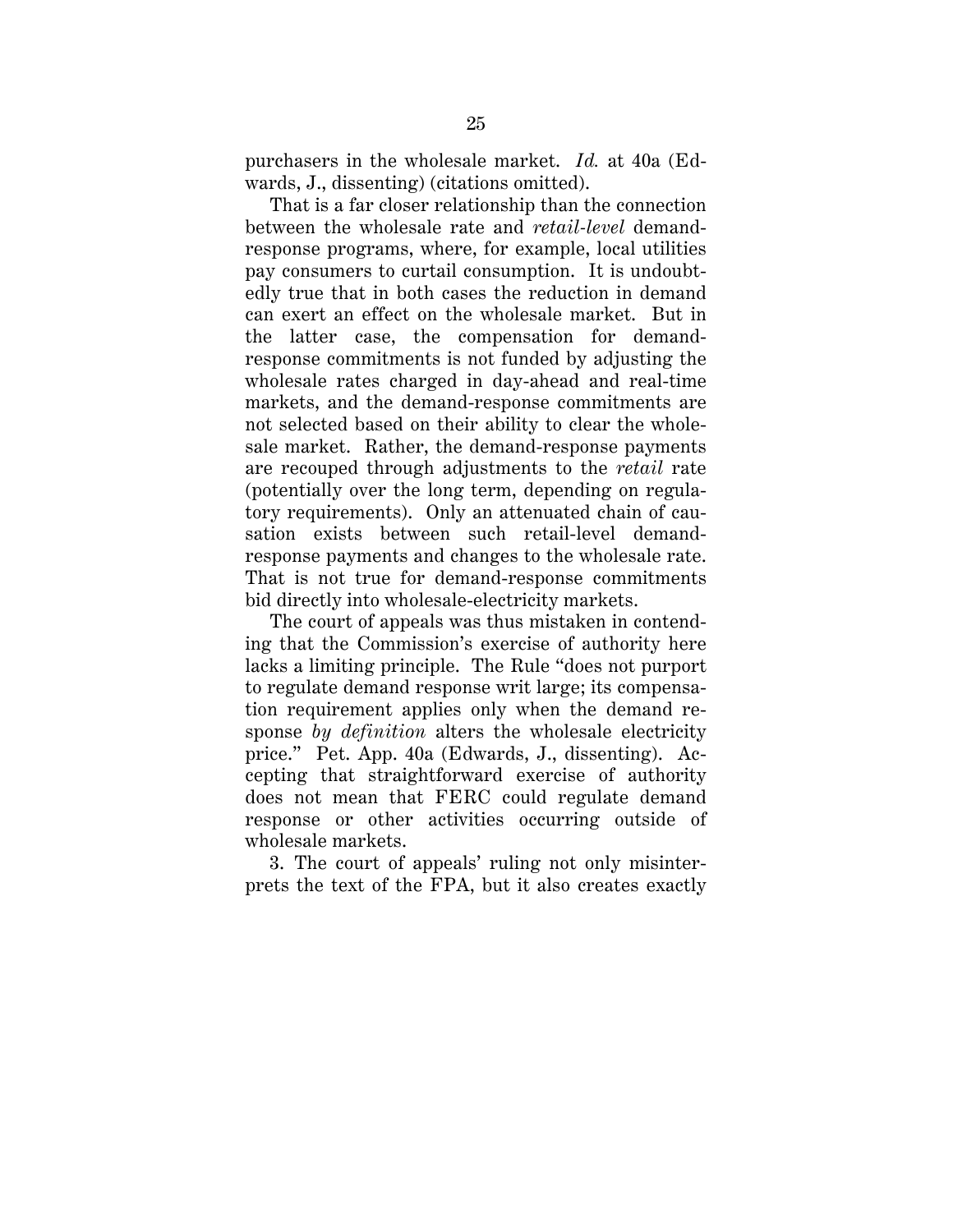purchasers in the wholesale market. *Id.* at 40a (Edwards, J., dissenting) (citations omitted).

That is a far closer relationship than the connection between the wholesale rate and *retail-level* demand-response programs, where, for example, local utilities pay consumers to curtail consumption. It is undoubtedly true that in both cases the reduction in demand can exert an effect on the wholesale market. But in the latter case, the compensation for demand-response commitments is not funded by adjusting the wholesale rates charged in day-ahead and real-time markets, and the demand-response commitments are not selected based on their ability to clear the wholesale market. Rather, the demand-response payments are recouped through adjustments to the *retail* rate (potentially over the long term, depending on regulatory requirements). Only an attenuated chain of causation exists between such retail-level demand-response payments and changes to the wholesale rate. That is not true for demand-response commitments bid directly into wholesale-electricity markets.

The court of appeals was thus mistaken in contending that the Commission's exercise of authority here lacks a limiting principle. The Rule "does not purport to regulate demand response writ large; its compensation requirement applies only when the demand response *by definition* alters the wholesale electricity price." Pet. App. 40a (Edwards, J., dissenting). Accepting that straightforward exercise of authority does not mean that FERC could regulate demand response or other activities occurring outside of wholesale markets.

3. The court of appeals' ruling not only misinterprets the text of the FPA, but it also creates exactly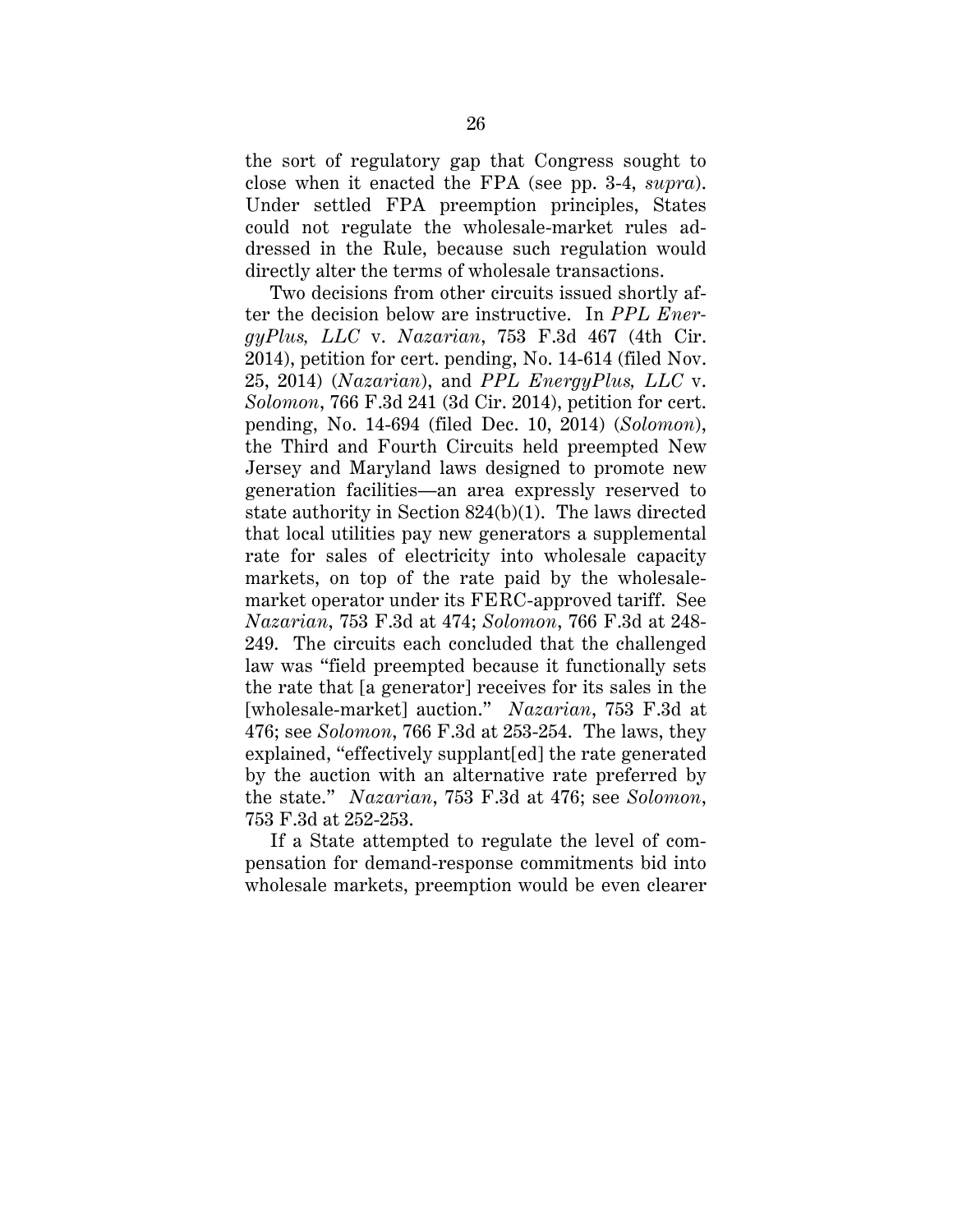the sort of regulatory gap that Congress sought to close when it enacted the FPA (see pp. 3-4, *supra*). Under settled FPA preemption principles, States could not regulate the wholesale-market rules addressed in the Rule, because such regulation would directly alter the terms of wholesale transactions.

Two decisions from other circuits issued shortly after the decision below are instructive. In *PPL EnergyPlus, LLC* v. *Nazarian*, 753 F.3d 467 (4th Cir. 2014), petition for cert. pending, No. 14-614 (filed Nov. 25, 2014) (*Nazarian*), and *PPL EnergyPlus, LLC* v. *Solomon*, 766 F.3d 241 (3d Cir. 2014), petition for cert. pending, No. 14-694 (filed Dec. 10, 2014) (*Solomon*), the Third and Fourth Circuits held preempted New Jersey and Maryland laws designed to promote new generation facilities—an area expressly reserved to state authority in Section 824(b)(1). The laws directed that local utilities pay new generators a supplemental rate for sales of electricity into wholesale capacity markets, on top of the rate paid by the wholesale-market operator under its FERC-approved tariff. See *Nazarian*, 753 F.3d at 474; *Solomon*, 766 F.3d at 248-249. The circuits each concluded that the challenged law was "field preempted because it functionally sets the rate that [a generator] receives for its sales in the [wholesale-market] auction." *Nazarian*, 753 F.3d at 476; see *Solomon*, 766 F.3d at 253-254. The laws, they explained, "effectively supplant[ed] the rate generated by the auction with an alternative rate preferred by the state." *Nazarian*, 753 F.3d at 476; see *Solomon*, 753 F.3d at 252-253.

If a State attempted to regulate the level of compensation for demand-response commitments bid into wholesale markets, preemption would be even clearer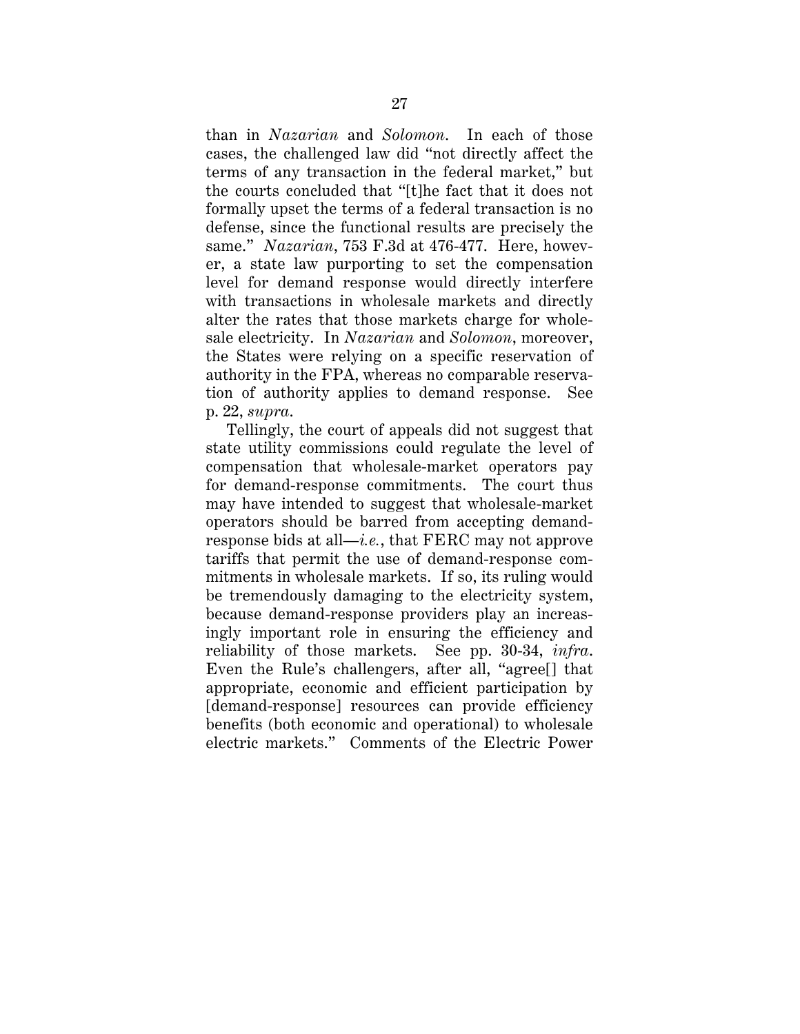than in *Nazarian* and *Solomon*. In each of those cases, the challenged law did "not directly affect the terms of any transaction in the federal market," but the courts concluded that "[t]he fact that it does not formally upset the terms of a federal transaction is no defense, since the functional results are precisely the same." *Nazarian*, 753 F.3d at 476-477. Here, however, a state law purporting to set the compensation level for demand response would directly interfere with transactions in wholesale markets and directly alter the rates that those markets charge for wholesale electricity. In *Nazarian* and *Solomon*, moreover, the States were relying on a specific reservation of authority in the FPA, whereas no comparable reservation of authority applies to demand response. See p. 22, *supra*.

Tellingly, the court of appeals did not suggest that state utility commissions could regulate the level of compensation that wholesale-market operators pay for demand-response commitments. The court thus may have intended to suggest that wholesale-market operators should be barred from accepting demand-response bids at all—*i.e.*, that FERC may not approve tariffs that permit the use of demand-response commitments in wholesale markets. If so, its ruling would be tremendously damaging to the electricity system, because demand-response providers play an increasingly important role in ensuring the efficiency and reliability of those markets. See pp. 30-34, *infra*. Even the Rule's challengers, after all, "agree[] that appropriate, economic and efficient participation by [demand-response] resources can provide efficiency benefits (both economic and operational) to wholesale electric markets." Comments of the Electric Power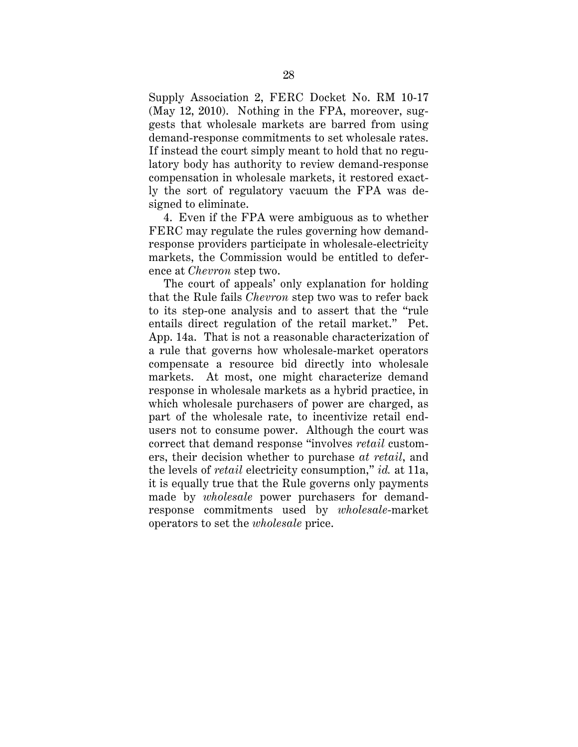Supply Association 2, FERC Docket No. RM 10-17 (May 12, 2010). Nothing in the FPA, moreover, suggests that wholesale markets are barred from using demand-response commitments to set wholesale rates. If instead the court simply meant to hold that no regulatory body has authority to review demand-response compensation in wholesale markets, it restored exactly the sort of regulatory vacuum the FPA was designed to eliminate.

4. Even if the FPA were ambiguous as to whether FERC may regulate the rules governing how demand-response providers participate in wholesale-electricity markets, the Commission would be entitled to deference at *Chevron* step two.

The court of appeals' only explanation for holding that the Rule fails *Chevron* step two was to refer back to its step-one analysis and to assert that the "rule entails direct regulation of the retail market." Pet. App. 14a. That is not a reasonable characterization of a rule that governs how wholesale-market operators compensate a resource bid directly into wholesale markets. At most, one might characterize demand response in wholesale markets as a hybrid practice, in which wholesale purchasers of power are charged, as part of the wholesale rate, to incentivize retail end-users not to consume power. Although the court was correct that demand response "involves *retail* customers, their decision whether to purchase *at retail*, and the levels of *retail* electricity consumption," *id.* at 11a, it is equally true that the Rule governs only payments made by *wholesale* power purchasers for demand-response commitments used by *wholesale*-market operators to set the *wholesale* price.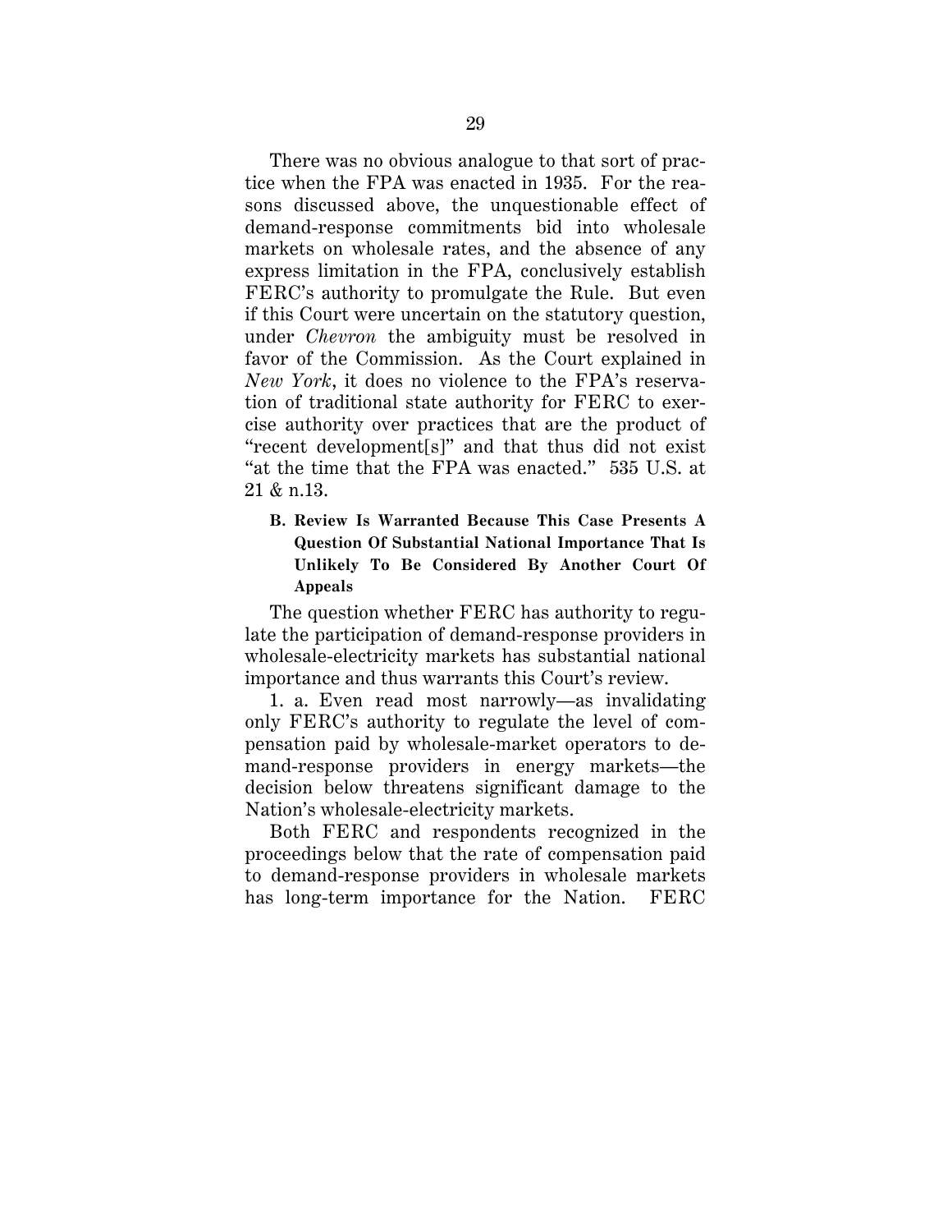There was no obvious analogue to that sort of practice when the FPA was enacted in 1935. For the reasons discussed above, the unquestionable effect of demand-response commitments bid into wholesale markets on wholesale rates, and the absence of any express limitation in the FPA, conclusively establish FERC's authority to promulgate the Rule. But even if this Court were uncertain on the statutory question, under *Chevron* the ambiguity must be resolved in favor of the Commission. As the Court explained in *New York*, it does no violence to the FPA's reservation of traditional state authority for FERC to exercise authority over practices that are the product of "recent development[s]" and that thus did not exist "at the time that the FPA was enacted." 535 U.S. at 21 & n.13.

### B. Review Is Warranted Because This Case Presents A Question Of Substantial National Importance That Is Unlikely To Be Considered By Another Court Of Appeals

The question whether FERC has authority to regulate the participation of demand-response providers in wholesale-electricity markets has substantial national importance and thus warrants this Court's review.

1. a. Even read most narrowly—as invalidating only FERC's authority to regulate the level of compensation paid by wholesale-market operators to demand-response providers in energy markets—the decision below threatens significant damage to the Nation's wholesale-electricity markets.

Both FERC and respondents recognized in the proceedings below that the rate of compensation paid to demand-response providers in wholesale markets has long-term importance for the Nation. FERC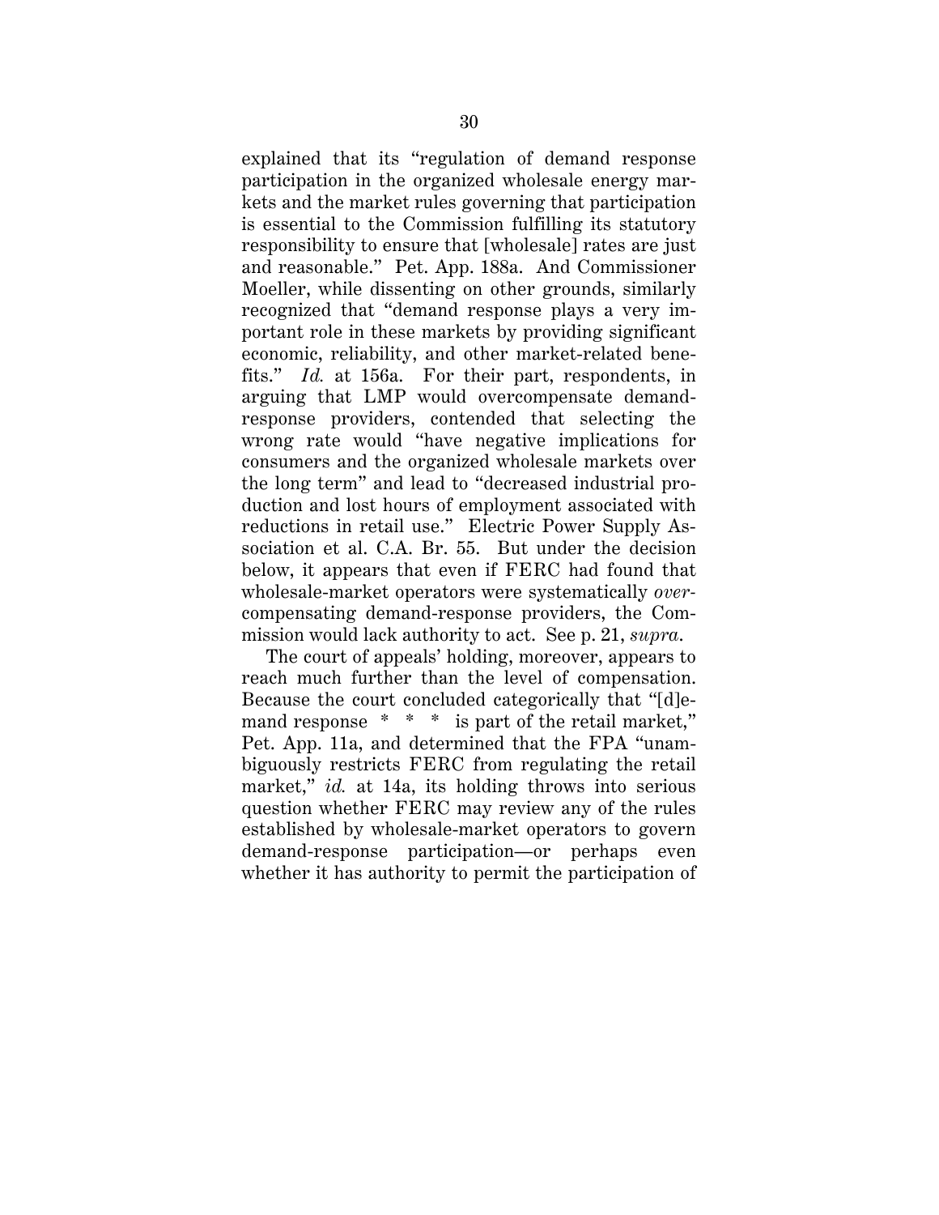explained that its "regulation of demand response participation in the organized wholesale energy markets and the market rules governing that participation is essential to the Commission fulfilling its statutory responsibility to ensure that [wholesale] rates are just and reasonable." Pet. App. 188a. And Commissioner Moeller, while dissenting on other grounds, similarly recognized that "demand response plays a very important role in these markets by providing significant economic, reliability, and other market-related benefits." *Id.* at 156a. For their part, respondents, in arguing that LMP would overcompensate demand-response providers, contended that selecting the wrong rate would "have negative implications for consumers and the organized wholesale markets over the long term" and lead to "decreased industrial production and lost hours of employment associated with reductions in retail use." Electric Power Supply Association et al. C.A. Br. 55. But under the decision below, it appears that even if FERC had found that wholesale-market operators were systematically *over*-compensating demand-response providers, the Commission would lack authority to act. See p. 21, *supra*.

The court of appeals' holding, moreover, appears to reach much further than the level of compensation. Because the court concluded categorically that "[d]emand response * * * is part of the retail market," Pet. App. 11a, and determined that the FPA "unambiguously restricts FERC from regulating the retail market," *id.* at 14a, its holding throws into serious question whether FERC may review any of the rules established by wholesale-market operators to govern demand-response participation—or perhaps even whether it has authority to permit the participation of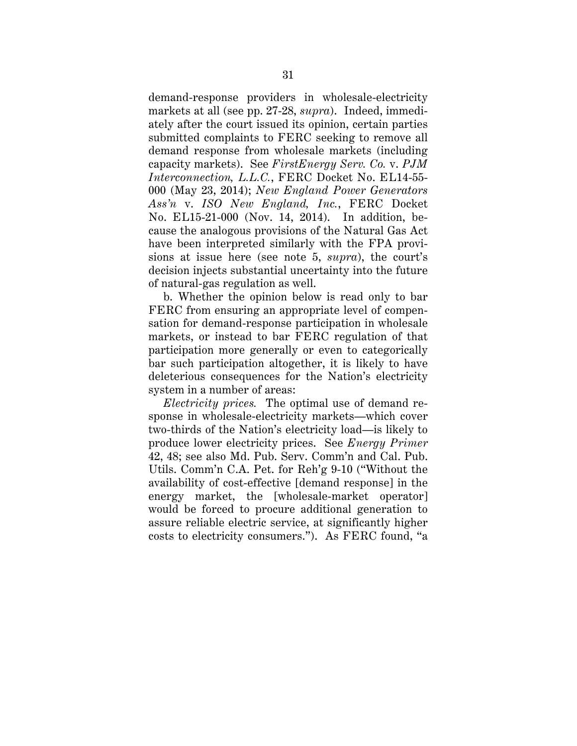demand-response providers in wholesale-electricity markets at all (see pp. 27-28, *supra*). Indeed, immediately after the court issued its opinion, certain parties submitted complaints to FERC seeking to remove all demand response from wholesale markets (including capacity markets). See *FirstEnergy Serv. Co.* v. *PJM Interconnection, L.L.C.*, FERC Docket No. EL14-55-000 (May 23, 2014); *New England Power Generators Ass'n* v. *ISO New England, Inc.*, FERC Docket No. EL15-21-000 (Nov. 14, 2014). In addition, because the analogous provisions of the Natural Gas Act have been interpreted similarly with the FPA provisions at issue here (see note 5, *supra*), the court's decision injects substantial uncertainty into the future of natural-gas regulation as well.

b. Whether the opinion below is read only to bar FERC from ensuring an appropriate level of compensation for demand-response participation in wholesale markets, or instead to bar FERC regulation of that participation more generally or even to categorically bar such participation altogether, it is likely to have deleterious consequences for the Nation's electricity system in a number of areas:

*Electricity prices.* The optimal use of demand response in wholesale-electricity markets—which cover two-thirds of the Nation's electricity load—is likely to produce lower electricity prices. See *Energy Primer* 42, 48; see also Md. Pub. Serv. Comm'n and Cal. Pub. Utils. Comm'n C.A. Pet. for Reh'g 9-10 ("Without the availability of cost-effective [demand response] in the energy market, the [wholesale-market operator] would be forced to procure additional generation to assure reliable electric service, at significantly higher costs to electricity consumers."). As FERC found, "a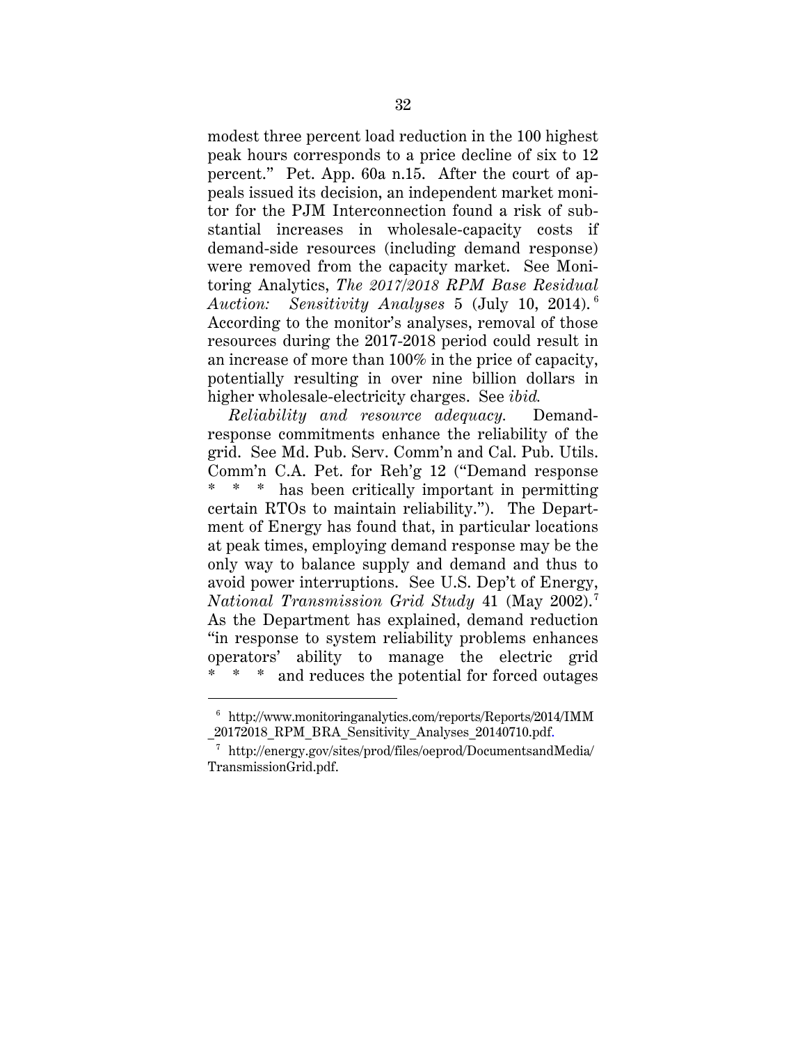modest three percent load reduction in the 100 highest peak hours corresponds to a price decline of six to 12 percent." Pet. App. 60a n.15. After the court of appeals issued its decision, an independent market monitor for the PJM Interconnection found a risk of substantial increases in wholesale-capacity costs if demand-side resources (including demand response) were removed from the capacity market. See Monitoring Analytics, *The 2017/2018 RPM Base Residual Auction: Sensitivity Analyses* 5 (July 10, 2014).[6] According to the monitor's analyses, removal of those resources during the 2017-2018 period could result in an increase of more than 100% in the price of capacity, potentially resulting in over nine billion dollars in higher wholesale-electricity charges. See *ibid.*

*Reliability and resource adequacy.* Demand-response commitments enhance the reliability of the grid. See Md. Pub. Serv. Comm'n and Cal. Pub. Utils. Comm'n C.A. Pet. for Reh'g 12 ("Demand response * * * has been critically important in permitting certain RTOs to maintain reliability."). The Department of Energy has found that, in particular locations at peak times, employing demand response may be the only way to balance supply and demand and thus to avoid power interruptions. See U.S. Dep't of Energy, *National Transmission Grid Study* 41 (May 2002).[7] As the Department has explained, demand reduction "in response to system reliability problems enhances operators' ability to manage the electric grid * * * and reduces the potential for forced outages

---

[6] http://www.monitoringanalytics.com/reports/Reports/2014/IMM_20172018_RPM_BRA_Sensitivity_Analyses_20140710.pdf.

[7] http://energy.gov/sites/prod/files/oeprod/DocumentsandMedia/TransmissionGrid.pdf.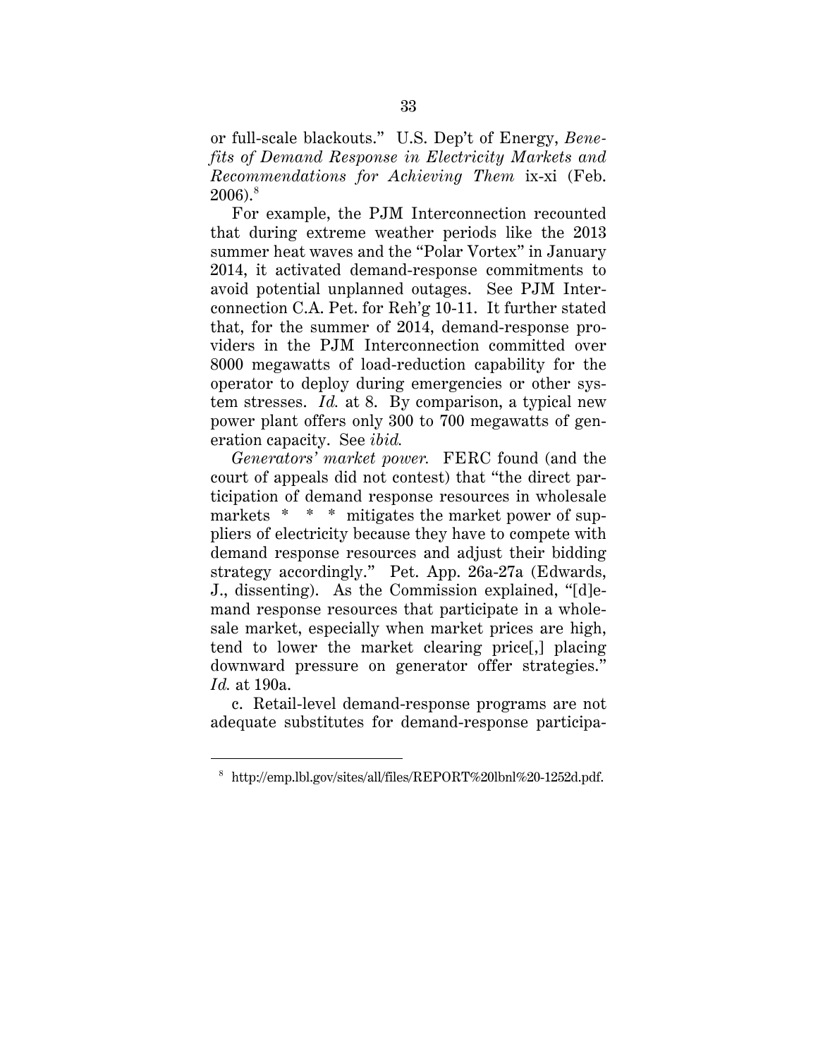or full-scale blackouts." U.S. Dep't of Energy, *Benefits of Demand Response in Electricity Markets and Recommendations for Achieving Them* ix-xi (Feb. 2006).[8]

For example, the PJM Interconnection recounted that during extreme weather periods like the 2013 summer heat waves and the "Polar Vortex" in January 2014, it activated demand-response commitments to avoid potential unplanned outages. See PJM Interconnection C.A. Pet. for Reh'g 10-11. It further stated that, for the summer of 2014, demand-response providers in the PJM Interconnection committed over 8000 megawatts of load-reduction capability for the operator to deploy during emergencies or other system stresses. *Id.* at 8. By comparison, a typical new power plant offers only 300 to 700 megawatts of generation capacity. See *ibid.*

*Generators' market power.* FERC found (and the court of appeals did not contest) that "the direct participation of demand response resources in wholesale markets * * * mitigates the market power of suppliers of electricity because they have to compete with demand response resources and adjust their bidding strategy accordingly." Pet. App. 26a-27a (Edwards, J., dissenting). As the Commission explained, "[d]emand response resources that participate in a wholesale market, especially when market prices are high, tend to lower the market clearing price[,] placing downward pressure on generator offer strategies." *Id.* at 190a.

c. Retail-level demand-response programs are not adequate substitutes for demand-response participa-

---

[8] http://emp.lbl.gov/sites/all/files/REPORT%20lbnl%20-1252d.pdf.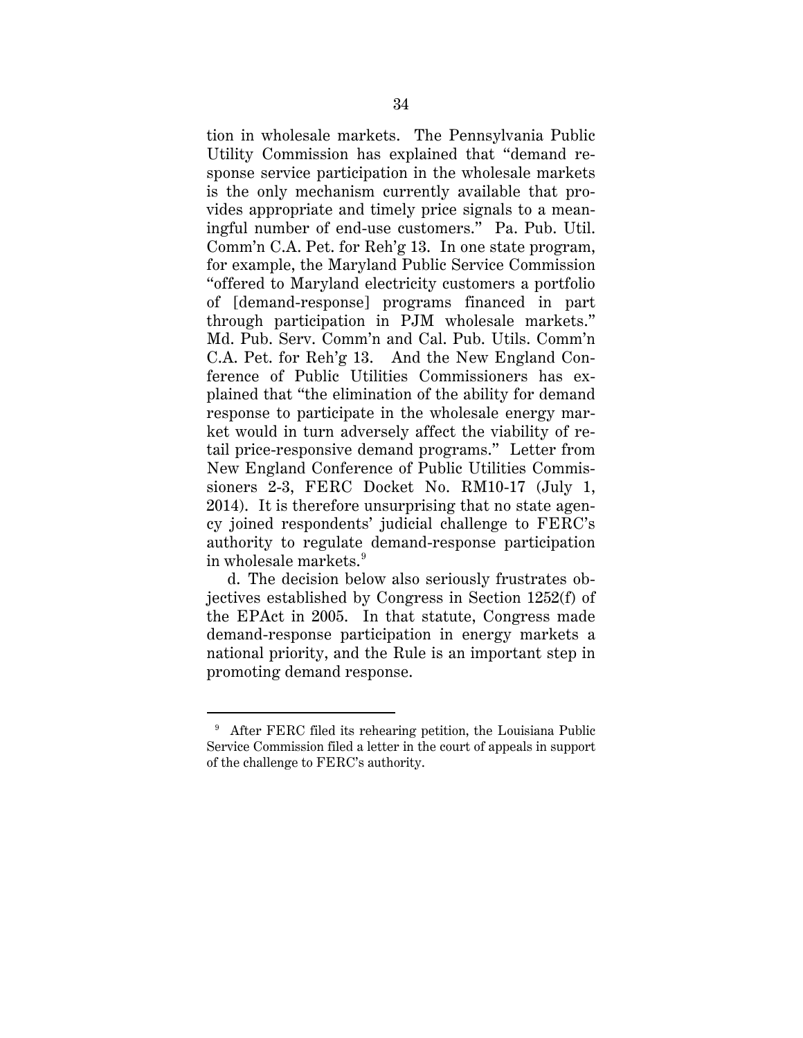tion in wholesale markets. The Pennsylvania Public Utility Commission has explained that "demand response service participation in the wholesale markets is the only mechanism currently available that provides appropriate and timely price signals to a meaningful number of end-use customers." Pa. Pub. Util. Comm'n C.A. Pet. for Reh'g 13. In one state program, for example, the Maryland Public Service Commission "offered to Maryland electricity customers a portfolio of [demand-response] programs financed in part through participation in PJM wholesale markets." Md. Pub. Serv. Comm'n and Cal. Pub. Utils. Comm'n C.A. Pet. for Reh'g 13. And the New England Conference of Public Utilities Commissioners has explained that "the elimination of the ability for demand response to participate in the wholesale energy market would in turn adversely affect the viability of retail price-responsive demand programs." Letter from New England Conference of Public Utilities Commissioners 2-3, FERC Docket No. RM10-17 (July 1, 2014). It is therefore unsurprising that no state agency joined respondents' judicial challenge to FERC's authority to regulate demand-response participation in wholesale markets.[9]

d. The decision below also seriously frustrates objectives established by Congress in Section 1252(f) of the EPAct in 2005. In that statute, Congress made demand-response participation in energy markets a national priority, and the Rule is an important step in promoting demand response.

---

[9] After FERC filed its rehearing petition, the Louisiana Public Service Commission filed a letter in the court of appeals in support of the challenge to FERC's authority.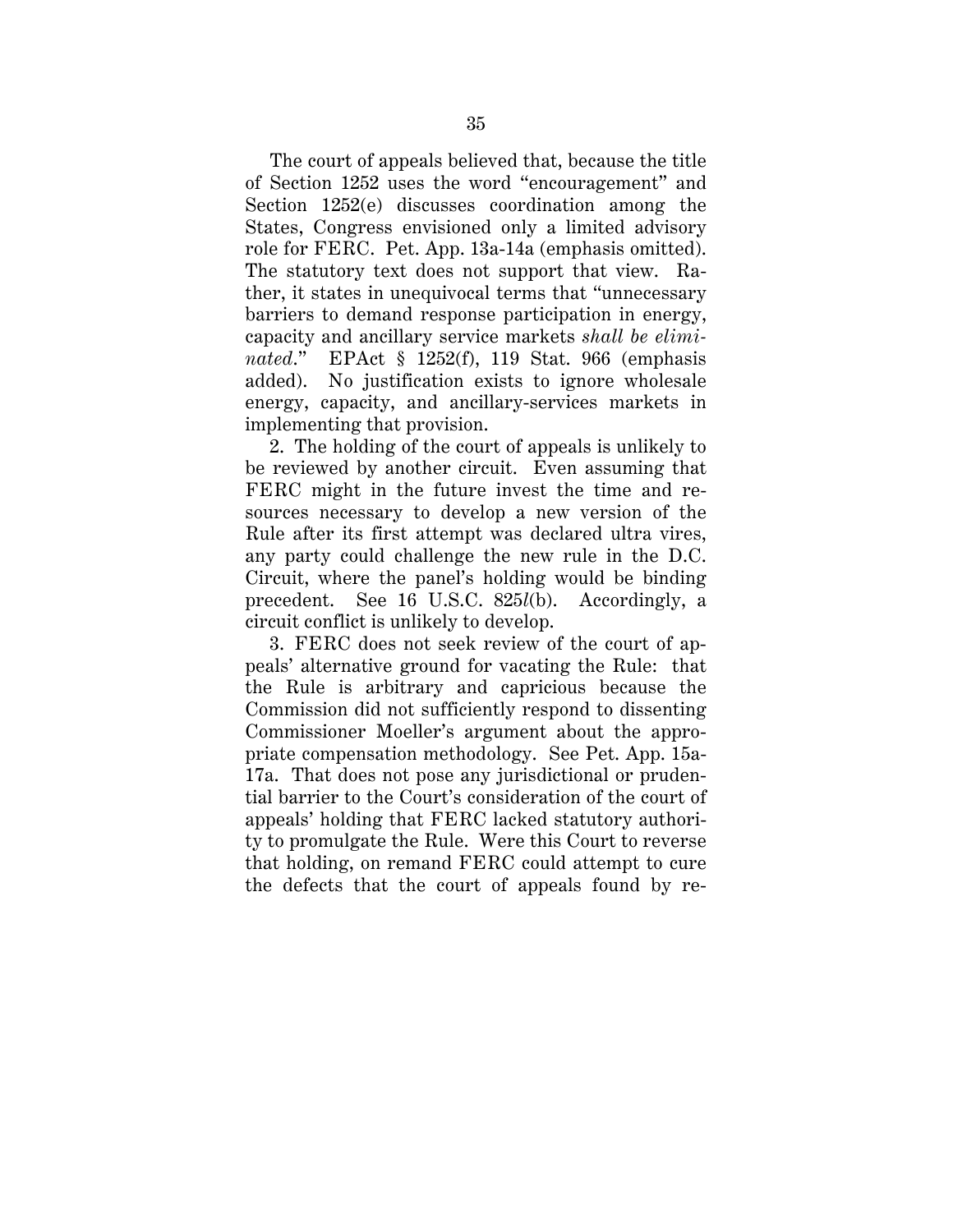The court of appeals believed that, because the title of Section 1252 uses the word "encouragement" and Section 1252(e) discusses coordination among the States, Congress envisioned only a limited advisory role for FERC. Pet. App. 13a-14a (emphasis omitted). The statutory text does not support that view. Rather, it states in unequivocal terms that "unnecessary barriers to demand response participation in energy, capacity and ancillary service markets *shall be eliminated*." EPAct § 1252(f), 119 Stat. 966 (emphasis added). No justification exists to ignore wholesale energy, capacity, and ancillary-services markets in implementing that provision.

2. The holding of the court of appeals is unlikely to be reviewed by another circuit. Even assuming that FERC might in the future invest the time and resources necessary to develop a new version of the Rule after its first attempt was declared ultra vires, any party could challenge the new rule in the D.C. Circuit, where the panel's holding would be binding precedent. See 16 U.S.C. 825*l*(b). Accordingly, a circuit conflict is unlikely to develop.

3. FERC does not seek review of the court of appeals' alternative ground for vacating the Rule: that the Rule is arbitrary and capricious because the Commission did not sufficiently respond to dissenting Commissioner Moeller's argument about the appropriate compensation methodology. See Pet. App. 15a-17a. That does not pose any jurisdictional or prudential barrier to the Court's consideration of the court of appeals' holding that FERC lacked statutory authority to promulgate the Rule. Were this Court to reverse that holding, on remand FERC could attempt to cure the defects that the court of appeals found by re-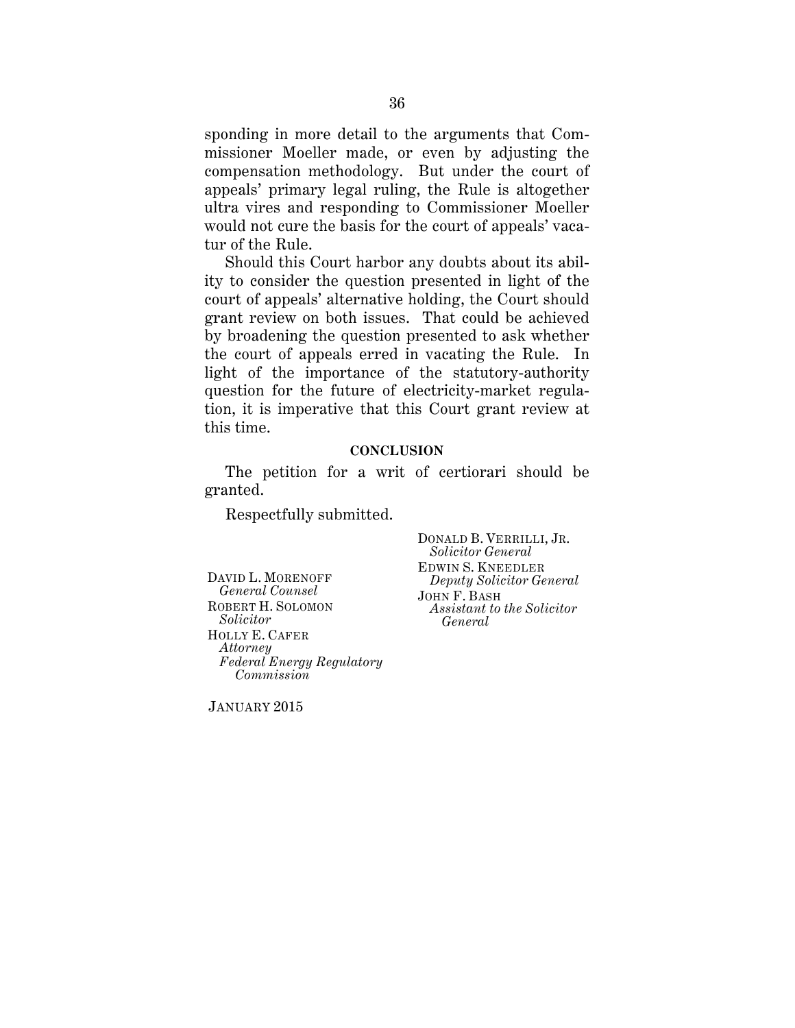sponding in more detail to the arguments that Commissioner Moeller made, or even by adjusting the compensation methodology. But under the court of appeals' primary legal ruling, the Rule is altogether ultra vires and responding to Commissioner Moeller would not cure the basis for the court of appeals' vacatur of the Rule.

Should this Court harbor any doubts about its ability to consider the question presented in light of the court of appeals' alternative holding, the Court should grant review on both issues. That could be achieved by broadening the question presented to ask whether the court of appeals erred in vacating the Rule. In light of the importance of the statutory-authority question for the future of electricity-market regulation, it is imperative that this Court grant review at this time.

## CONCLUSION

The petition for a writ of certiorari should be granted.

Respectfully submitted.

DONALD B. VERRILLI, JR.
*Solicitor General*
EDWIN S. KNEEDLER
*Deputy Solicitor General*
JOHN F. BASH
*Assistant to the Solicitor General*

DAVID L. MORENOFF
*General Counsel*
ROBERT H. SOLOMON
*Solicitor*
HOLLY E. CAFER
*Attorney*
*Federal Energy Regulatory Commission*

JANUARY 2015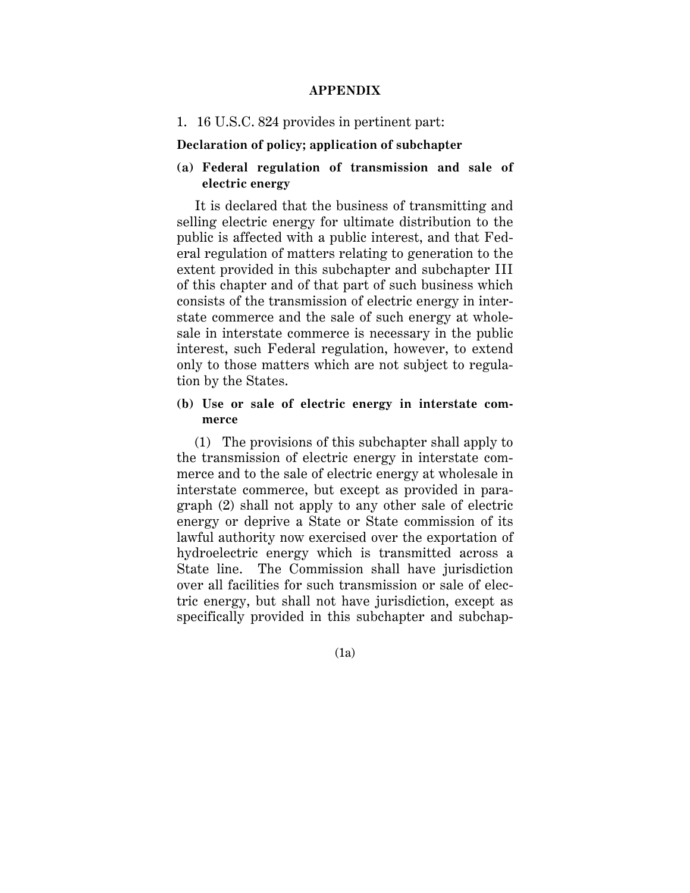# APPENDIX

1. 16 U.S.C. 824 provides in pertinent part:

**Declaration of policy; application of subchapter**

**(a) Federal regulation of transmission and sale of electric energy**

It is declared that the business of transmitting and selling electric energy for ultimate distribution to the public is affected with a public interest, and that Federal regulation of matters relating to generation to the extent provided in this subchapter and subchapter III of this chapter and of that part of such business which consists of the transmission of electric energy in interstate commerce and the sale of such energy at wholesale in interstate commerce is necessary in the public interest, such Federal regulation, however, to extend only to those matters which are not subject to regulation by the States.

**(b) Use or sale of electric energy in interstate commerce**

(1) The provisions of this subchapter shall apply to the transmission of electric energy in interstate commerce and to the sale of electric energy at wholesale in interstate commerce, but except as provided in paragraph (2) shall not apply to any other sale of electric energy or deprive a State or State commission of its lawful authority now exercised over the exportation of hydroelectric energy which is transmitted across a State line. The Commission shall have jurisdiction over all facilities for such transmission or sale of electric energy, but shall not have jurisdiction, except as specifically provided in this subchapter and subchap-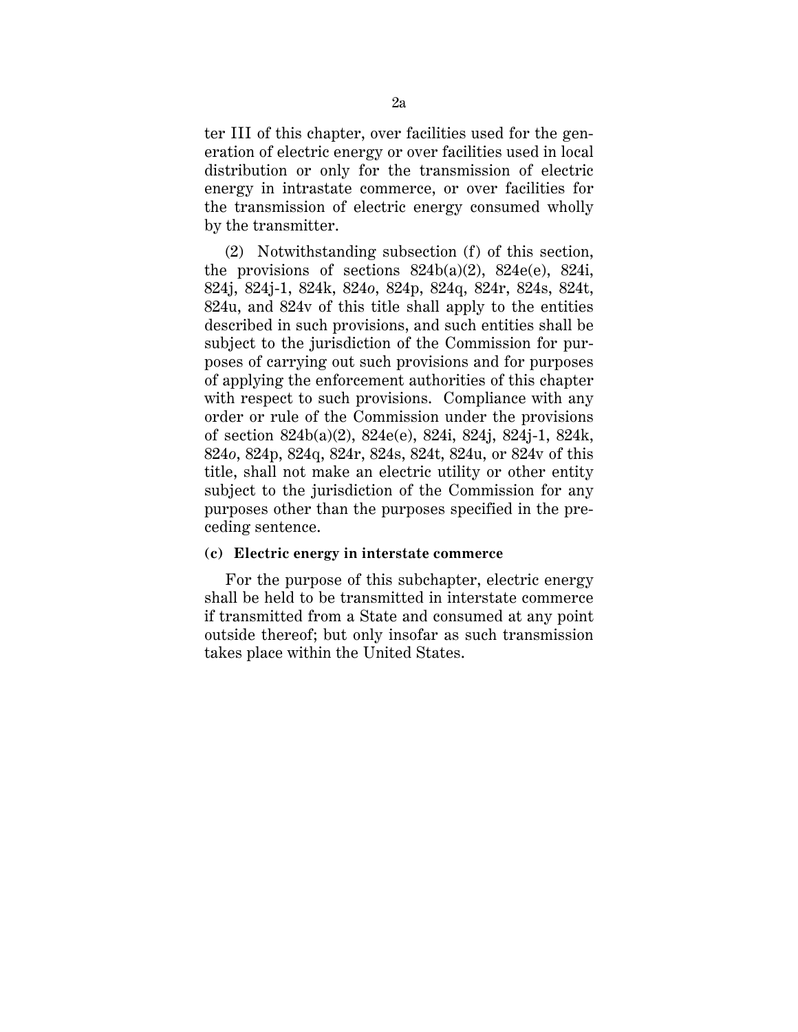ter III of this chapter, over facilities used for the generation of electric energy or over facilities used in local distribution or only for the transmission of electric energy in intrastate commerce, or over facilities for the transmission of electric energy consumed wholly by the transmitter.

(2) Notwithstanding subsection (f) of this section, the provisions of sections 824b(a)(2), 824e(e), 824i, 824j, 824j-1, 824k, 824*o*, 824p, 824q, 824r, 824s, 824t, 824u, and 824v of this title shall apply to the entities described in such provisions, and such entities shall be subject to the jurisdiction of the Commission for purposes of carrying out such provisions and for purposes of applying the enforcement authorities of this chapter with respect to such provisions. Compliance with any order or rule of the Commission under the provisions of section 824b(a)(2), 824e(e), 824i, 824j, 824j-1, 824k, 824*o*, 824p, 824q, 824r, 824s, 824t, 824u, or 824v of this title, shall not make an electric utility or other entity subject to the jurisdiction of the Commission for any purposes other than the purposes specified in the preceding sentence.

**(c) Electric energy in interstate commerce**

For the purpose of this subchapter, electric energy shall be held to be transmitted in interstate commerce if transmitted from a State and consumed at any point outside thereof; but only insofar as such transmission takes place within the United States.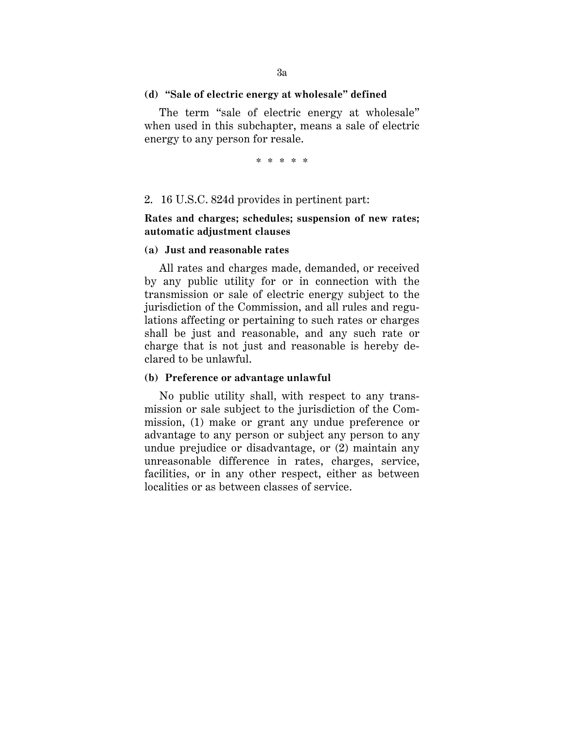**(d) "Sale of electric energy at wholesale" defined**

The term "sale of electric energy at wholesale" when used in this subchapter, means a sale of electric energy to any person for resale.

\* \* \* \* \*

2. 16 U.S.C. 824d provides in pertinent part:

**Rates and charges; schedules; suspension of new rates; automatic adjustment clauses**

**(a) Just and reasonable rates**

All rates and charges made, demanded, or received by any public utility for or in connection with the transmission or sale of electric energy subject to the jurisdiction of the Commission, and all rules and regulations affecting or pertaining to such rates or charges shall be just and reasonable, and any such rate or charge that is not just and reasonable is hereby declared to be unlawful.

**(b) Preference or advantage unlawful**

No public utility shall, with respect to any transmission or sale subject to the jurisdiction of the Commission, (1) make or grant any undue preference or advantage to any person or subject any person to any undue prejudice or disadvantage, or (2) maintain any unreasonable difference in rates, charges, service, facilities, or in any other respect, either as between localities or as between classes of service.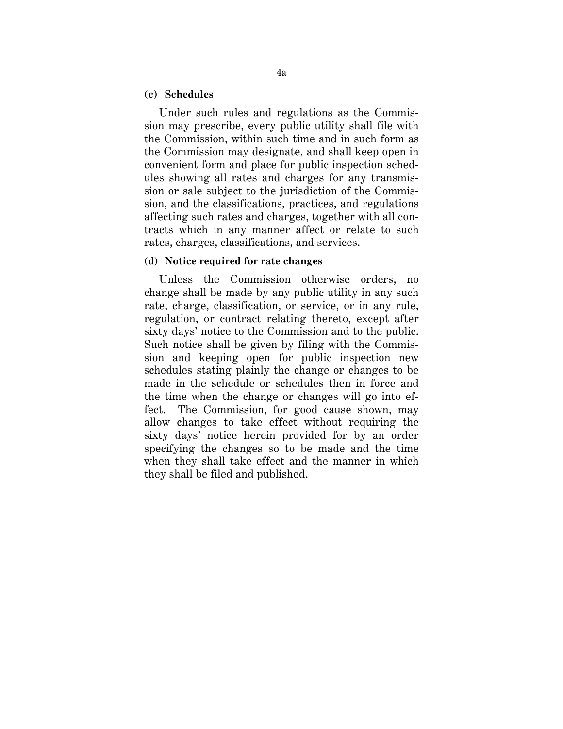**(c) Schedules**

Under such rules and regulations as the Commission may prescribe, every public utility shall file with the Commission, within such time and in such form as the Commission may designate, and shall keep open in convenient form and place for public inspection schedules showing all rates and charges for any transmission or sale subject to the jurisdiction of the Commission, and the classifications, practices, and regulations affecting such rates and charges, together with all contracts which in any manner affect or relate to such rates, charges, classifications, and services.

**(d) Notice required for rate changes**

Unless the Commission otherwise orders, no change shall be made by any public utility in any such rate, charge, classification, or service, or in any rule, regulation, or contract relating thereto, except after sixty days' notice to the Commission and to the public. Such notice shall be given by filing with the Commission and keeping open for public inspection new schedules stating plainly the change or changes to be made in the schedule or schedules then in force and the time when the change or changes will go into effect. The Commission, for good cause shown, may allow changes to take effect without requiring the sixty days' notice herein provided for by an order specifying the changes so to be made and the time when they shall take effect and the manner in which they shall be filed and published.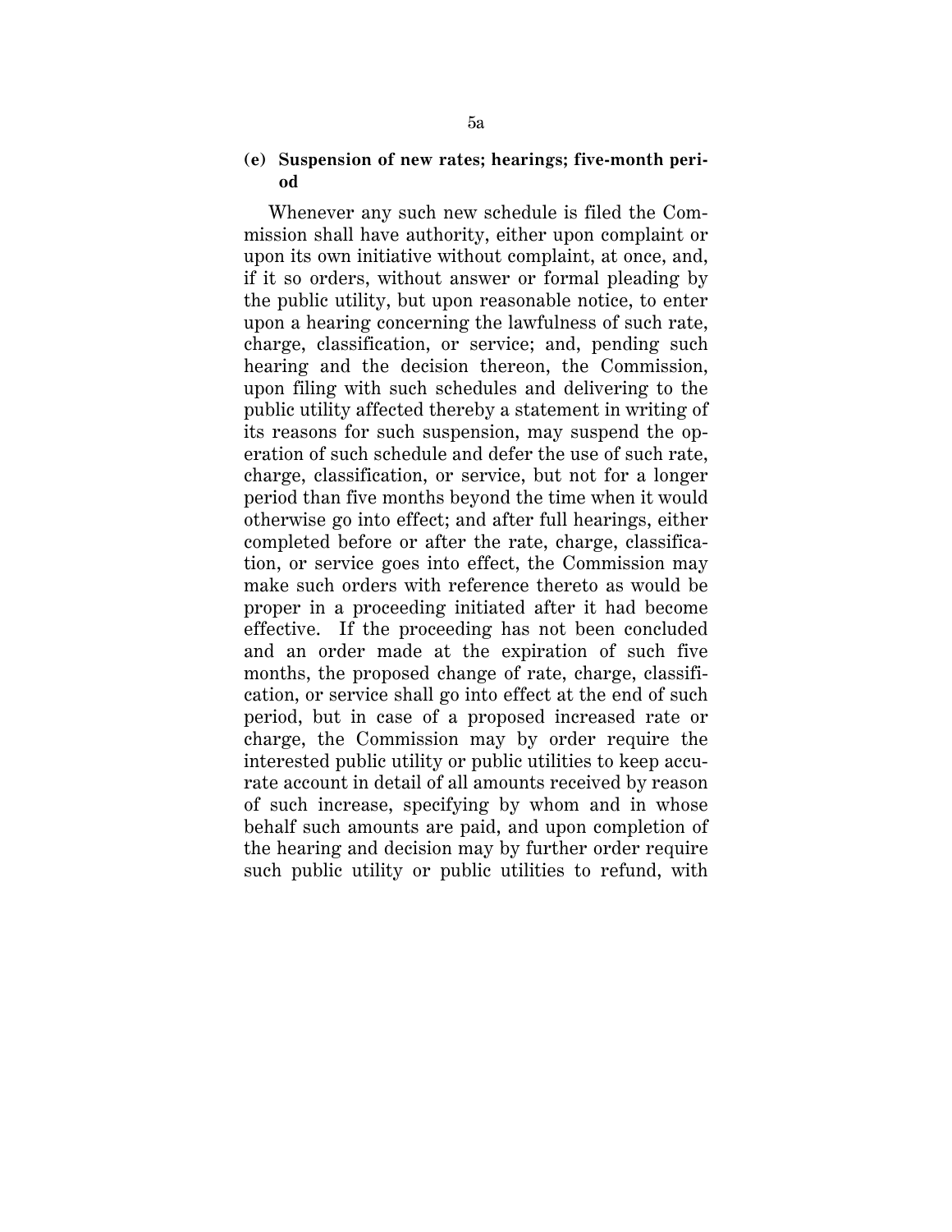**(e) Suspension of new rates; hearings; five-month period**

Whenever any such new schedule is filed the Commission shall have authority, either upon complaint or upon its own initiative without complaint, at once, and, if it so orders, without answer or formal pleading by the public utility, but upon reasonable notice, to enter upon a hearing concerning the lawfulness of such rate, charge, classification, or service; and, pending such hearing and the decision thereon, the Commission, upon filing with such schedules and delivering to the public utility affected thereby a statement in writing of its reasons for such suspension, may suspend the operation of such schedule and defer the use of such rate, charge, classification, or service, but not for a longer period than five months beyond the time when it would otherwise go into effect; and after full hearings, either completed before or after the rate, charge, classification, or service goes into effect, the Commission may make such orders with reference thereto as would be proper in a proceeding initiated after it had become effective. If the proceeding has not been concluded and an order made at the expiration of such five months, the proposed change of rate, charge, classification, or service shall go into effect at the end of such period, but in case of a proposed increased rate or charge, the Commission may by order require the interested public utility or public utilities to keep accurate account in detail of all amounts received by reason of such increase, specifying by whom and in whose behalf such amounts are paid, and upon completion of the hearing and decision may by further order require such public utility or public utilities to refund, with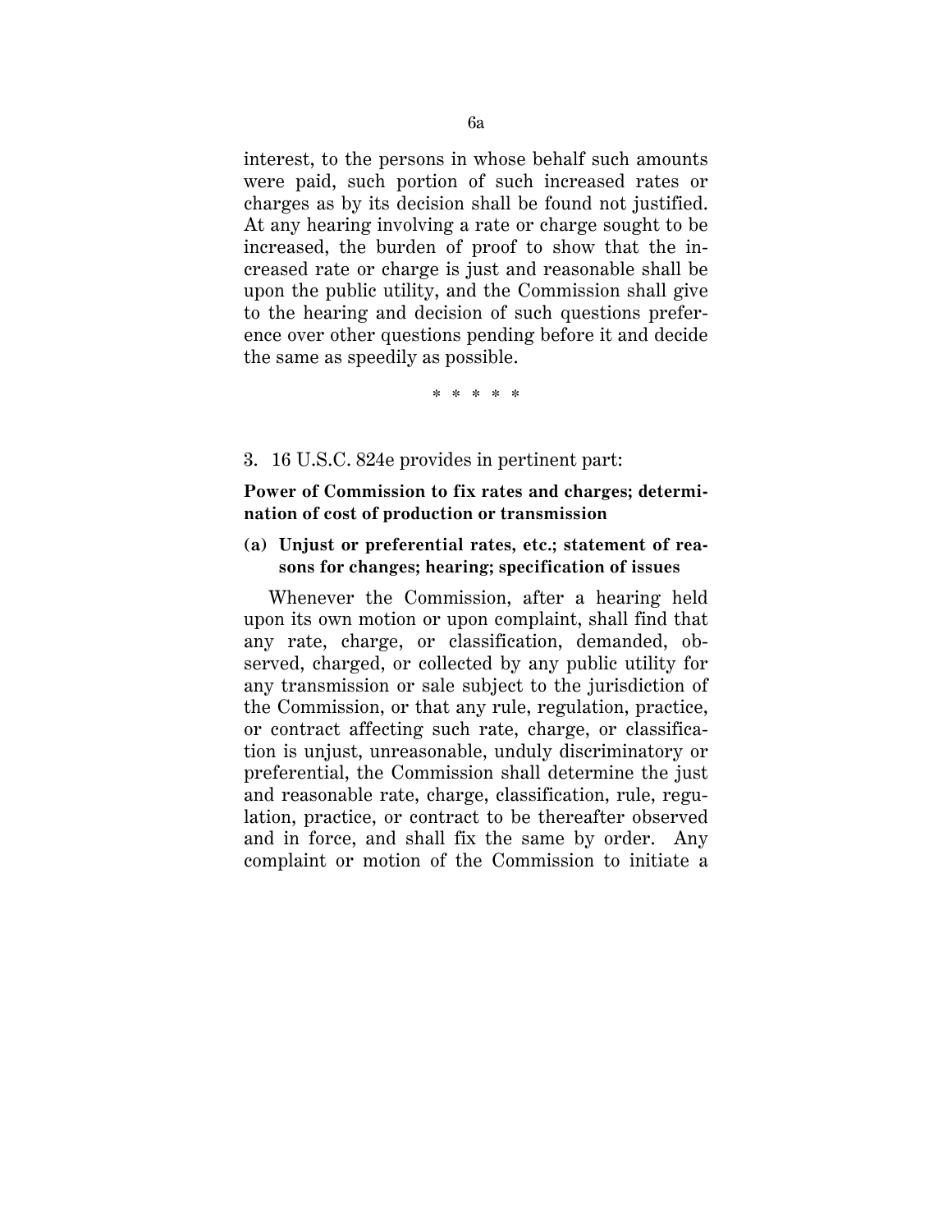interest, to the persons in whose behalf such amounts were paid, such portion of such increased rates or charges as by its decision shall be found not justified. At any hearing involving a rate or charge sought to be increased, the burden of proof to show that the increased rate or charge is just and reasonable shall be upon the public utility, and the Commission shall give to the hearing and decision of such questions preference over other questions pending before it and decide the same as speedily as possible.

\* \* \* \* \*

3. 16 U.S.C. 824e provides in pertinent part:

**Power of Commission to fix rates and charges; determination of cost of production or transmission**

**(a) Unjust or preferential rates, etc.; statement of reasons for changes; hearing; specification of issues**

Whenever the Commission, after a hearing held upon its own motion or upon complaint, shall find that any rate, charge, or classification, demanded, observed, charged, or collected by any public utility for any transmission or sale subject to the jurisdiction of the Commission, or that any rule, regulation, practice, or contract affecting such rate, charge, or classification is unjust, unreasonable, unduly discriminatory or preferential, the Commission shall determine the just and reasonable rate, charge, classification, rule, regulation, practice, or contract to be thereafter observed and in force, and shall fix the same by order. Any complaint or motion of the Commission to initiate a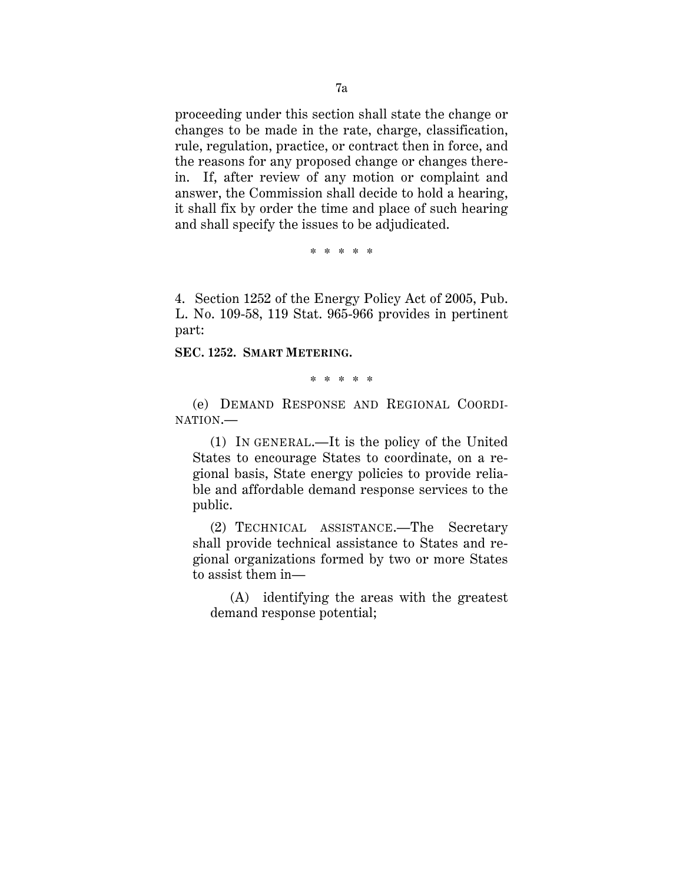proceeding under this section shall state the change or changes to be made in the rate, charge, classification, rule, regulation, practice, or contract then in force, and the reasons for any proposed change or changes therein. If, after review of any motion or complaint and answer, the Commission shall decide to hold a hearing, it shall fix by order the time and place of such hearing and shall specify the issues to be adjudicated.

\* \* \* \* \*

4. Section 1252 of the Energy Policy Act of 2005, Pub. L. No. 109-58, 119 Stat. 965-966 provides in pertinent part:

**SEC. 1252. SMART METERING.**

\* \* \* \* \*

(e) DEMAND RESPONSE AND REGIONAL COORDINATION.—

(1) IN GENERAL.—It is the policy of the United States to encourage States to coordinate, on a regional basis, State energy policies to provide reliable and affordable demand response services to the public.

(2) TECHNICAL ASSISTANCE.—The Secretary shall provide technical assistance to States and regional organizations formed by two or more States to assist them in—

(A) identifying the areas with the greatest demand response potential;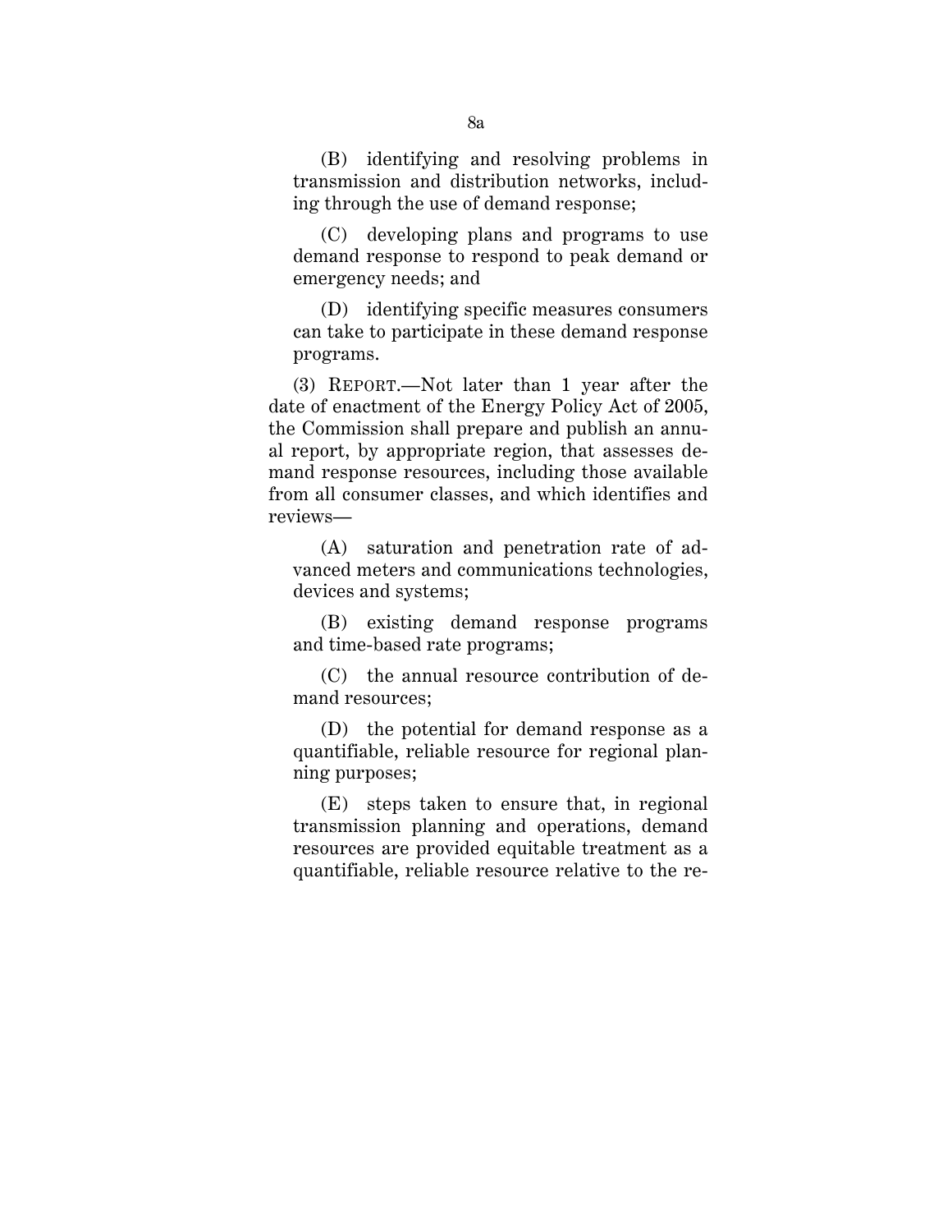(B) identifying and resolving problems in transmission and distribution networks, including through the use of demand response;

(C) developing plans and programs to use demand response to respond to peak demand or emergency needs; and

(D) identifying specific measures consumers can take to participate in these demand response programs.

(3) REPORT.—Not later than 1 year after the date of enactment of the Energy Policy Act of 2005, the Commission shall prepare and publish an annual report, by appropriate region, that assesses demand response resources, including those available from all consumer classes, and which identifies and reviews—

(A) saturation and penetration rate of advanced meters and communications technologies, devices and systems;

(B) existing demand response programs and time-based rate programs;

(C) the annual resource contribution of demand resources;

(D) the potential for demand response as a quantifiable, reliable resource for regional planning purposes;

(E) steps taken to ensure that, in regional transmission planning and operations, demand resources are provided equitable treatment as a quantifiable, reliable resource relative to the re-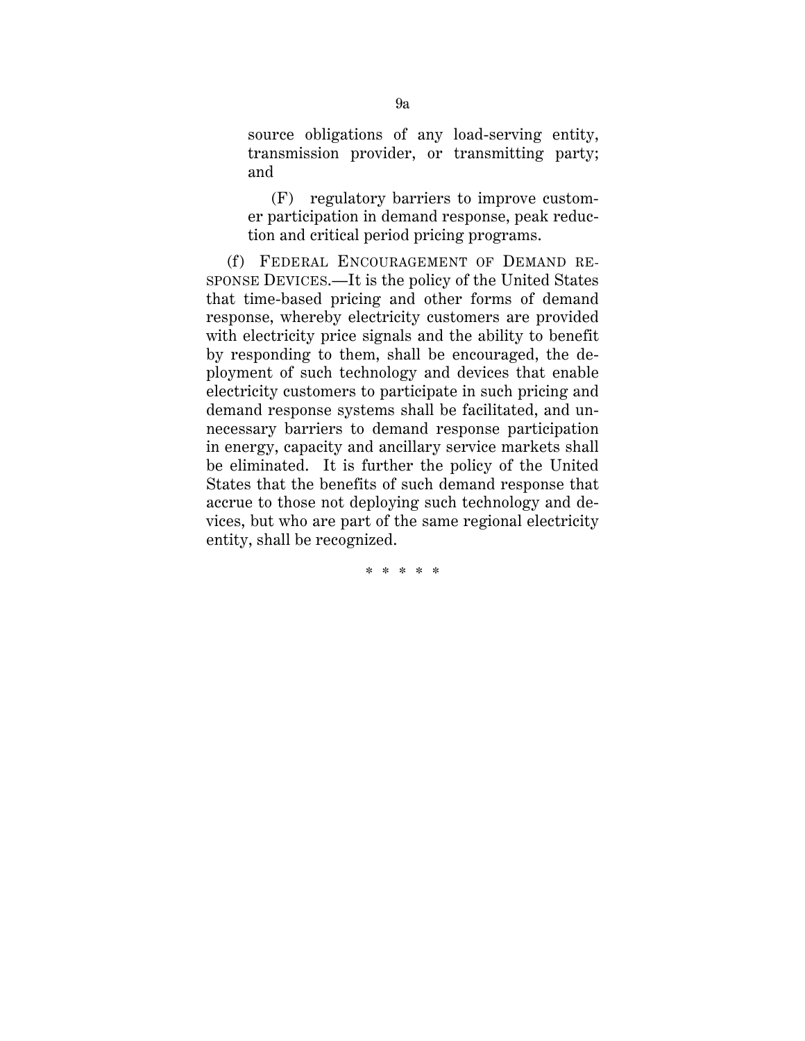source obligations of any load-serving entity, transmission provider, or transmitting party; and

(F) regulatory barriers to improve customer participation in demand response, peak reduction and critical period pricing programs.

(f) FEDERAL ENCOURAGEMENT OF DEMAND RESPONSE DEVICES.—It is the policy of the United States that time-based pricing and other forms of demand response, whereby electricity customers are provided with electricity price signals and the ability to benefit by responding to them, shall be encouraged, the deployment of such technology and devices that enable electricity customers to participate in such pricing and demand response systems shall be facilitated, and unnecessary barriers to demand response participation in energy, capacity and ancillary service markets shall be eliminated. It is further the policy of the United States that the benefits of such demand response that accrue to those not deploying such technology and devices, but who are part of the same regional electricity entity, shall be recognized.

\* \* \* \* \*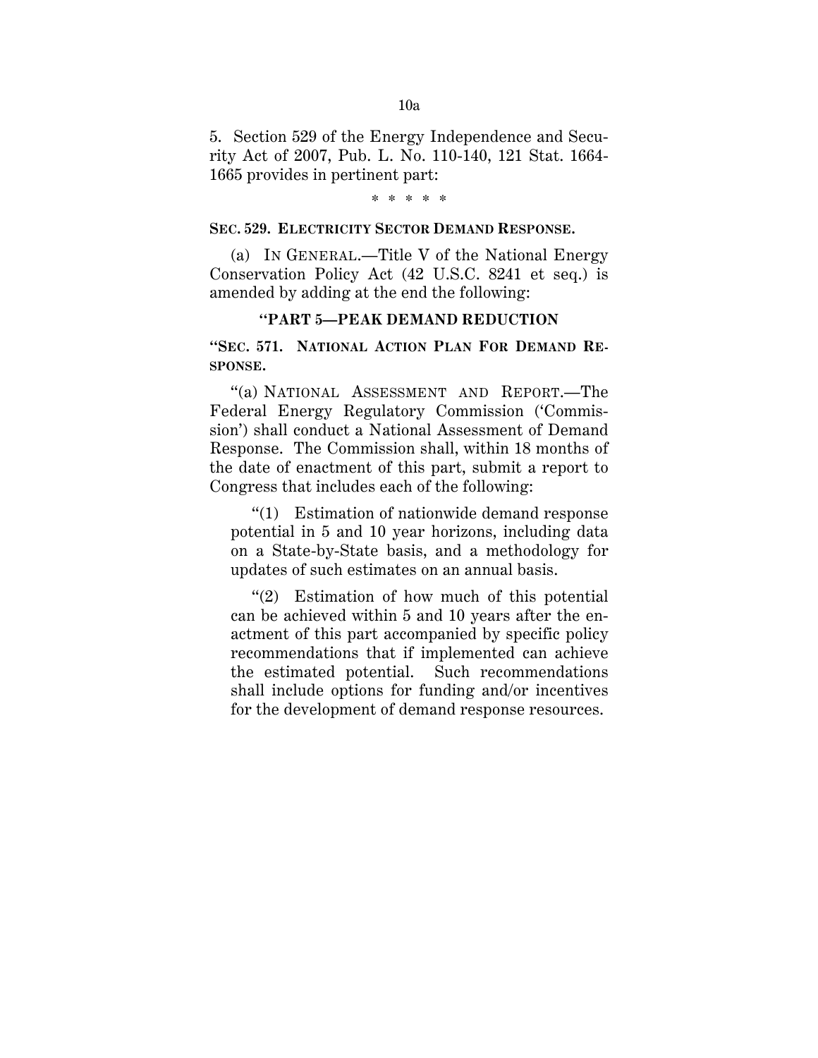5. Section 529 of the Energy Independence and Security Act of 2007, Pub. L. No. 110-140, 121 Stat. 1664-1665 provides in pertinent part:

\* \* \* \* \*

**SEC. 529. ELECTRICITY SECTOR DEMAND RESPONSE.**

(a) IN GENERAL.—Title V of the National Energy Conservation Policy Act (42 U.S.C. 8241 et seq.) is amended by adding at the end the following:

**"PART 5—PEAK DEMAND REDUCTION**

**"SEC. 571. NATIONAL ACTION PLAN FOR DEMAND RESPONSE.**

"(a) NATIONAL ASSESSMENT AND REPORT.—The Federal Energy Regulatory Commission ('Commission') shall conduct a National Assessment of Demand Response. The Commission shall, within 18 months of the date of enactment of this part, submit a report to Congress that includes each of the following:

"(1) Estimation of nationwide demand response potential in 5 and 10 year horizons, including data on a State-by-State basis, and a methodology for updates of such estimates on an annual basis.

"(2) Estimation of how much of this potential can be achieved within 5 and 10 years after the enactment of this part accompanied by specific policy recommendations that if implemented can achieve the estimated potential. Such recommendations shall include options for funding and/or incentives for the development of demand response resources.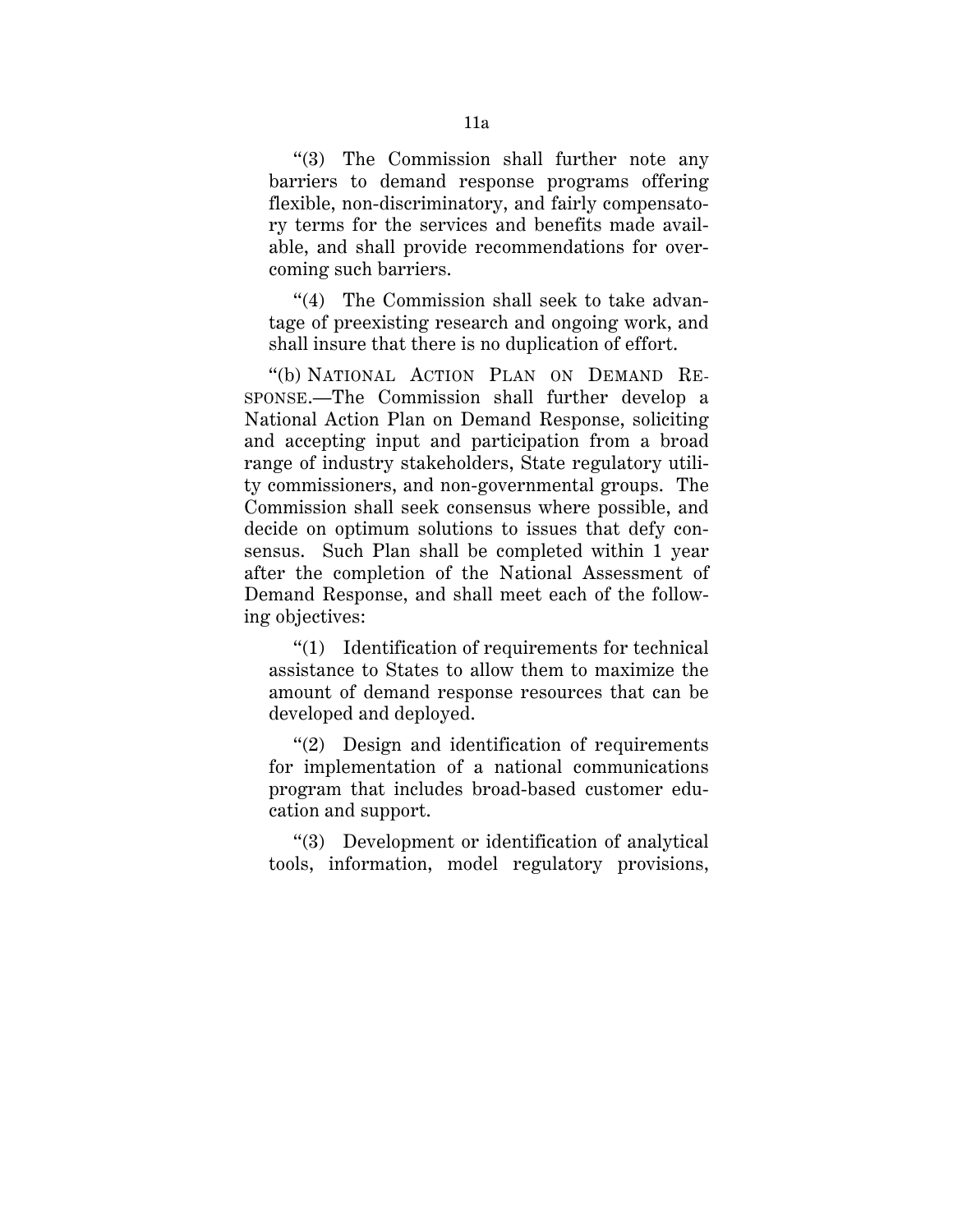"(3) The Commission shall further note any barriers to demand response programs offering flexible, non-discriminatory, and fairly compensatory terms for the services and benefits made available, and shall provide recommendations for overcoming such barriers.

"(4) The Commission shall seek to take advantage of preexisting research and ongoing work, and shall insure that there is no duplication of effort.

"(b) NATIONAL ACTION PLAN ON DEMAND RESPONSE.—The Commission shall further develop a National Action Plan on Demand Response, soliciting and accepting input and participation from a broad range of industry stakeholders, State regulatory utility commissioners, and non-governmental groups. The Commission shall seek consensus where possible, and decide on optimum solutions to issues that defy consensus. Such Plan shall be completed within 1 year after the completion of the National Assessment of Demand Response, and shall meet each of the following objectives:

"(1) Identification of requirements for technical assistance to States to allow them to maximize the amount of demand response resources that can be developed and deployed.

"(2) Design and identification of requirements for implementation of a national communications program that includes broad-based customer education and support.

"(3) Development or identification of analytical tools, information, model regulatory provisions,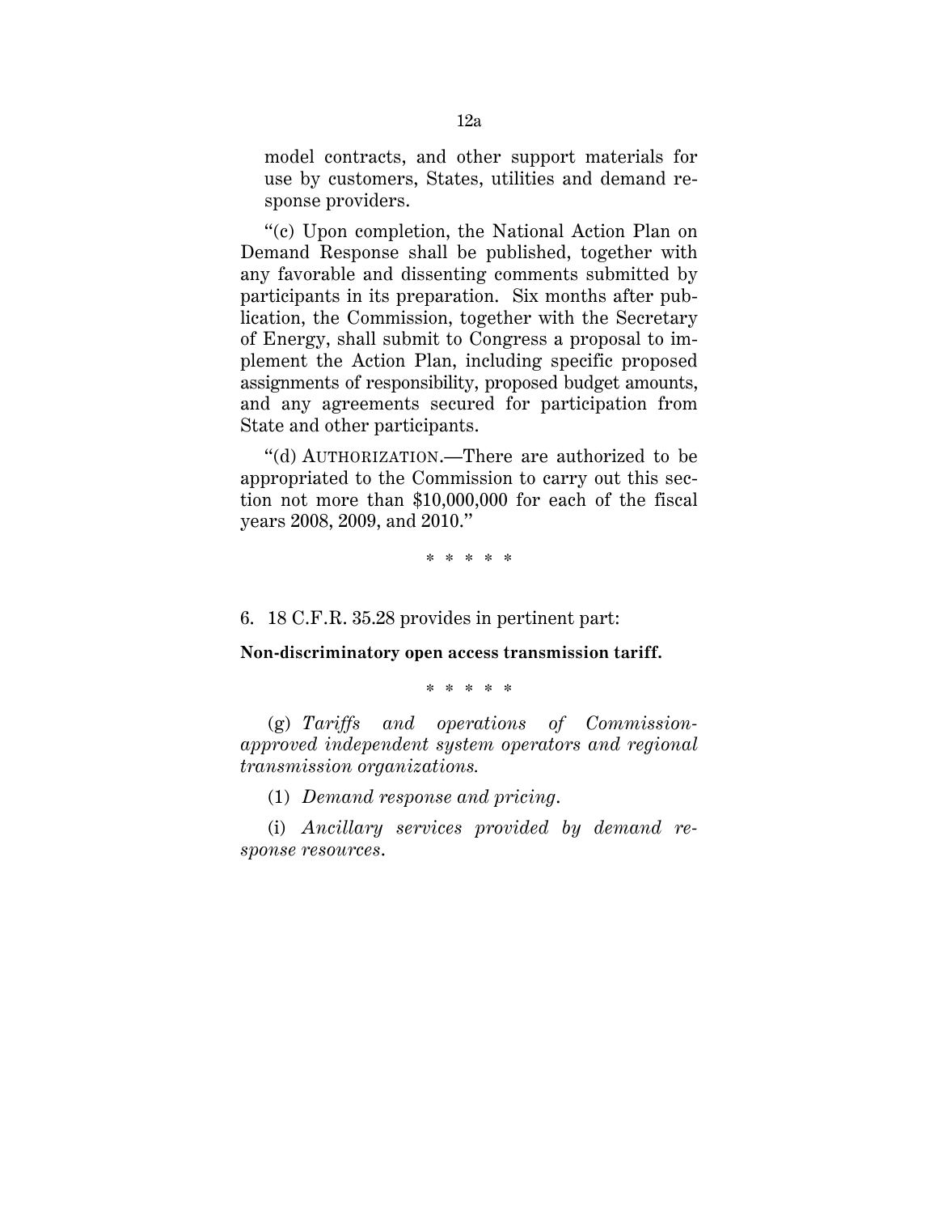model contracts, and other support materials for use by customers, States, utilities and demand response providers.

"(c) Upon completion, the National Action Plan on Demand Response shall be published, together with any favorable and dissenting comments submitted by participants in its preparation. Six months after publication, the Commission, together with the Secretary of Energy, shall submit to Congress a proposal to implement the Action Plan, including specific proposed assignments of responsibility, proposed budget amounts, and any agreements secured for participation from State and other participants.

"(d) AUTHORIZATION.—There are authorized to be appropriated to the Commission to carry out this section not more than $10,000,000 for each of the fiscal years 2008, 2009, and 2010."

\* \* \* \* \*

6. 18 C.F.R. 35.28 provides in pertinent part:

**Non-discriminatory open access transmission tariff.**

\* \* \* \* \*

(g) *Tariffs and operations of Commission-approved independent system operators and regional transmission organizations.*

(1) *Demand response and pricing.*

(i) *Ancillary services provided by demand response resources.*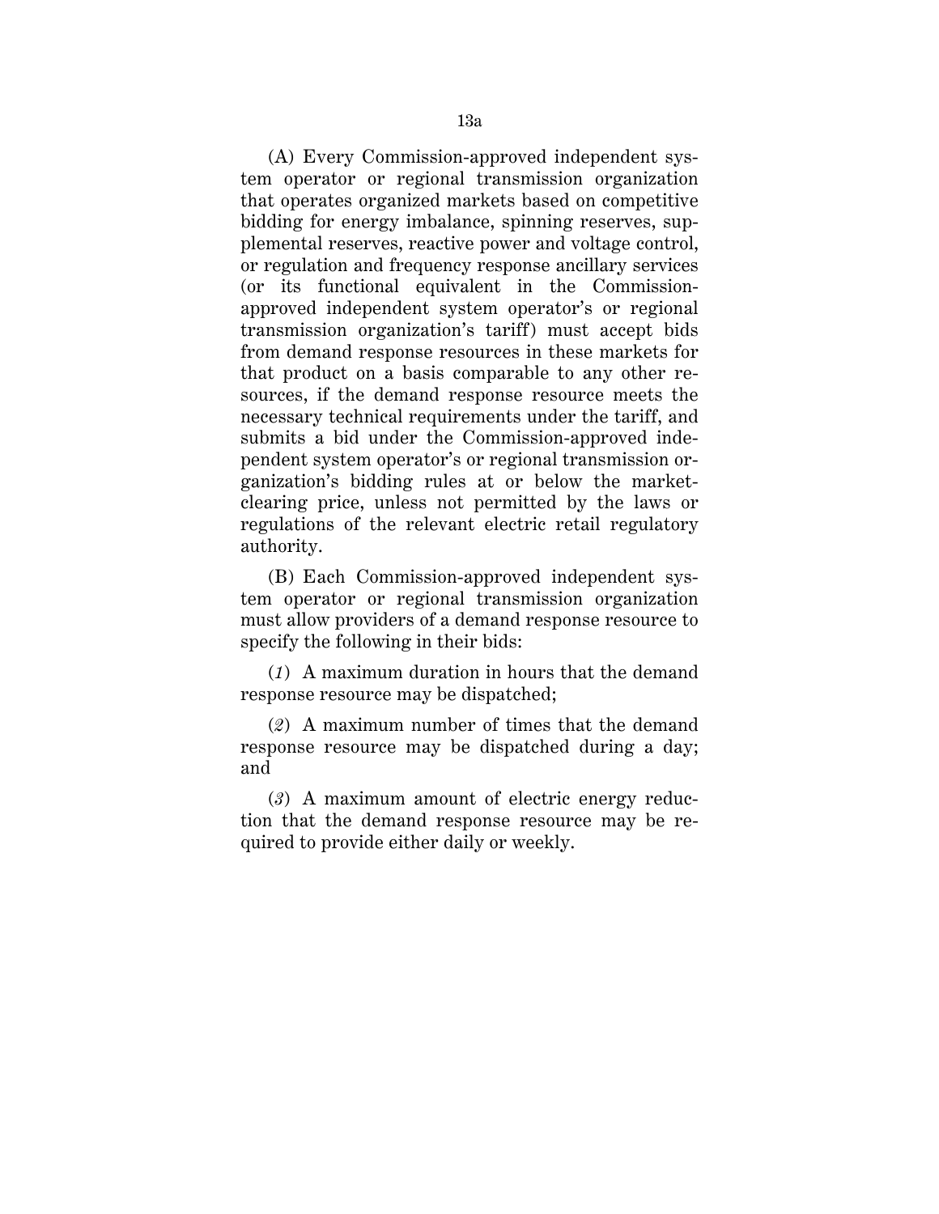(A) Every Commission-approved independent system operator or regional transmission organization that operates organized markets based on competitive bidding for energy imbalance, spinning reserves, supplemental reserves, reactive power and voltage control, or regulation and frequency response ancillary services (or its functional equivalent in the Commission-approved independent system operator's or regional transmission organization's tariff) must accept bids from demand response resources in these markets for that product on a basis comparable to any other resources, if the demand response resource meets the necessary technical requirements under the tariff, and submits a bid under the Commission-approved independent system operator's or regional transmission organization's bidding rules at or below the market-clearing price, unless not permitted by the laws or regulations of the relevant electric retail regulatory authority.

(B) Each Commission-approved independent system operator or regional transmission organization must allow providers of a demand response resource to specify the following in their bids:

(*1*) A maximum duration in hours that the demand response resource may be dispatched;

(*2*) A maximum number of times that the demand response resource may be dispatched during a day; and

(*3*) A maximum amount of electric energy reduction that the demand response resource may be required to provide either daily or weekly.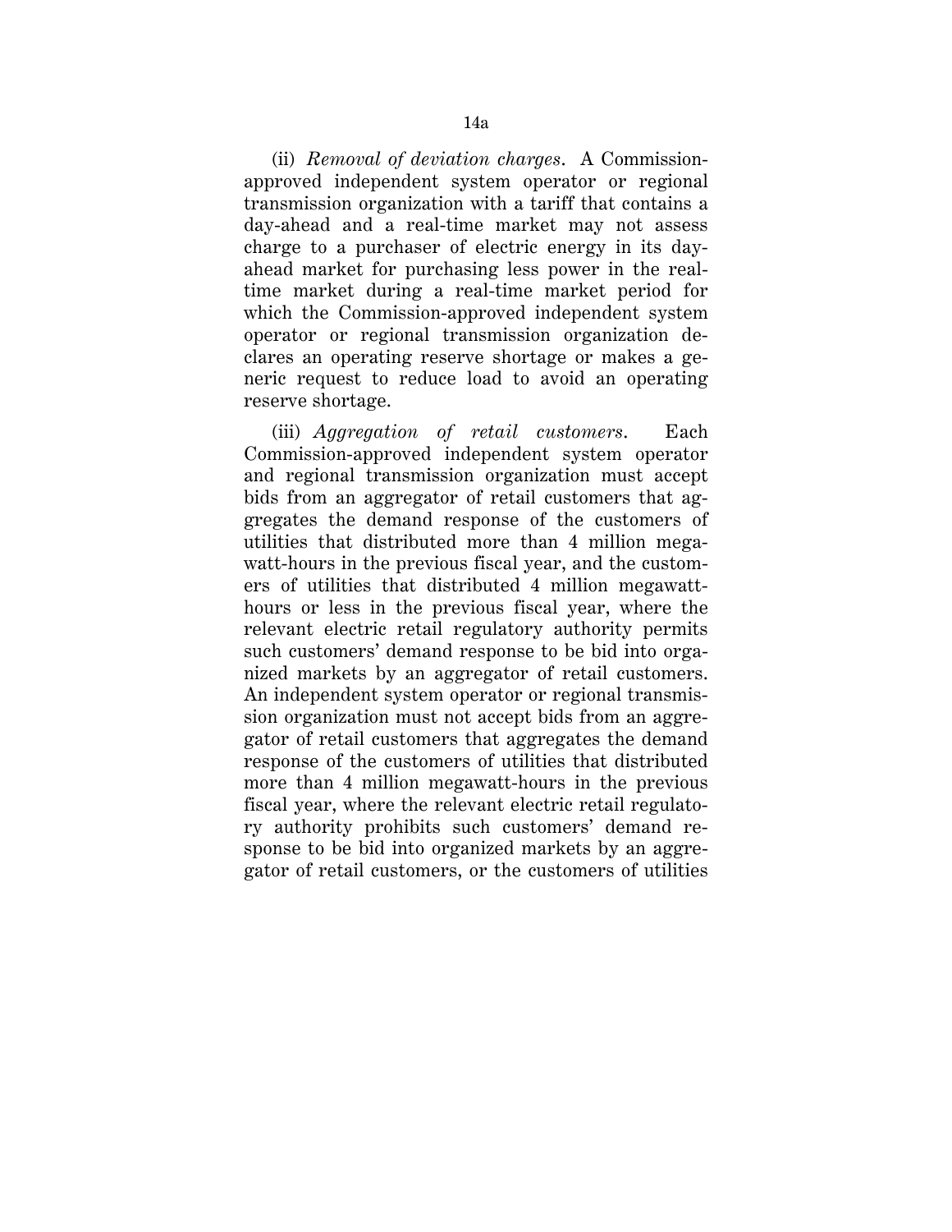(ii) *Removal of deviation charges*. A Commission-approved independent system operator or regional transmission organization with a tariff that contains a day-ahead and a real-time market may not assess charge to a purchaser of electric energy in its day-ahead market for purchasing less power in the real-time market during a real-time market period for which the Commission-approved independent system operator or regional transmission organization declares an operating reserve shortage or makes a generic request to reduce load to avoid an operating reserve shortage.

(iii) *Aggregation of retail customers*. Each Commission-approved independent system operator and regional transmission organization must accept bids from an aggregator of retail customers that aggregates the demand response of the customers of utilities that distributed more than 4 million megawatt-hours in the previous fiscal year, and the customers of utilities that distributed 4 million megawatt-hours or less in the previous fiscal year, where the relevant electric retail regulatory authority permits such customers' demand response to be bid into organized markets by an aggregator of retail customers. An independent system operator or regional transmission organization must not accept bids from an aggregator of retail customers that aggregates the demand response of the customers of utilities that distributed more than 4 million megawatt-hours in the previous fiscal year, where the relevant electric retail regulatory authority prohibits such customers' demand response to be bid into organized markets by an aggregator of retail customers, or the customers of utilities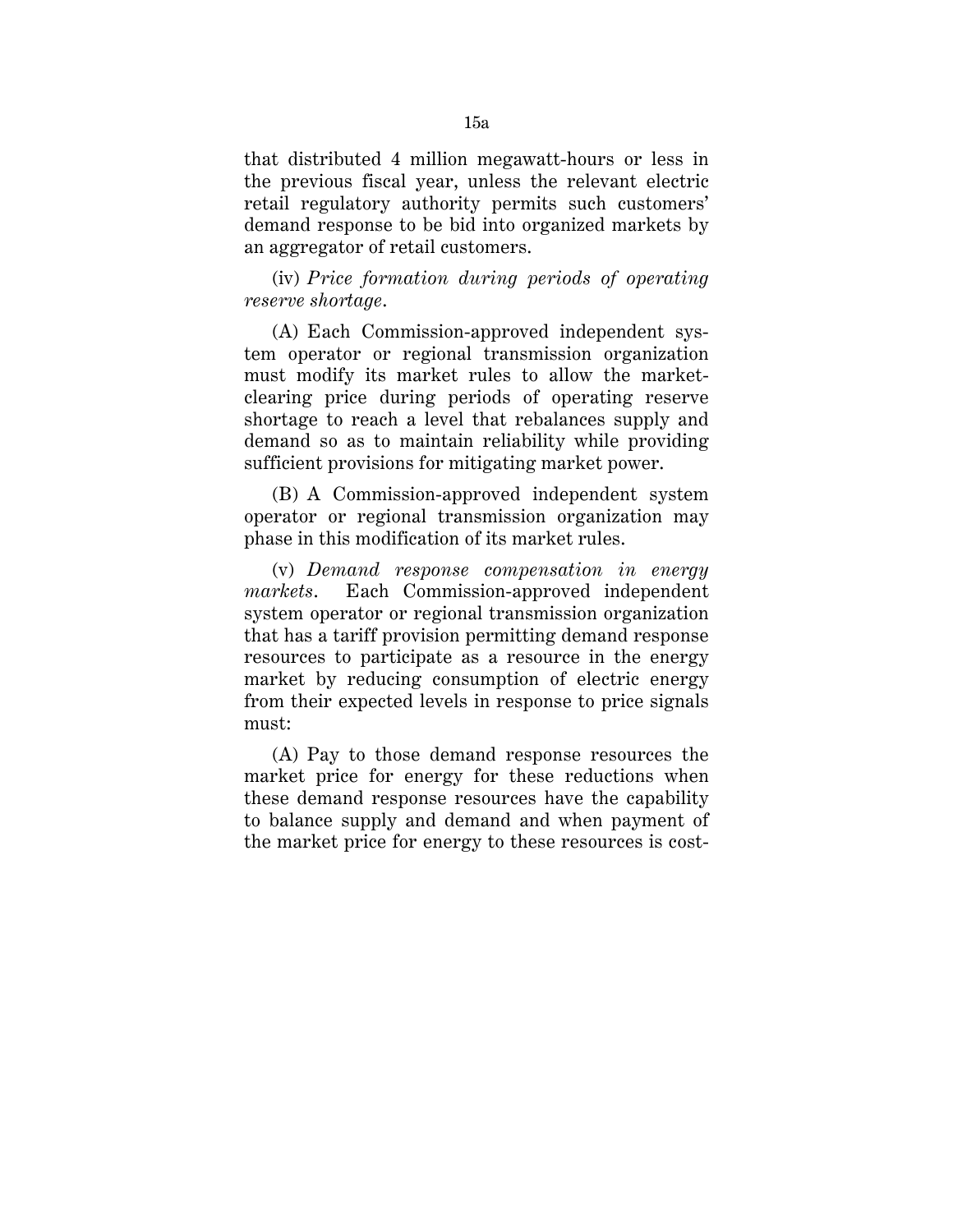that distributed 4 million megawatt-hours or less in the previous fiscal year, unless the relevant electric retail regulatory authority permits such customers' demand response to be bid into organized markets by an aggregator of retail customers.

(iv) *Price formation during periods of operating reserve shortage*.

(A) Each Commission-approved independent system operator or regional transmission organization must modify its market rules to allow the market-clearing price during periods of operating reserve shortage to reach a level that rebalances supply and demand so as to maintain reliability while providing sufficient provisions for mitigating market power.

(B) A Commission-approved independent system operator or regional transmission organization may phase in this modification of its market rules.

(v) *Demand response compensation in energy markets*. Each Commission-approved independent system operator or regional transmission organization that has a tariff provision permitting demand response resources to participate as a resource in the energy market by reducing consumption of electric energy from their expected levels in response to price signals must:

(A) Pay to those demand response resources the market price for energy for these reductions when these demand response resources have the capability to balance supply and demand and when payment of the market price for energy to these resources is cost-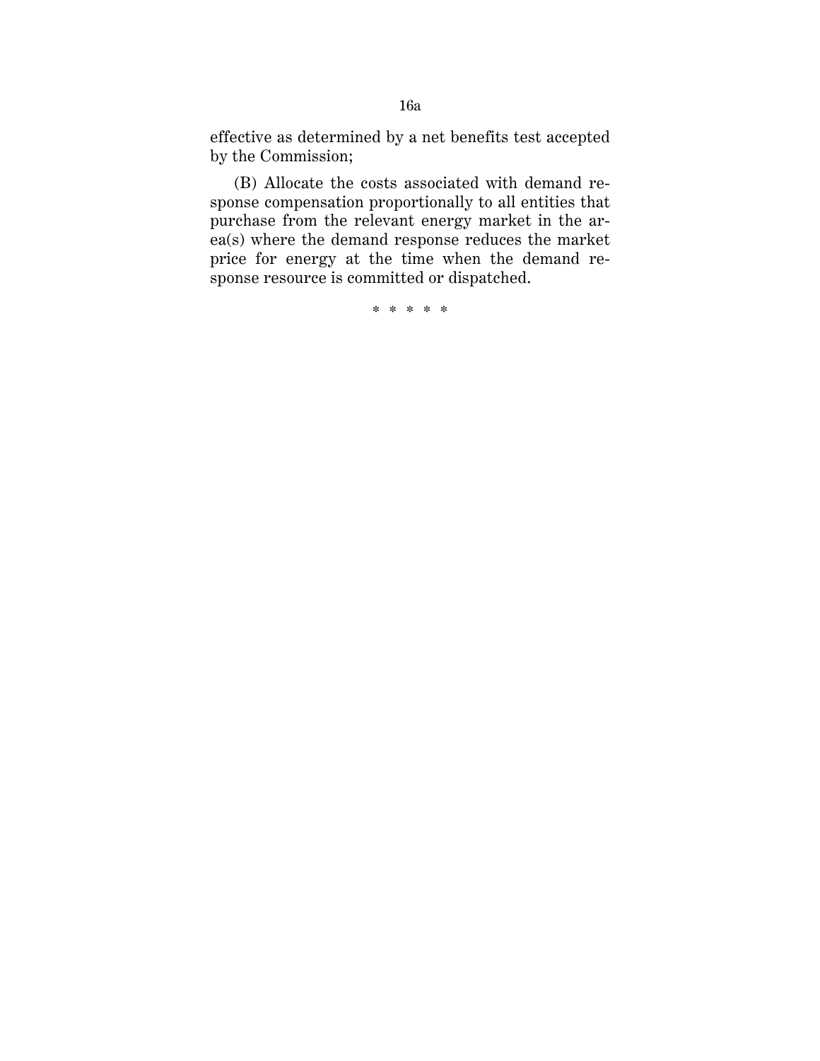effective as determined by a net benefits test accepted by the Commission;

(B) Allocate the costs associated with demand response compensation proportionally to all entities that purchase from the relevant energy market in the area(s) where the demand response reduces the market price for energy at the time when the demand response resource is committed or dispatched.

\* \* \* \* \*